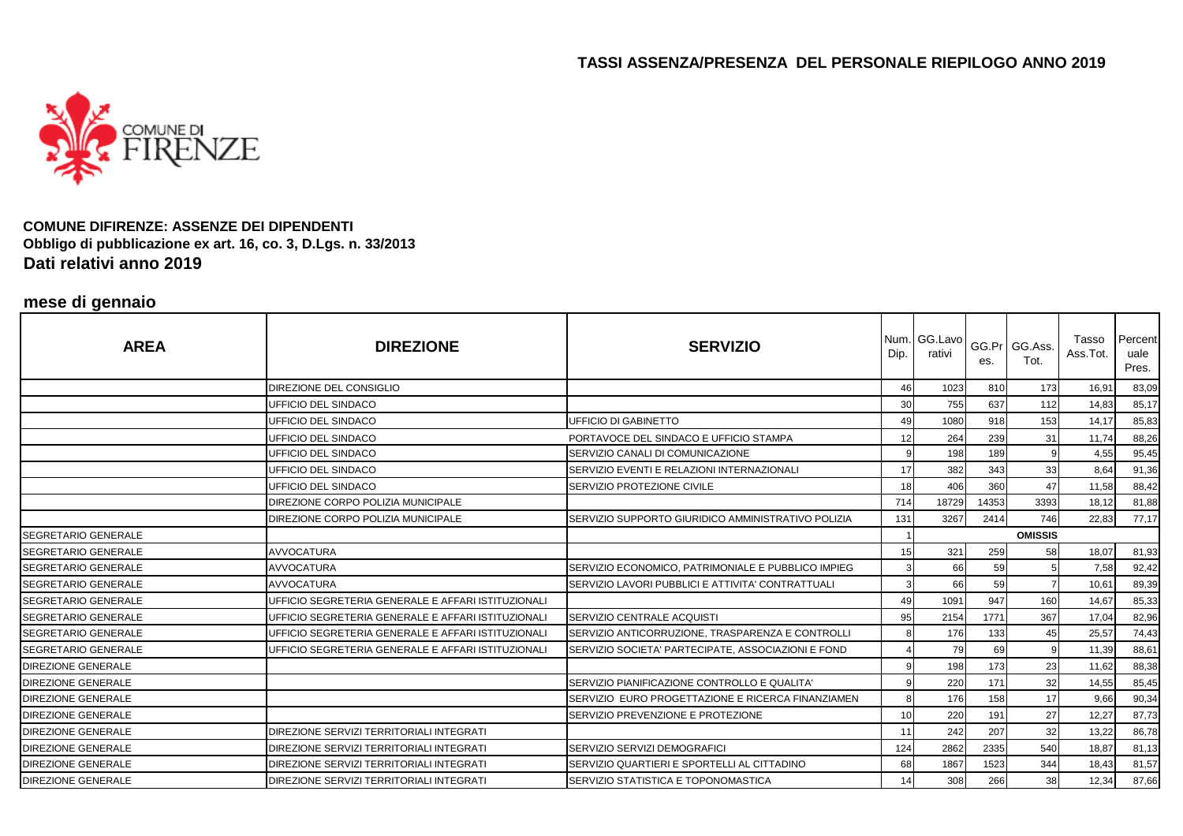# TASSI ASSENZA/PRESENZA DEL PERSONALE RIEPILOGO ANNO 2019

**COMUNE DIFIRENZE: ASSENZE DEI DIPENDENTI**
**Obbligo di pubblicazione ex art. 16, co. 3, D.Lgs. n. 33/2013**
**Dati relativi anno 2019**

## mese di gennaio

| AREA | DIREZIONE | SERVIZIO | Num. Dip. | GG.Lavorativi | GG.Pres. | GG.Ass. Tot. | Tasso Ass.Tot. | Percentuale Pres. |
|---|---|---|---|---|---|---|---|---|
| | DIREZIONE DEL CONSIGLIO | | 46 | 1023 | 810 | 173 | 16,91 | 83,09 |
| | UFFICIO DEL SINDACO | | 30 | 755 | 637 | 112 | 14,83 | 85,17 |
| | UFFICIO DEL SINDACO | UFFICIO DI GABINETTO | 49 | 1080 | 918 | 153 | 14,17 | 85,83 |
| | UFFICIO DEL SINDACO | PORTAVOCE DEL SINDACO E UFFICIO STAMPA | 12 | 264 | 239 | 31 | 11,74 | 88,26 |
| | UFFICIO DEL SINDACO | SERVIZIO CANALI DI COMUNICAZIONE | 9 | 198 | 189 | 9 | 4,55 | 95,45 |
| | UFFICIO DEL SINDACO | SERVIZIO EVENTI E RELAZIONI INTERNAZIONALI | 17 | 382 | 343 | 33 | 8,64 | 91,36 |
| | UFFICIO DEL SINDACO | SERVIZIO PROTEZIONE CIVILE | 18 | 406 | 360 | 47 | 11,58 | 88,42 |
| | DIREZIONE CORPO POLIZIA MUNICIPALE | | 714 | 18729 | 14353 | 3393 | 18,12 | 81,88 |
| | DIREZIONE CORPO POLIZIA MUNICIPALE | SERVIZIO SUPPORTO GIURIDICO AMMINISTRATIVO POLIZIA | 131 | 3267 | 2414 | 746 | 22,83 | 77,17 |
| SEGRETARIO GENERALE | | | 1 | | | OMISSIS | | |
| SEGRETARIO GENERALE | AVVOCATURA | | 15 | 321 | 259 | 58 | 18,07 | 81,93 |
| SEGRETARIO GENERALE | AVVOCATURA | SERVIZIO ECONOMICO, PATRIMONIALE E PUBBLICO IMPIEG | 3 | 66 | 59 | 5 | 7,58 | 92,42 |
| SEGRETARIO GENERALE | AVVOCATURA | SERVIZIO LAVORI PUBBLICI E ATTIVITA' CONTRATTUALI | 3 | 66 | 59 | 7 | 10,61 | 89,39 |
| SEGRETARIO GENERALE | UFFICIO SEGRETERIA GENERALE E AFFARI ISTITUZIONALI | | 49 | 1091 | 947 | 160 | 14,67 | 85,33 |
| SEGRETARIO GENERALE | UFFICIO SEGRETERIA GENERALE E AFFARI ISTITUZIONALI | SERVIZIO CENTRALE ACQUISTI | 95 | 2154 | 1771 | 367 | 17,04 | 82,96 |
| SEGRETARIO GENERALE | UFFICIO SEGRETERIA GENERALE E AFFARI ISTITUZIONALI | SERVIZIO ANTICORRUZIONE, TRASPARENZA E CONTROLLI | 8 | 176 | 133 | 45 | 25,57 | 74,43 |
| SEGRETARIO GENERALE | UFFICIO SEGRETERIA GENERALE E AFFARI ISTITUZIONALI | SERVIZIO SOCIETA' PARTECIPATE, ASSOCIAZIONI E FOND | 4 | 79 | 69 | 9 | 11,39 | 88,61 |
| DIREZIONE GENERALE | | | 9 | 198 | 173 | 23 | 11,62 | 88,38 |
| DIREZIONE GENERALE | | SERVIZIO PIANIFICAZIONE CONTROLLO E QUALITA' | 9 | 220 | 171 | 32 | 14,55 | 85,45 |
| DIREZIONE GENERALE | | SERVIZIO EURO PROGETTAZIONE E RICERCA FINANZIAMEN | 8 | 176 | 158 | 17 | 9,66 | 90,34 |
| DIREZIONE GENERALE | | SERVIZIO PREVENZIONE E PROTEZIONE | 10 | 220 | 191 | 27 | 12,27 | 87,73 |
| DIREZIONE GENERALE | DIREZIONE SERVIZI TERRITORIALI INTEGRATI | | 11 | 242 | 207 | 32 | 13,22 | 86,78 |
| DIREZIONE GENERALE | DIREZIONE SERVIZI TERRITORIALI INTEGRATI | SERVIZIO SERVIZI DEMOGRAFICI | 124 | 2862 | 2335 | 540 | 18,87 | 81,13 |
| DIREZIONE GENERALE | DIREZIONE SERVIZI TERRITORIALI INTEGRATI | SERVIZIO QUARTIERI E SPORTELLI AL CITTADINO | 68 | 1867 | 1523 | 344 | 18,43 | 81,57 |
| DIREZIONE GENERALE | DIREZIONE SERVIZI TERRITORIALI INTEGRATI | SERVIZIO STATISTICA E TOPONOMASTICA | 14 | 308 | 266 | 38 | 12,34 | 87,66 |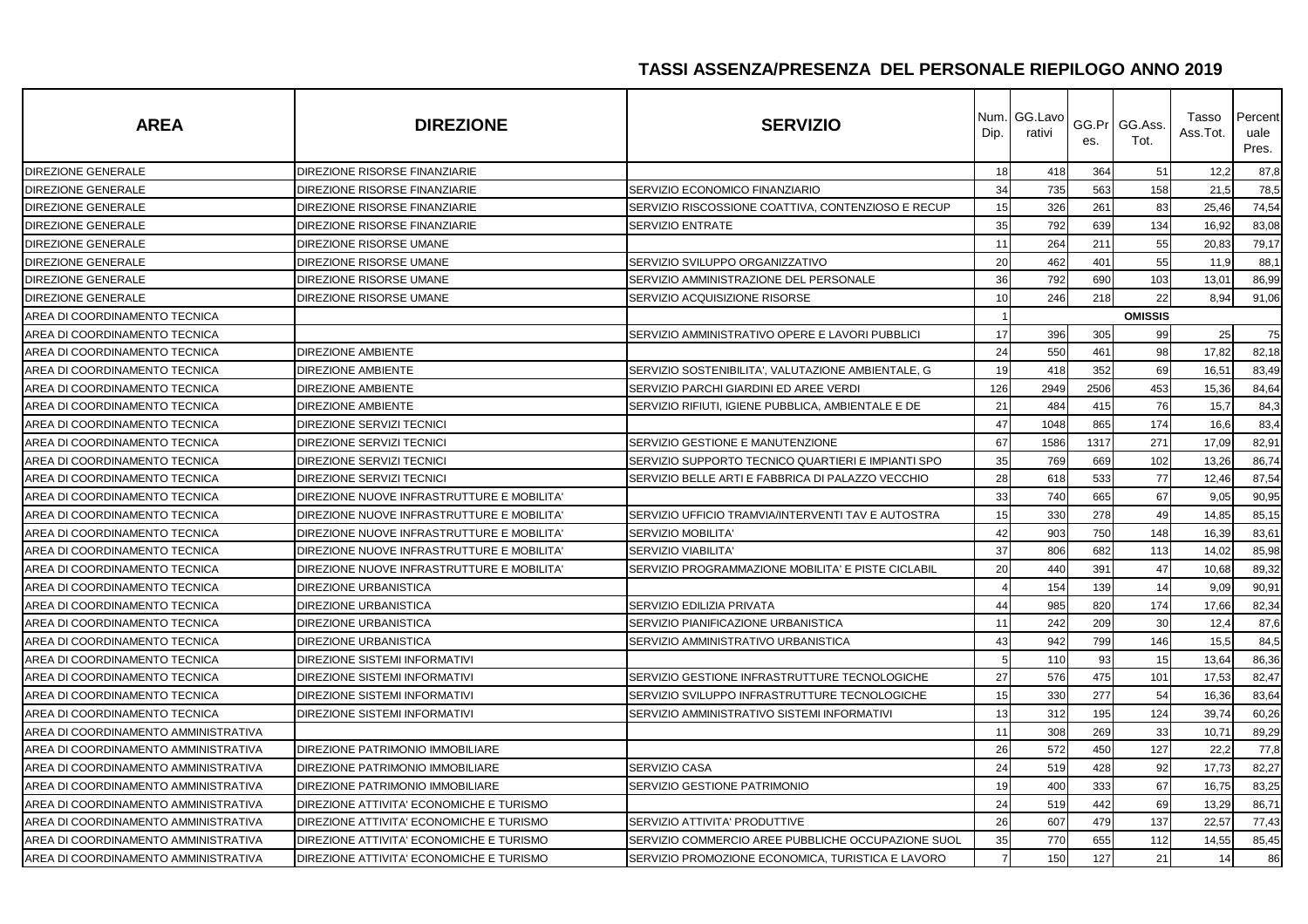# TASSI ASSENZA/PRESENZA DEL PERSONALE RIEPILOGO ANNO 2019

| AREA | DIREZIONE | SERVIZIO | Num. Dip. | GG.Lavorativi | GG.Pres. | GG.Ass. Tot. | Tasso Ass.Tot. | Percentuale Pres. |
|---|---|---|---|---|---|---|---|---|
| DIREZIONE GENERALE | DIREZIONE RISORSE FINANZIARIE | | 18 | 418 | 364 | 51 | 12,2 | 87,8 |
| DIREZIONE GENERALE | DIREZIONE RISORSE FINANZIARIE | SERVIZIO ECONOMICO FINANZIARIO | 34 | 735 | 563 | 158 | 21,5 | 78,5 |
| DIREZIONE GENERALE | DIREZIONE RISORSE FINANZIARIE | SERVIZIO RISCOSSIONE COATTIVA, CONTENZIOSO E RECUP | 15 | 326 | 261 | 83 | 25,46 | 74,54 |
| DIREZIONE GENERALE | DIREZIONE RISORSE FINANZIARIE | SERVIZIO ENTRATE | 35 | 792 | 639 | 134 | 16,92 | 83,08 |
| DIREZIONE GENERALE | DIREZIONE RISORSE UMANE | | 11 | 264 | 211 | 55 | 20,83 | 79,17 |
| DIREZIONE GENERALE | DIREZIONE RISORSE UMANE | SERVIZIO SVILUPPO ORGANIZZATIVO | 20 | 462 | 401 | 55 | 11,9 | 88,1 |
| DIREZIONE GENERALE | DIREZIONE RISORSE UMANE | SERVIZIO AMMINISTRAZIONE DEL PERSONALE | 36 | 792 | 690 | 103 | 13,01 | 86,99 |
| DIREZIONE GENERALE | DIREZIONE RISORSE UMANE | SERVIZIO ACQUISIZIONE RISORSE | 10 | 246 | 218 | 22 | 8,94 | 91,06 |
| AREA DI COORDINAMENTO TECNICA | | | 1 | | | OMISSIS | | |
| AREA DI COORDINAMENTO TECNICA | | SERVIZIO AMMINISTRATIVO OPERE E LAVORI PUBBLICI | 17 | 396 | 305 | 99 | 25 | 75 |
| AREA DI COORDINAMENTO TECNICA | DIREZIONE AMBIENTE | | 24 | 550 | 461 | 98 | 17,82 | 82,18 |
| AREA DI COORDINAMENTO TECNICA | DIREZIONE AMBIENTE | SERVIZIO SOSTENIBILITA', VALUTAZIONE AMBIENTALE, G | 19 | 418 | 352 | 69 | 16,51 | 83,49 |
| AREA DI COORDINAMENTO TECNICA | DIREZIONE AMBIENTE | SERVIZIO PARCHI GIARDINI ED AREE VERDI | 126 | 2949 | 2506 | 453 | 15,36 | 84,64 |
| AREA DI COORDINAMENTO TECNICA | DIREZIONE AMBIENTE | SERVIZIO RIFIUTI, IGIENE PUBBLICA, AMBIENTALE E DE | 21 | 484 | 415 | 76 | 15,7 | 84,3 |
| AREA DI COORDINAMENTO TECNICA | DIREZIONE SERVIZI TECNICI | | 47 | 1048 | 865 | 174 | 16,6 | 83,4 |
| AREA DI COORDINAMENTO TECNICA | DIREZIONE SERVIZI TECNICI | SERVIZIO GESTIONE E MANUTENZIONE | 67 | 1586 | 1317 | 271 | 17,09 | 82,91 |
| AREA DI COORDINAMENTO TECNICA | DIREZIONE SERVIZI TECNICI | SERVIZIO SUPPORTO TECNICO QUARTIERI E IMPIANTI SPO | 35 | 769 | 669 | 102 | 13,26 | 86,74 |
| AREA DI COORDINAMENTO TECNICA | DIREZIONE SERVIZI TECNICI | SERVIZIO BELLE ARTI E FABBRICA DI PALAZZO VECCHIO | 28 | 618 | 533 | 77 | 12,46 | 87,54 |
| AREA DI COORDINAMENTO TECNICA | DIREZIONE NUOVE INFRASTRUTTURE E MOBILITA' | | 33 | 740 | 665 | 67 | 9,05 | 90,95 |
| AREA DI COORDINAMENTO TECNICA | DIREZIONE NUOVE INFRASTRUTTURE E MOBILITA' | SERVIZIO UFFICIO TRAMVIA/INTERVENTI TAV E AUTOSTRA | 15 | 330 | 278 | 49 | 14,85 | 85,15 |
| AREA DI COORDINAMENTO TECNICA | DIREZIONE NUOVE INFRASTRUTTURE E MOBILITA' | SERVIZIO MOBILITA' | 42 | 903 | 750 | 148 | 16,39 | 83,61 |
| AREA DI COORDINAMENTO TECNICA | DIREZIONE NUOVE INFRASTRUTTURE E MOBILITA' | SERVIZIO VIABILITA' | 37 | 806 | 682 | 113 | 14,02 | 85,98 |
| AREA DI COORDINAMENTO TECNICA | DIREZIONE NUOVE INFRASTRUTTURE E MOBILITA' | SERVIZIO PROGRAMMAZIONE MOBILITA' E PISTE CICLABIL | 20 | 440 | 391 | 47 | 10,68 | 89,32 |
| AREA DI COORDINAMENTO TECNICA | DIREZIONE URBANISTICA | | 4 | 154 | 139 | 14 | 9,09 | 90,91 |
| AREA DI COORDINAMENTO TECNICA | DIREZIONE URBANISTICA | SERVIZIO EDILIZIA PRIVATA | 44 | 985 | 820 | 174 | 17,66 | 82,34 |
| AREA DI COORDINAMENTO TECNICA | DIREZIONE URBANISTICA | SERVIZIO PIANIFICAZIONE URBANISTICA | 11 | 242 | 209 | 30 | 12,4 | 87,6 |
| AREA DI COORDINAMENTO TECNICA | DIREZIONE URBANISTICA | SERVIZIO AMMINISTRATIVO URBANISTICA | 43 | 942 | 799 | 146 | 15,5 | 84,5 |
| AREA DI COORDINAMENTO TECNICA | DIREZIONE SISTEMI INFORMATIVI | | 5 | 110 | 93 | 15 | 13,64 | 86,36 |
| AREA DI COORDINAMENTO TECNICA | DIREZIONE SISTEMI INFORMATIVI | SERVIZIO GESTIONE INFRASTRUTTURE TECNOLOGICHE | 27 | 576 | 475 | 101 | 17,53 | 82,47 |
| AREA DI COORDINAMENTO TECNICA | DIREZIONE SISTEMI INFORMATIVI | SERVIZIO SVILUPPO INFRASTRUTTURE TECNOLOGICHE | 15 | 330 | 277 | 54 | 16,36 | 83,64 |
| AREA DI COORDINAMENTO TECNICA | DIREZIONE SISTEMI INFORMATIVI | SERVIZIO AMMINISTRATIVO SISTEMI INFORMATIVI | 13 | 312 | 195 | 124 | 39,74 | 60,26 |
| AREA DI COORDINAMENTO AMMINISTRATIVA | | | 11 | 308 | 269 | 33 | 10,71 | 89,29 |
| AREA DI COORDINAMENTO AMMINISTRATIVA | DIREZIONE PATRIMONIO IMMOBILIARE | | 26 | 572 | 450 | 127 | 22,2 | 77,8 |
| AREA DI COORDINAMENTO AMMINISTRATIVA | DIREZIONE PATRIMONIO IMMOBILIARE | SERVIZIO CASA | 24 | 519 | 428 | 92 | 17,73 | 82,27 |
| AREA DI COORDINAMENTO AMMINISTRATIVA | DIREZIONE PATRIMONIO IMMOBILIARE | SERVIZIO GESTIONE PATRIMONIO | 19 | 400 | 333 | 67 | 16,75 | 83,25 |
| AREA DI COORDINAMENTO AMMINISTRATIVA | DIREZIONE ATTIVITA' ECONOMICHE E TURISMO | | 24 | 519 | 442 | 69 | 13,29 | 86,71 |
| AREA DI COORDINAMENTO AMMINISTRATIVA | DIREZIONE ATTIVITA' ECONOMICHE E TURISMO | SERVIZIO ATTIVITA' PRODUTTIVE | 26 | 607 | 479 | 137 | 22,57 | 77,43 |
| AREA DI COORDINAMENTO AMMINISTRATIVA | DIREZIONE ATTIVITA' ECONOMICHE E TURISMO | SERVIZIO COMMERCIO AREE PUBBLICHE OCCUPAZIONE SUOL | 35 | 770 | 655 | 112 | 14,55 | 85,45 |
| AREA DI COORDINAMENTO AMMINISTRATIVA | DIREZIONE ATTIVITA' ECONOMICHE E TURISMO | SERVIZIO PROMOZIONE ECONOMICA, TURISTICA E LAVORO | 7 | 150 | 127 | 21 | 14 | 86 |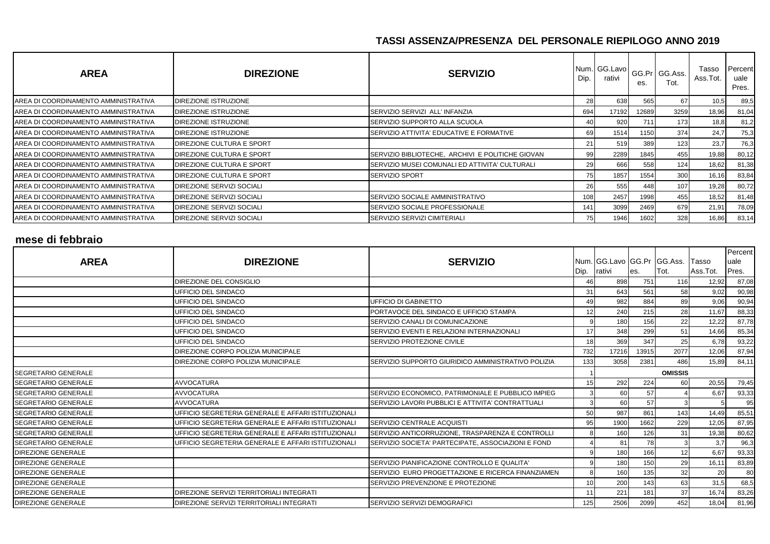## TASSI ASSENZA/PRESENZA DEL PERSONALE RIEPILOGO ANNO 2019

| AREA | DIREZIONE | SERVIZIO | Num. Dip. | GG.Lavorativi | GG.Pres. | GG.Ass. Tot. | Tasso Ass.Tot. | Percentuale Pres. |
|---|---|---|---|---|---|---|---|---|
| AREA DI COORDINAMENTO AMMINISTRATIVA | DIREZIONE ISTRUZIONE | | 28 | 638 | 565 | 67 | 10,5 | 89,5 |
| AREA DI COORDINAMENTO AMMINISTRATIVA | DIREZIONE ISTRUZIONE | SERVIZIO SERVIZI ALL' INFANZIA | 694 | 17192 | 12689 | 3259 | 18,96 | 81,04 |
| AREA DI COORDINAMENTO AMMINISTRATIVA | DIREZIONE ISTRUZIONE | SERVIZIO SUPPORTO ALLA SCUOLA | 40 | 920 | 711 | 173 | 18,8 | 81,2 |
| AREA DI COORDINAMENTO AMMINISTRATIVA | DIREZIONE ISTRUZIONE | SERVIZIO ATTIVITA' EDUCATIVE E FORMATIVE | 69 | 1514 | 1150 | 374 | 24,7 | 75,3 |
| AREA DI COORDINAMENTO AMMINISTRATIVA | DIREZIONE CULTURA E SPORT | | 21 | 519 | 389 | 123 | 23,7 | 76,3 |
| AREA DI COORDINAMENTO AMMINISTRATIVA | DIREZIONE CULTURA E SPORT | SERVIZIO BIBLIOTECHE, ARCHIVI E POLITICHE GIOVAN | 99 | 2289 | 1845 | 455 | 19,88 | 80,12 |
| AREA DI COORDINAMENTO AMMINISTRATIVA | DIREZIONE CULTURA E SPORT | SERVIZIO MUSEI COMUNALI ED ATTIVITA' CULTURALI | 29 | 666 | 558 | 124 | 18,62 | 81,38 |
| AREA DI COORDINAMENTO AMMINISTRATIVA | DIREZIONE CULTURA E SPORT | SERVIZIO SPORT | 75 | 1857 | 1554 | 300 | 16,16 | 83,84 |
| AREA DI COORDINAMENTO AMMINISTRATIVA | DIREZIONE SERVIZI SOCIALI | | 26 | 555 | 448 | 107 | 19,28 | 80,72 |
| AREA DI COORDINAMENTO AMMINISTRATIVA | DIREZIONE SERVIZI SOCIALI | SERVIZIO SOCIALE AMMINISTRATIVO | 108 | 2457 | 1998 | 455 | 18,52 | 81,48 |
| AREA DI COORDINAMENTO AMMINISTRATIVA | DIREZIONE SERVIZI SOCIALI | SERVIZIO SOCIALE PROFESSIONALE | 141 | 3099 | 2469 | 679 | 21,91 | 78,09 |
| AREA DI COORDINAMENTO AMMINISTRATIVA | DIREZIONE SERVIZI SOCIALI | SERVIZIO SERVIZI CIMITERIALI | 75 | 1946 | 1602 | 328 | 16,86 | 83,14 |

## mese di febbraio

| AREA | DIREZIONE | SERVIZIO | Num. Dip. | GG.Lavorativi | GG.Pres. | GG.Ass. Tot. | Tasso Ass.Tot. | Percentuale Pres. |
|---|---|---|---|---|---|---|---|---|
| | DIREZIONE DEL CONSIGLIO | | 46 | 898 | 751 | 116 | 12,92 | 87,08 |
| | UFFICIO DEL SINDACO | | 31 | 643 | 561 | 58 | 9,02 | 90,98 |
| | UFFICIO DEL SINDACO | UFFICIO DI GABINETTO | 49 | 982 | 884 | 89 | 9,06 | 90,94 |
| | UFFICIO DEL SINDACO | PORTAVOCE DEL SINDACO E UFFICIO STAMPA | 12 | 240 | 215 | 28 | 11,67 | 88,33 |
| | UFFICIO DEL SINDACO | SERVIZIO CANALI DI COMUNICAZIONE | 9 | 180 | 156 | 22 | 12,22 | 87,78 |
| | UFFICIO DEL SINDACO | SERVIZIO EVENTI E RELAZIONI INTERNAZIONALI | 17 | 348 | 299 | 51 | 14,66 | 85,34 |
| | UFFICIO DEL SINDACO | SERVIZIO PROTEZIONE CIVILE | 18 | 369 | 347 | 25 | 6,78 | 93,22 |
| | DIREZIONE CORPO POLIZIA MUNICIPALE | | 732 | 17216 | 13915 | 2077 | 12,06 | 87,94 |
| | DIREZIONE CORPO POLIZIA MUNICIPALE | SERVIZIO SUPPORTO GIURIDICO AMMINISTRATIVO POLIZIA | 133 | 3058 | 2381 | 486 | 15,89 | 84,11 |
| SEGRETARIO GENERALE | | | 1 | | | OMISSIS | | |
| SEGRETARIO GENERALE | AVVOCATURA | | 15 | 292 | 224 | 60 | 20,55 | 79,45 |
| SEGRETARIO GENERALE | AVVOCATURA | SERVIZIO ECONOMICO, PATRIMONIALE E PUBBLICO IMPIEG | 3 | 60 | 57 | 4 | 6,67 | 93,33 |
| SEGRETARIO GENERALE | AVVOCATURA | SERVIZIO LAVORI PUBBLICI E ATTIVITA' CONTRATTUALI | 3 | 60 | 57 | 3 | 5 | 95 |
| SEGRETARIO GENERALE | UFFICIO SEGRETERIA GENERALE E AFFARI ISTITUZIONALI | | 50 | 987 | 861 | 143 | 14,49 | 85,51 |
| SEGRETARIO GENERALE | UFFICIO SEGRETERIA GENERALE E AFFARI ISTITUZIONALI | SERVIZIO CENTRALE ACQUISTI | 95 | 1900 | 1662 | 229 | 12,05 | 87,95 |
| SEGRETARIO GENERALE | UFFICIO SEGRETERIA GENERALE E AFFARI ISTITUZIONALI | SERVIZIO ANTICORRUZIONE, TRASPARENZA E CONTROLLI | 8 | 160 | 126 | 31 | 19,38 | 80,62 |
| SEGRETARIO GENERALE | UFFICIO SEGRETERIA GENERALE E AFFARI ISTITUZIONALI | SERVIZIO SOCIETA' PARTECIPATE, ASSOCIAZIONI E FOND | 4 | 81 | 78 | 3 | 3,7 | 96,3 |
| DIREZIONE GENERALE | | | 9 | 180 | 166 | 12 | 6,67 | 93,33 |
| DIREZIONE GENERALE | | SERVIZIO PIANIFICAZIONE CONTROLLO E QUALITA' | 9 | 180 | 150 | 29 | 16,11 | 83,89 |
| DIREZIONE GENERALE | | SERVIZIO EURO PROGETTAZIONE E RICERCA FINANZIAMEN | 8 | 160 | 135 | 32 | 20 | 80 |
| DIREZIONE GENERALE | | SERVIZIO PREVENZIONE E PROTEZIONE | 10 | 200 | 143 | 63 | 31,5 | 68,5 |
| DIREZIONE GENERALE | DIREZIONE SERVIZI TERRITORIALI INTEGRATI | | 11 | 221 | 181 | 37 | 16,74 | 83,26 |
| DIREZIONE GENERALE | DIREZIONE SERVIZI TERRITORIALI INTEGRATI | SERVIZIO SERVIZI DEMOGRAFICI | 125 | 2506 | 2099 | 452 | 18,04 | 81,96 |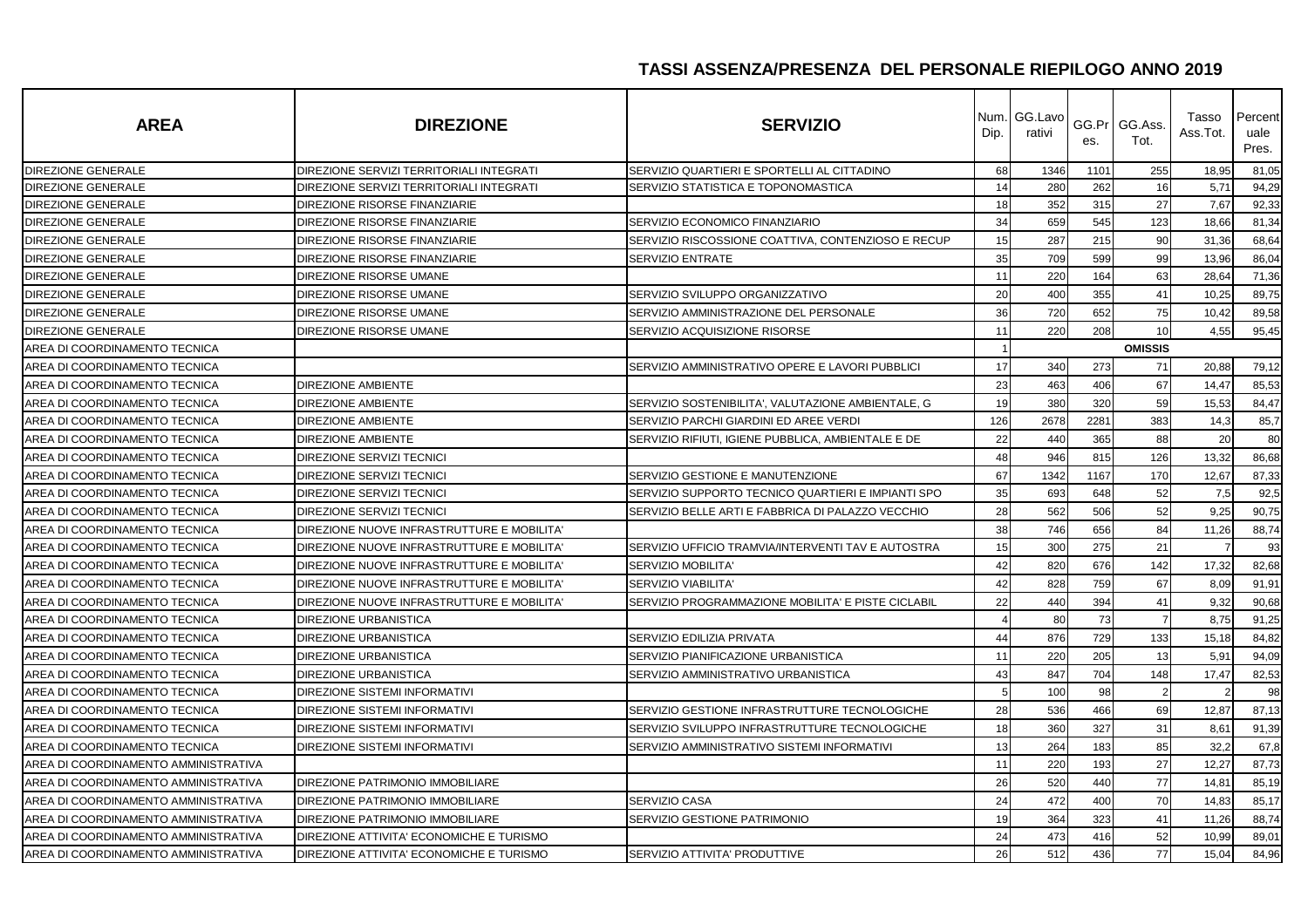## TASSI ASSENZA/PRESENZA DEL PERSONALE RIEPILOGO ANNO 2019

| AREA | DIREZIONE | SERVIZIO | Num. Dip. | GG.Lavorativi | GG.Pres. | GG.Ass. Tot. | Tasso Ass.Tot. | Percentuale Pres. |
|---|---|---|---|---|---|---|---|---|
| DIREZIONE GENERALE | DIREZIONE SERVIZI TERRITORIALI INTEGRATI | SERVIZIO QUARTIERI E SPORTELLI AL CITTADINO | 68 | 1346 | 1101 | 255 | 18,95 | 81,05 |
| DIREZIONE GENERALE | DIREZIONE SERVIZI TERRITORIALI INTEGRATI | SERVIZIO STATISTICA E TOPONOMASTICA | 14 | 280 | 262 | 16 | 5,71 | 94,29 |
| DIREZIONE GENERALE | DIREZIONE RISORSE FINANZIARIE | | 18 | 352 | 315 | 27 | 7,67 | 92,33 |
| DIREZIONE GENERALE | DIREZIONE RISORSE FINANZIARIE | SERVIZIO ECONOMICO FINANZIARIO | 34 | 659 | 545 | 123 | 18,66 | 81,34 |
| DIREZIONE GENERALE | DIREZIONE RISORSE FINANZIARIE | SERVIZIO RISCOSSIONE COATTIVA, CONTENZIOSO E RECUP | 15 | 287 | 215 | 90 | 31,36 | 68,64 |
| DIREZIONE GENERALE | DIREZIONE RISORSE FINANZIARIE | SERVIZIO ENTRATE | 35 | 709 | 599 | 99 | 13,96 | 86,04 |
| DIREZIONE GENERALE | DIREZIONE RISORSE UMANE | | 11 | 220 | 164 | 63 | 28,64 | 71,36 |
| DIREZIONE GENERALE | DIREZIONE RISORSE UMANE | SERVIZIO SVILUPPO ORGANIZZATIVO | 20 | 400 | 355 | 41 | 10,25 | 89,75 |
| DIREZIONE GENERALE | DIREZIONE RISORSE UMANE | SERVIZIO AMMINISTRAZIONE DEL PERSONALE | 36 | 720 | 652 | 75 | 10,42 | 89,58 |
| DIREZIONE GENERALE | DIREZIONE RISORSE UMANE | SERVIZIO ACQUISIZIONE RISORSE | 11 | 220 | 208 | 10 | 4,55 | 95,45 |
| AREA DI COORDINAMENTO TECNICA | | | 1 | | | OMISSIS | | |
| AREA DI COORDINAMENTO TECNICA | | SERVIZIO AMMINISTRATIVO OPERE E LAVORI PUBBLICI | 17 | 340 | 273 | 71 | 20,88 | 79,12 |
| AREA DI COORDINAMENTO TECNICA | DIREZIONE AMBIENTE | | 23 | 463 | 406 | 67 | 14,47 | 85,53 |
| AREA DI COORDINAMENTO TECNICA | DIREZIONE AMBIENTE | SERVIZIO SOSTENIBILITA', VALUTAZIONE AMBIENTALE, G | 19 | 380 | 320 | 59 | 15,53 | 84,47 |
| AREA DI COORDINAMENTO TECNICA | DIREZIONE AMBIENTE | SERVIZIO PARCHI GIARDINI ED AREE VERDI | 126 | 2678 | 2281 | 383 | 14,3 | 85,7 |
| AREA DI COORDINAMENTO TECNICA | DIREZIONE AMBIENTE | SERVIZIO RIFIUTI, IGIENE PUBBLICA, AMBIENTALE E DE | 22 | 440 | 365 | 88 | 20 | 80 |
| AREA DI COORDINAMENTO TECNICA | DIREZIONE SERVIZI TECNICI | | 48 | 946 | 815 | 126 | 13,32 | 86,68 |
| AREA DI COORDINAMENTO TECNICA | DIREZIONE SERVIZI TECNICI | SERVIZIO GESTIONE E MANUTENZIONE | 67 | 1342 | 1167 | 170 | 12,67 | 87,33 |
| AREA DI COORDINAMENTO TECNICA | DIREZIONE SERVIZI TECNICI | SERVIZIO SUPPORTO TECNICO QUARTIERI E IMPIANTI SPO | 35 | 693 | 648 | 52 | 7,5 | 92,5 |
| AREA DI COORDINAMENTO TECNICA | DIREZIONE SERVIZI TECNICI | SERVIZIO BELLE ARTI E FABBRICA DI PALAZZO VECCHIO | 28 | 562 | 506 | 52 | 9,25 | 90,75 |
| AREA DI COORDINAMENTO TECNICA | DIREZIONE NUOVE INFRASTRUTTURE E MOBILITA' | | 38 | 746 | 656 | 84 | 11,26 | 88,74 |
| AREA DI COORDINAMENTO TECNICA | DIREZIONE NUOVE INFRASTRUTTURE E MOBILITA' | SERVIZIO UFFICIO TRAMVIA/INTERVENTI TAV E AUTOSTRA | 15 | 300 | 275 | 21 | 7 | 93 |
| AREA DI COORDINAMENTO TECNICA | DIREZIONE NUOVE INFRASTRUTTURE E MOBILITA' | SERVIZIO MOBILITA' | 42 | 820 | 676 | 142 | 17,32 | 82,68 |
| AREA DI COORDINAMENTO TECNICA | DIREZIONE NUOVE INFRASTRUTTURE E MOBILITA' | SERVIZIO VIABILITA' | 42 | 828 | 759 | 67 | 8,09 | 91,91 |
| AREA DI COORDINAMENTO TECNICA | DIREZIONE NUOVE INFRASTRUTTURE E MOBILITA' | SERVIZIO PROGRAMMAZIONE MOBILITA' E PISTE CICLABIL | 22 | 440 | 394 | 41 | 9,32 | 90,68 |
| AREA DI COORDINAMENTO TECNICA | DIREZIONE URBANISTICA | | 4 | 80 | 73 | 7 | 8,75 | 91,25 |
| AREA DI COORDINAMENTO TECNICA | DIREZIONE URBANISTICA | SERVIZIO EDILIZIA PRIVATA | 44 | 876 | 729 | 133 | 15,18 | 84,82 |
| AREA DI COORDINAMENTO TECNICA | DIREZIONE URBANISTICA | SERVIZIO PIANIFICAZIONE URBANISTICA | 11 | 220 | 205 | 13 | 5,91 | 94,09 |
| AREA DI COORDINAMENTO TECNICA | DIREZIONE URBANISTICA | SERVIZIO AMMINISTRATIVO URBANISTICA | 43 | 847 | 704 | 148 | 17,47 | 82,53 |
| AREA DI COORDINAMENTO TECNICA | DIREZIONE SISTEMI INFORMATIVI | | 5 | 100 | 98 | 2 | 2 | 98 |
| AREA DI COORDINAMENTO TECNICA | DIREZIONE SISTEMI INFORMATIVI | SERVIZIO GESTIONE INFRASTRUTTURE TECNOLOGICHE | 28 | 536 | 466 | 69 | 12,87 | 87,13 |
| AREA DI COORDINAMENTO TECNICA | DIREZIONE SISTEMI INFORMATIVI | SERVIZIO SVILUPPO INFRASTRUTTURE TECNOLOGICHE | 18 | 360 | 327 | 31 | 8,61 | 91,39 |
| AREA DI COORDINAMENTO TECNICA | DIREZIONE SISTEMI INFORMATIVI | SERVIZIO AMMINISTRATIVO SISTEMI INFORMATIVI | 13 | 264 | 183 | 85 | 32,2 | 67,8 |
| AREA DI COORDINAMENTO AMMINISTRATIVA | | | 11 | 220 | 193 | 27 | 12,27 | 87,73 |
| AREA DI COORDINAMENTO AMMINISTRATIVA | DIREZIONE PATRIMONIO IMMOBILIARE | | 26 | 520 | 440 | 77 | 14,81 | 85,19 |
| AREA DI COORDINAMENTO AMMINISTRATIVA | DIREZIONE PATRIMONIO IMMOBILIARE | SERVIZIO CASA | 24 | 472 | 400 | 70 | 14,83 | 85,17 |
| AREA DI COORDINAMENTO AMMINISTRATIVA | DIREZIONE PATRIMONIO IMMOBILIARE | SERVIZIO GESTIONE PATRIMONIO | 19 | 364 | 323 | 41 | 11,26 | 88,74 |
| AREA DI COORDINAMENTO AMMINISTRATIVA | DIREZIONE ATTIVITA' ECONOMICHE E TURISMO | | 24 | 473 | 416 | 52 | 10,99 | 89,01 |
| AREA DI COORDINAMENTO AMMINISTRATIVA | DIREZIONE ATTIVITA' ECONOMICHE E TURISMO | SERVIZIO ATTIVITA' PRODUTTIVE | 26 | 512 | 436 | 77 | 15,04 | 84,96 |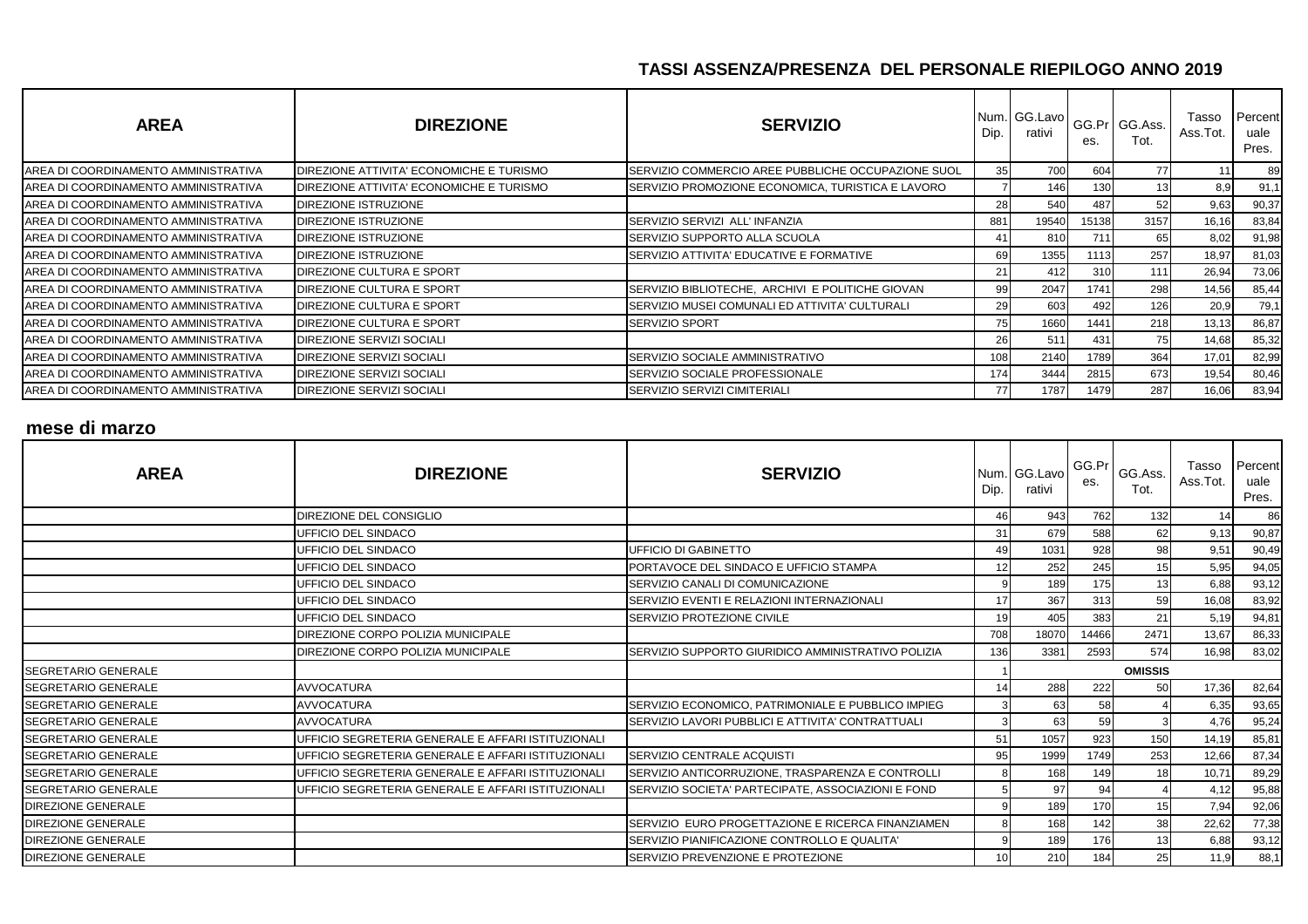## TASSI ASSENZA/PRESENZA DEL PERSONALE RIEPILOGO ANNO 2019

| AREA | DIREZIONE | SERVIZIO | Num. Dip. | GG.Lavorativi | GG.Pres. | GG.Ass. Tot. | Tasso Ass.Tot. | Percentuale Pres. |
|---|---|---|---|---|---|---|---|---|
| AREA DI COORDINAMENTO AMMINISTRATIVA | DIREZIONE ATTIVITA' ECONOMICHE E TURISMO | SERVIZIO COMMERCIO AREE PUBBLICHE OCCUPAZIONE SUOL | 35 | 700 | 604 | 77 | 11 | 89 |
| AREA DI COORDINAMENTO AMMINISTRATIVA | DIREZIONE ATTIVITA' ECONOMICHE E TURISMO | SERVIZIO PROMOZIONE ECONOMICA, TURISTICA E LAVORO | 7 | 146 | 130 | 13 | 8,9 | 91,1 |
| AREA DI COORDINAMENTO AMMINISTRATIVA | DIREZIONE ISTRUZIONE | | 28 | 540 | 487 | 52 | 9,63 | 90,37 |
| AREA DI COORDINAMENTO AMMINISTRATIVA | DIREZIONE ISTRUZIONE | SERVIZIO SERVIZI ALL' INFANZIA | 881 | 19540 | 15138 | 3157 | 16,16 | 83,84 |
| AREA DI COORDINAMENTO AMMINISTRATIVA | DIREZIONE ISTRUZIONE | SERVIZIO SUPPORTO ALLA SCUOLA | 41 | 810 | 711 | 65 | 8,02 | 91,98 |
| AREA DI COORDINAMENTO AMMINISTRATIVA | DIREZIONE ISTRUZIONE | SERVIZIO ATTIVITA' EDUCATIVE E FORMATIVE | 69 | 1355 | 1113 | 257 | 18,97 | 81,03 |
| AREA DI COORDINAMENTO AMMINISTRATIVA | DIREZIONE CULTURA E SPORT | | 21 | 412 | 310 | 111 | 26,94 | 73,06 |
| AREA DI COORDINAMENTO AMMINISTRATIVA | DIREZIONE CULTURA E SPORT | SERVIZIO BIBLIOTECHE, ARCHIVI E POLITICHE GIOVAN | 99 | 2047 | 1741 | 298 | 14,56 | 85,44 |
| AREA DI COORDINAMENTO AMMINISTRATIVA | DIREZIONE CULTURA E SPORT | SERVIZIO MUSEI COMUNALI ED ATTIVITA' CULTURALI | 29 | 603 | 492 | 126 | 20,9 | 79,1 |
| AREA DI COORDINAMENTO AMMINISTRATIVA | DIREZIONE CULTURA E SPORT | SERVIZIO SPORT | 75 | 1660 | 1441 | 218 | 13,13 | 86,87 |
| AREA DI COORDINAMENTO AMMINISTRATIVA | DIREZIONE SERVIZI SOCIALI | | 26 | 511 | 431 | 75 | 14,68 | 85,32 |
| AREA DI COORDINAMENTO AMMINISTRATIVA | DIREZIONE SERVIZI SOCIALI | SERVIZIO SOCIALE AMMINISTRATIVO | 108 | 2140 | 1789 | 364 | 17,01 | 82,99 |
| AREA DI COORDINAMENTO AMMINISTRATIVA | DIREZIONE SERVIZI SOCIALI | SERVIZIO SOCIALE PROFESSIONALE | 174 | 3444 | 2815 | 673 | 19,54 | 80,46 |
| AREA DI COORDINAMENTO AMMINISTRATIVA | DIREZIONE SERVIZI SOCIALI | SERVIZIO SERVIZI CIMITERIALI | 77 | 1787 | 1479 | 287 | 16,06 | 83,94 |

### mese di marzo

| AREA | DIREZIONE | SERVIZIO | Num. Dip. | GG.Lavorativi | GG.Pres. | GG.Ass. Tot. | Tasso Ass.Tot. | Percentuale Pres. |
|---|---|---|---|---|---|---|---|---|
| | DIREZIONE DEL CONSIGLIO | | 46 | 943 | 762 | 132 | 14 | 86 |
| | UFFICIO DEL SINDACO | | 31 | 679 | 588 | 62 | 9,13 | 90,87 |
| | UFFICIO DEL SINDACO | UFFICIO DI GABINETTO | 49 | 1031 | 928 | 98 | 9,51 | 90,49 |
| | UFFICIO DEL SINDACO | PORTAVOCE DEL SINDACO E UFFICIO STAMPA | 12 | 252 | 245 | 15 | 5,95 | 94,05 |
| | UFFICIO DEL SINDACO | SERVIZIO CANALI DI COMUNICAZIONE | 9 | 189 | 175 | 13 | 6,88 | 93,12 |
| | UFFICIO DEL SINDACO | SERVIZIO EVENTI E RELAZIONI INTERNAZIONALI | 17 | 367 | 313 | 59 | 16,08 | 83,92 |
| | UFFICIO DEL SINDACO | SERVIZIO PROTEZIONE CIVILE | 19 | 405 | 383 | 21 | 5,19 | 94,81 |
| | DIREZIONE CORPO POLIZIA MUNICIPALE | | 708 | 18070 | 14466 | 2471 | 13,67 | 86,33 |
| | DIREZIONE CORPO POLIZIA MUNICIPALE | SERVIZIO SUPPORTO GIURIDICO AMMINISTRATIVO POLIZIA | 136 | 3381 | 2593 | 574 | 16,98 | 83,02 |
| SEGRETARIO GENERALE | | | 1 | | | **OMISSIS** | | |
| SEGRETARIO GENERALE | AVVOCATURA | | 14 | 288 | 222 | 50 | 17,36 | 82,64 |
| SEGRETARIO GENERALE | AVVOCATURA | SERVIZIO ECONOMICO, PATRIMONIALE E PUBBLICO IMPIEG | 3 | 63 | 58 | 4 | 6,35 | 93,65 |
| SEGRETARIO GENERALE | AVVOCATURA | SERVIZIO LAVORI PUBBLICI E ATTIVITA' CONTRATTUALI | 3 | 63 | 59 | 3 | 4,76 | 95,24 |
| SEGRETARIO GENERALE | UFFICIO SEGRETERIA GENERALE E AFFARI ISTITUZIONALI | | 51 | 1057 | 923 | 150 | 14,19 | 85,81 |
| SEGRETARIO GENERALE | UFFICIO SEGRETERIA GENERALE E AFFARI ISTITUZIONALI | SERVIZIO CENTRALE ACQUISTI | 95 | 1999 | 1749 | 253 | 12,66 | 87,34 |
| SEGRETARIO GENERALE | UFFICIO SEGRETERIA GENERALE E AFFARI ISTITUZIONALI | SERVIZIO ANTICORRUZIONE, TRASPARENZA E CONTROLLI | 8 | 168 | 149 | 18 | 10,71 | 89,29 |
| SEGRETARIO GENERALE | UFFICIO SEGRETERIA GENERALE E AFFARI ISTITUZIONALI | SERVIZIO SOCIETA' PARTECIPATE, ASSOCIAZIONI E FOND | 5 | 97 | 94 | 4 | 4,12 | 95,88 |
| DIREZIONE GENERALE | | | 9 | 189 | 170 | 15 | 7,94 | 92,06 |
| DIREZIONE GENERALE | | SERVIZIO EURO PROGETTAZIONE E RICERCA FINANZIAMEN | 8 | 168 | 142 | 38 | 22,62 | 77,38 |
| DIREZIONE GENERALE | | SERVIZIO PIANIFICAZIONE CONTROLLO E QUALITA' | 9 | 189 | 176 | 13 | 6,88 | 93,12 |
| DIREZIONE GENERALE | | SERVIZIO PREVENZIONE E PROTEZIONE | 10 | 210 | 184 | 25 | 11,9 | 88,1 |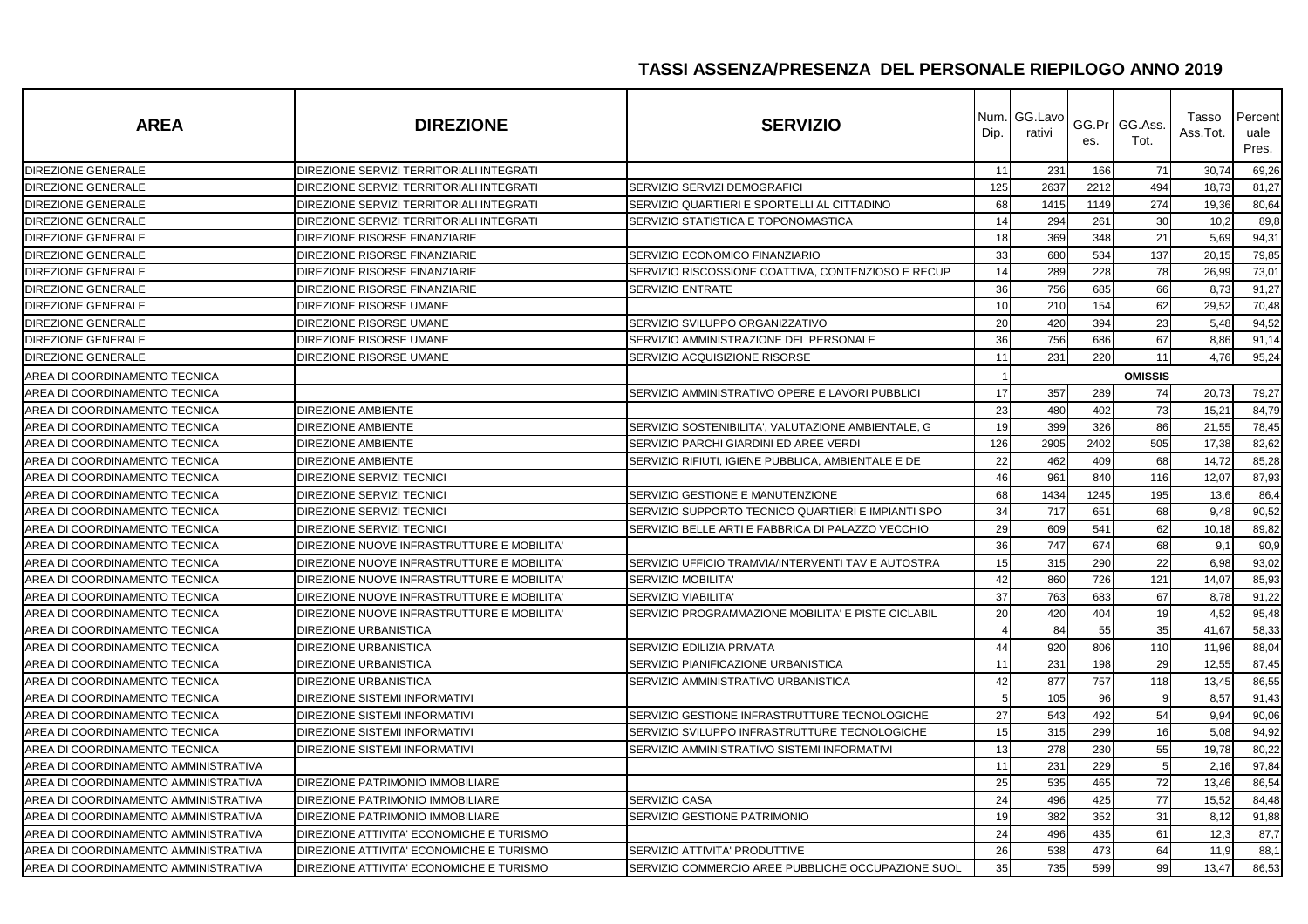# TASSI ASSENZA/PRESENZA DEL PERSONALE RIEPILOGO ANNO 2019

| AREA | DIREZIONE | SERVIZIO | Num. Dip. | GG.Lavorativi | GG.Pres. | GG.Ass. Tot. | Tasso Ass.Tot. | Percentuale Pres. |
|---|---|---|---|---|---|---|---|---|
| DIREZIONE GENERALE | DIREZIONE SERVIZI TERRITORIALI INTEGRATI | | 11 | 231 | 166 | 71 | 30,74 | 69,26 |
| DIREZIONE GENERALE | DIREZIONE SERVIZI TERRITORIALI INTEGRATI | SERVIZIO SERVIZI DEMOGRAFICI | 125 | 2637 | 2212 | 494 | 18,73 | 81,27 |
| DIREZIONE GENERALE | DIREZIONE SERVIZI TERRITORIALI INTEGRATI | SERVIZIO QUARTIERI E SPORTELLI AL CITTADINO | 68 | 1415 | 1149 | 274 | 19,36 | 80,64 |
| DIREZIONE GENERALE | DIREZIONE SERVIZI TERRITORIALI INTEGRATI | SERVIZIO STATISTICA E TOPONOMASTICA | 14 | 294 | 261 | 30 | 10,2 | 89,8 |
| DIREZIONE GENERALE | DIREZIONE RISORSE FINANZIARIE | | 18 | 369 | 348 | 21 | 5,69 | 94,31 |
| DIREZIONE GENERALE | DIREZIONE RISORSE FINANZIARIE | SERVIZIO ECONOMICO FINANZIARIO | 33 | 680 | 534 | 137 | 20,15 | 79,85 |
| DIREZIONE GENERALE | DIREZIONE RISORSE FINANZIARIE | SERVIZIO RISCOSSIONE COATTIVA, CONTENZIOSO E RECUP | 14 | 289 | 228 | 78 | 26,99 | 73,01 |
| DIREZIONE GENERALE | DIREZIONE RISORSE FINANZIARIE | SERVIZIO ENTRATE | 36 | 756 | 685 | 66 | 8,73 | 91,27 |
| DIREZIONE GENERALE | DIREZIONE RISORSE UMANE | | 10 | 210 | 154 | 62 | 29,52 | 70,48 |
| DIREZIONE GENERALE | DIREZIONE RISORSE UMANE | SERVIZIO SVILUPPO ORGANIZZATIVO | 20 | 420 | 394 | 23 | 5,48 | 94,52 |
| DIREZIONE GENERALE | DIREZIONE RISORSE UMANE | SERVIZIO AMMINISTRAZIONE DEL PERSONALE | 36 | 756 | 686 | 67 | 8,86 | 91,14 |
| DIREZIONE GENERALE | DIREZIONE RISORSE UMANE | SERVIZIO ACQUISIZIONE RISORSE | 11 | 231 | 220 | 11 | 4,76 | 95,24 |
| AREA DI COORDINAMENTO TECNICA | | | 1 | | | OMISSIS | | |
| AREA DI COORDINAMENTO TECNICA | | SERVIZIO AMMINISTRATIVO OPERE E LAVORI PUBBLICI | 17 | 357 | 289 | 74 | 20,73 | 79,27 |
| AREA DI COORDINAMENTO TECNICA | DIREZIONE AMBIENTE | | 23 | 480 | 402 | 73 | 15,21 | 84,79 |
| AREA DI COORDINAMENTO TECNICA | DIREZIONE AMBIENTE | SERVIZIO SOSTENIBILITA', VALUTAZIONE AMBIENTALE, G | 19 | 399 | 326 | 86 | 21,55 | 78,45 |
| AREA DI COORDINAMENTO TECNICA | DIREZIONE AMBIENTE | SERVIZIO PARCHI GIARDINI ED AREE VERDI | 126 | 2905 | 2402 | 505 | 17,38 | 82,62 |
| AREA DI COORDINAMENTO TECNICA | DIREZIONE AMBIENTE | SERVIZIO RIFIUTI, IGIENE PUBBLICA, AMBIENTALE E DE | 22 | 462 | 409 | 68 | 14,72 | 85,28 |
| AREA DI COORDINAMENTO TECNICA | DIREZIONE SERVIZI TECNICI | | 46 | 961 | 840 | 116 | 12,07 | 87,93 |
| AREA DI COORDINAMENTO TECNICA | DIREZIONE SERVIZI TECNICI | SERVIZIO GESTIONE E MANUTENZIONE | 68 | 1434 | 1245 | 195 | 13,6 | 86,4 |
| AREA DI COORDINAMENTO TECNICA | DIREZIONE SERVIZI TECNICI | SERVIZIO SUPPORTO TECNICO QUARTIERI E IMPIANTI SPO | 34 | 717 | 651 | 68 | 9,48 | 90,52 |
| AREA DI COORDINAMENTO TECNICA | DIREZIONE SERVIZI TECNICI | SERVIZIO BELLE ARTI E FABBRICA DI PALAZZO VECCHIO | 29 | 609 | 541 | 62 | 10,18 | 89,82 |
| AREA DI COORDINAMENTO TECNICA | DIREZIONE NUOVE INFRASTRUTTURE E MOBILITA' | | 36 | 747 | 674 | 68 | 9,1 | 90,9 |
| AREA DI COORDINAMENTO TECNICA | DIREZIONE NUOVE INFRASTRUTTURE E MOBILITA' | SERVIZIO UFFICIO TRAMVIA/INTERVENTI TAV E AUTOSTRA | 15 | 315 | 290 | 22 | 6,98 | 93,02 |
| AREA DI COORDINAMENTO TECNICA | DIREZIONE NUOVE INFRASTRUTTURE E MOBILITA' | SERVIZIO MOBILITA' | 42 | 860 | 726 | 121 | 14,07 | 85,93 |
| AREA DI COORDINAMENTO TECNICA | DIREZIONE NUOVE INFRASTRUTTURE E MOBILITA' | SERVIZIO VIABILITA' | 37 | 763 | 683 | 67 | 8,78 | 91,22 |
| AREA DI COORDINAMENTO TECNICA | DIREZIONE NUOVE INFRASTRUTTURE E MOBILITA' | SERVIZIO PROGRAMMAZIONE MOBILITA' E PISTE CICLABIL | 20 | 420 | 404 | 19 | 4,52 | 95,48 |
| AREA DI COORDINAMENTO TECNICA | DIREZIONE URBANISTICA | | 4 | 84 | 55 | 35 | 41,67 | 58,33 |
| AREA DI COORDINAMENTO TECNICA | DIREZIONE URBANISTICA | SERVIZIO EDILIZIA PRIVATA | 44 | 920 | 806 | 110 | 11,96 | 88,04 |
| AREA DI COORDINAMENTO TECNICA | DIREZIONE URBANISTICA | SERVIZIO PIANIFICAZIONE URBANISTICA | 11 | 231 | 198 | 29 | 12,55 | 87,45 |
| AREA DI COORDINAMENTO TECNICA | DIREZIONE URBANISTICA | SERVIZIO AMMINISTRATIVO URBANISTICA | 42 | 877 | 757 | 118 | 13,45 | 86,55 |
| AREA DI COORDINAMENTO TECNICA | DIREZIONE SISTEMI INFORMATIVI | | 5 | 105 | 96 | 9 | 8,57 | 91,43 |
| AREA DI COORDINAMENTO TECNICA | DIREZIONE SISTEMI INFORMATIVI | SERVIZIO GESTIONE INFRASTRUTTURE TECNOLOGICHE | 27 | 543 | 492 | 54 | 9,94 | 90,06 |
| AREA DI COORDINAMENTO TECNICA | DIREZIONE SISTEMI INFORMATIVI | SERVIZIO SVILUPPO INFRASTRUTTURE TECNOLOGICHE | 15 | 315 | 299 | 16 | 5,08 | 94,92 |
| AREA DI COORDINAMENTO TECNICA | DIREZIONE SISTEMI INFORMATIVI | SERVIZIO AMMINISTRATIVO SISTEMI INFORMATIVI | 13 | 278 | 230 | 55 | 19,78 | 80,22 |
| AREA DI COORDINAMENTO AMMINISTRATIVA | | | 11 | 231 | 229 | 5 | 2,16 | 97,84 |
| AREA DI COORDINAMENTO AMMINISTRATIVA | DIREZIONE PATRIMONIO IMMOBILIARE | | 25 | 535 | 465 | 72 | 13,46 | 86,54 |
| AREA DI COORDINAMENTO AMMINISTRATIVA | DIREZIONE PATRIMONIO IMMOBILIARE | SERVIZIO CASA | 24 | 496 | 425 | 77 | 15,52 | 84,48 |
| AREA DI COORDINAMENTO AMMINISTRATIVA | DIREZIONE PATRIMONIO IMMOBILIARE | SERVIZIO GESTIONE PATRIMONIO | 19 | 382 | 352 | 31 | 8,12 | 91,88 |
| AREA DI COORDINAMENTO AMMINISTRATIVA | DIREZIONE ATTIVITA' ECONOMICHE E TURISMO | | 24 | 496 | 435 | 61 | 12,3 | 87,7 |
| AREA DI COORDINAMENTO AMMINISTRATIVA | DIREZIONE ATTIVITA' ECONOMICHE E TURISMO | SERVIZIO ATTIVITA' PRODUTTIVE | 26 | 538 | 473 | 64 | 11,9 | 88,1 |
| AREA DI COORDINAMENTO AMMINISTRATIVA | DIREZIONE ATTIVITA' ECONOMICHE E TURISMO | SERVIZIO COMMERCIO AREE PUBBLICHE OCCUPAZIONE SUOL | 35 | 735 | 599 | 99 | 13,47 | 86,53 |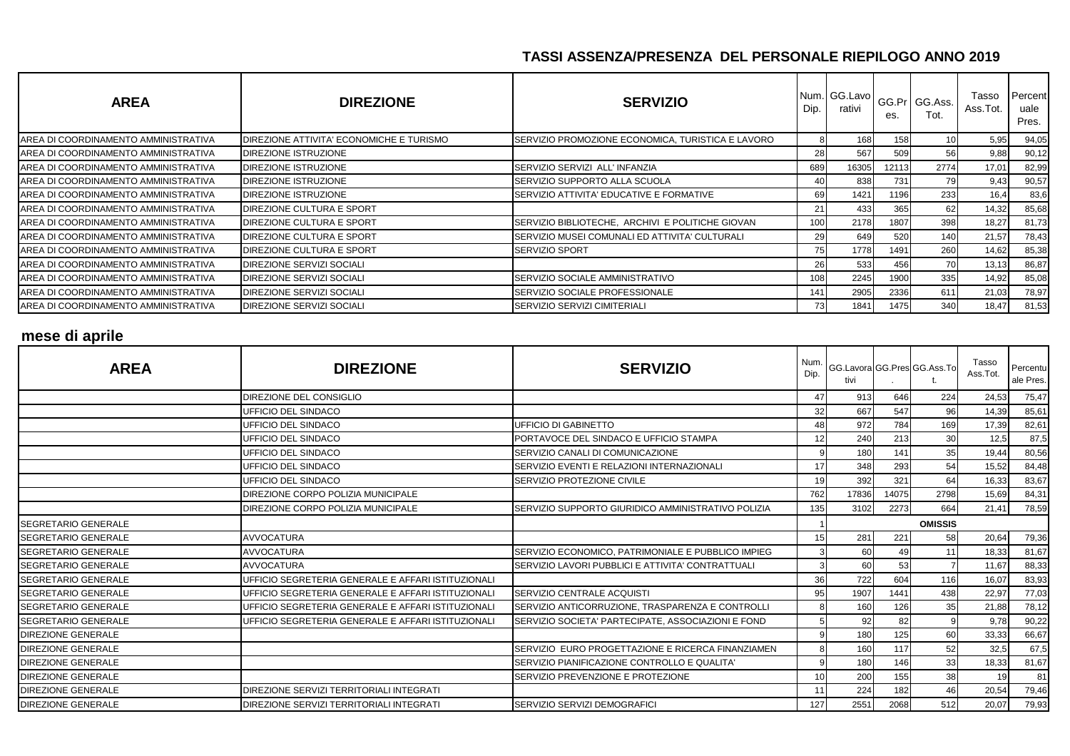## TASSI ASSENZA/PRESENZA DEL PERSONALE RIEPILOGO ANNO 2019

| AREA | DIREZIONE | SERVIZIO | Num. Dip. | GG.Lavorativi | GG.Pres. | GG.Ass. Tot. | Tasso Ass.Tot. | Percentuale Pres. |
|---|---|---|---|---|---|---|---|---|
| AREA DI COORDINAMENTO AMMINISTRATIVA | DIREZIONE ATTIVITA' ECONOMICHE E TURISMO | SERVIZIO PROMOZIONE ECONOMICA, TURISTICA E LAVORO | 8 | 168 | 158 | 10 | 5,95 | 94,05 |
| AREA DI COORDINAMENTO AMMINISTRATIVA | DIREZIONE ISTRUZIONE | | 28 | 567 | 509 | 56 | 9,88 | 90,12 |
| AREA DI COORDINAMENTO AMMINISTRATIVA | DIREZIONE ISTRUZIONE | SERVIZIO SERVIZI ALL' INFANZIA | 689 | 16305 | 12113 | 2774 | 17,01 | 82,99 |
| AREA DI COORDINAMENTO AMMINISTRATIVA | DIREZIONE ISTRUZIONE | SERVIZIO SUPPORTO ALLA SCUOLA | 40 | 838 | 731 | 79 | 9,43 | 90,57 |
| AREA DI COORDINAMENTO AMMINISTRATIVA | DIREZIONE ISTRUZIONE | SERVIZIO ATTIVITA' EDUCATIVE E FORMATIVE | 69 | 1421 | 1196 | 233 | 16,4 | 83,6 |
| AREA DI COORDINAMENTO AMMINISTRATIVA | DIREZIONE CULTURA E SPORT | | 21 | 433 | 365 | 62 | 14,32 | 85,68 |
| AREA DI COORDINAMENTO AMMINISTRATIVA | DIREZIONE CULTURA E SPORT | SERVIZIO BIBLIOTECHE, ARCHIVI E POLITICHE GIOVAN | 100 | 2178 | 1807 | 398 | 18,27 | 81,73 |
| AREA DI COORDINAMENTO AMMINISTRATIVA | DIREZIONE CULTURA E SPORT | SERVIZIO MUSEI COMUNALI ED ATTIVITA' CULTURALI | 29 | 649 | 520 | 140 | 21,57 | 78,43 |
| AREA DI COORDINAMENTO AMMINISTRATIVA | DIREZIONE CULTURA E SPORT | SERVIZIO SPORT | 75 | 1778 | 1491 | 260 | 14,62 | 85,38 |
| AREA DI COORDINAMENTO AMMINISTRATIVA | DIREZIONE SERVIZI SOCIALI | | 26 | 533 | 456 | 70 | 13,13 | 86,87 |
| AREA DI COORDINAMENTO AMMINISTRATIVA | DIREZIONE SERVIZI SOCIALI | SERVIZIO SOCIALE AMMINISTRATIVO | 108 | 2245 | 1900 | 335 | 14,92 | 85,08 |
| AREA DI COORDINAMENTO AMMINISTRATIVA | DIREZIONE SERVIZI SOCIALI | SERVIZIO SOCIALE PROFESSIONALE | 141 | 2905 | 2336 | 611 | 21,03 | 78,97 |
| AREA DI COORDINAMENTO AMMINISTRATIVA | DIREZIONE SERVIZI SOCIALI | SERVIZIO SERVIZI CIMITERIALI | 73 | 1841 | 1475 | 340 | 18,47 | 81,53 |

## mese di aprile

| AREA | DIREZIONE | SERVIZIO | Num. Dip. | GG.Lavorativi | GG.Pres. | GG.Ass.Tot. | Tasso Ass.Tot. | Percentuale Pres. |
|---|---|---|---|---|---|---|---|---|
| | DIREZIONE DEL CONSIGLIO | | 47 | 913 | 646 | 224 | 24,53 | 75,47 |
| | UFFICIO DEL SINDACO | | 32 | 667 | 547 | 96 | 14,39 | 85,61 |
| | UFFICIO DEL SINDACO | UFFICIO DI GABINETTO | 48 | 972 | 784 | 169 | 17,39 | 82,61 |
| | UFFICIO DEL SINDACO | PORTAVOCE DEL SINDACO E UFFICIO STAMPA | 12 | 240 | 213 | 30 | 12,5 | 87,5 |
| | UFFICIO DEL SINDACO | SERVIZIO CANALI DI COMUNICAZIONE | 9 | 180 | 141 | 35 | 19,44 | 80,56 |
| | UFFICIO DEL SINDACO | SERVIZIO EVENTI E RELAZIONI INTERNAZIONALI | 17 | 348 | 293 | 54 | 15,52 | 84,48 |
| | UFFICIO DEL SINDACO | SERVIZIO PROTEZIONE CIVILE | 19 | 392 | 321 | 64 | 16,33 | 83,67 |
| | DIREZIONE CORPO POLIZIA MUNICIPALE | | 762 | 17836 | 14075 | 2798 | 15,69 | 84,31 |
| | DIREZIONE CORPO POLIZIA MUNICIPALE | SERVIZIO SUPPORTO GIURIDICO AMMINISTRATIVO POLIZIA | 135 | 3102 | 2273 | 664 | 21,41 | 78,59 |
| SEGRETARIO GENERALE | | | 1 | | | OMISSIS | | |
| SEGRETARIO GENERALE | AVVOCATURA | | 15 | 281 | 221 | 58 | 20,64 | 79,36 |
| SEGRETARIO GENERALE | AVVOCATURA | SERVIZIO ECONOMICO, PATRIMONIALE E PUBBLICO IMPIEG | 3 | 60 | 49 | 11 | 18,33 | 81,67 |
| SEGRETARIO GENERALE | AVVOCATURA | SERVIZIO LAVORI PUBBLICI E ATTIVITA' CONTRATTUALI | 3 | 60 | 53 | 7 | 11,67 | 88,33 |
| SEGRETARIO GENERALE | UFFICIO SEGRETERIA GENERALE E AFFARI ISTITUZIONALI | | 36 | 722 | 604 | 116 | 16,07 | 83,93 |
| SEGRETARIO GENERALE | UFFICIO SEGRETERIA GENERALE E AFFARI ISTITUZIONALI | SERVIZIO CENTRALE ACQUISTI | 95 | 1907 | 1441 | 438 | 22,97 | 77,03 |
| SEGRETARIO GENERALE | UFFICIO SEGRETERIA GENERALE E AFFARI ISTITUZIONALI | SERVIZIO ANTICORRUZIONE, TRASPARENZA E CONTROLLI | 8 | 160 | 126 | 35 | 21,88 | 78,12 |
| SEGRETARIO GENERALE | UFFICIO SEGRETERIA GENERALE E AFFARI ISTITUZIONALI | SERVIZIO SOCIETA' PARTECIPATE, ASSOCIAZIONI E FOND | 5 | 92 | 82 | 9 | 9,78 | 90,22 |
| DIREZIONE GENERALE | | | 9 | 180 | 125 | 60 | 33,33 | 66,67 |
| DIREZIONE GENERALE | | SERVIZIO EURO PROGETTAZIONE E RICERCA FINANZIAMEN | 8 | 160 | 117 | 52 | 32,5 | 67,5 |
| DIREZIONE GENERALE | | SERVIZIO PIANIFICAZIONE CONTROLLO E QUALITA' | 9 | 180 | 146 | 33 | 18,33 | 81,67 |
| DIREZIONE GENERALE | | SERVIZIO PREVENZIONE E PROTEZIONE | 10 | 200 | 155 | 38 | 19 | 81 |
| DIREZIONE GENERALE | DIREZIONE SERVIZI TERRITORIALI INTEGRATI | | 11 | 224 | 182 | 46 | 20,54 | 79,46 |
| DIREZIONE GENERALE | DIREZIONE SERVIZI TERRITORIALI INTEGRATI | SERVIZIO SERVIZI DEMOGRAFICI | 127 | 2551 | 2068 | 512 | 20,07 | 79,93 |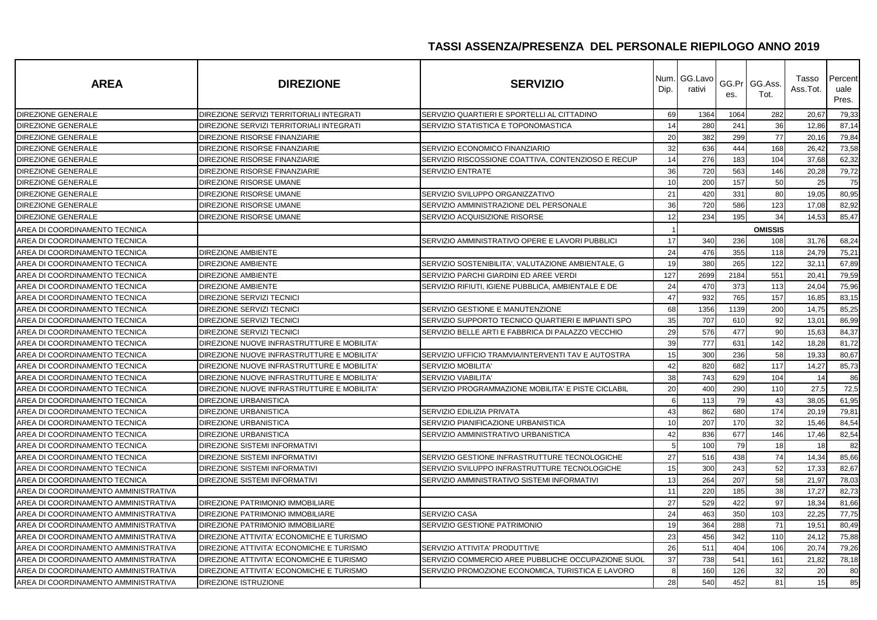## TASSI ASSENZA/PRESENZA DEL PERSONALE RIEPILOGO ANNO 2019

| AREA | DIREZIONE | SERVIZIO | Num. Dip. | GG.Lavorativi | GG.Pres. | GG.Ass. Tot. | Tasso Ass.Tot. | Percentuale Pres. |
|---|---|---|---|---|---|---|---|---|
| DIREZIONE GENERALE | DIREZIONE SERVIZI TERRITORIALI INTEGRATI | SERVIZIO QUARTIERI E SPORTELLI AL CITTADINO | 69 | 1364 | 1064 | 282 | 20,67 | 79,33 |
| DIREZIONE GENERALE | DIREZIONE SERVIZI TERRITORIALI INTEGRATI | SERVIZIO STATISTICA E TOPONOMASTICA | 14 | 280 | 241 | 36 | 12,86 | 87,14 |
| DIREZIONE GENERALE | DIREZIONE RISORSE FINANZIARIE | | 20 | 382 | 299 | 77 | 20,16 | 79,84 |
| DIREZIONE GENERALE | DIREZIONE RISORSE FINANZIARIE | SERVIZIO ECONOMICO FINANZIARIO | 32 | 636 | 444 | 168 | 26,42 | 73,58 |
| DIREZIONE GENERALE | DIREZIONE RISORSE FINANZIARIE | SERVIZIO RISCOSSIONE COATTIVA, CONTENZIOSO E RECUP | 14 | 276 | 183 | 104 | 37,68 | 62,32 |
| DIREZIONE GENERALE | DIREZIONE RISORSE FINANZIARIE | SERVIZIO ENTRATE | 36 | 720 | 563 | 146 | 20,28 | 79,72 |
| DIREZIONE GENERALE | DIREZIONE RISORSE UMANE | | 10 | 200 | 157 | 50 | 25 | 75 |
| DIREZIONE GENERALE | DIREZIONE RISORSE UMANE | SERVIZIO SVILUPPO ORGANIZZATIVO | 21 | 420 | 331 | 80 | 19,05 | 80,95 |
| DIREZIONE GENERALE | DIREZIONE RISORSE UMANE | SERVIZIO AMMINISTRAZIONE DEL PERSONALE | 36 | 720 | 586 | 123 | 17,08 | 82,92 |
| DIREZIONE GENERALE | DIREZIONE RISORSE UMANE | SERVIZIO ACQUISIZIONE RISORSE | 12 | 234 | 195 | 34 | 14,53 | 85,47 |
| AREA DI COORDINAMENTO TECNICA | | | 1 | | | OMISSIS | | |
| AREA DI COORDINAMENTO TECNICA | | SERVIZIO AMMINISTRATIVO OPERE E LAVORI PUBBLICI | 17 | 340 | 236 | 108 | 31,76 | 68,24 |
| AREA DI COORDINAMENTO TECNICA | DIREZIONE AMBIENTE | | 24 | 476 | 355 | 118 | 24,79 | 75,21 |
| AREA DI COORDINAMENTO TECNICA | DIREZIONE AMBIENTE | SERVIZIO SOSTENIBILITA', VALUTAZIONE AMBIENTALE, G | 19 | 380 | 265 | 122 | 32,11 | 67,89 |
| AREA DI COORDINAMENTO TECNICA | DIREZIONE AMBIENTE | SERVIZIO PARCHI GIARDINI ED AREE VERDI | 127 | 2699 | 2184 | 551 | 20,41 | 79,59 |
| AREA DI COORDINAMENTO TECNICA | DIREZIONE AMBIENTE | SERVIZIO RIFIUTI, IGIENE PUBBLICA, AMBIENTALE E DE | 24 | 470 | 373 | 113 | 24,04 | 75,96 |
| AREA DI COORDINAMENTO TECNICA | DIREZIONE SERVIZI TECNICI | | 47 | 932 | 765 | 157 | 16,85 | 83,15 |
| AREA DI COORDINAMENTO TECNICA | DIREZIONE SERVIZI TECNICI | SERVIZIO GESTIONE E MANUTENZIONE | 68 | 1356 | 1139 | 200 | 14,75 | 85,25 |
| AREA DI COORDINAMENTO TECNICA | DIREZIONE SERVIZI TECNICI | SERVIZIO SUPPORTO TECNICO QUARTIERI E IMPIANTI SPO | 35 | 707 | 610 | 92 | 13,01 | 86,99 |
| AREA DI COORDINAMENTO TECNICA | DIREZIONE SERVIZI TECNICI | SERVIZIO BELLE ARTI E FABBRICA DI PALAZZO VECCHIO | 29 | 576 | 477 | 90 | 15,63 | 84,37 |
| AREA DI COORDINAMENTO TECNICA | DIREZIONE NUOVE INFRASTRUTTURE E MOBILITA' | | 39 | 777 | 631 | 142 | 18,28 | 81,72 |
| AREA DI COORDINAMENTO TECNICA | DIREZIONE NUOVE INFRASTRUTTURE E MOBILITA' | SERVIZIO UFFICIO TRAMVIA/INTERVENTI TAV E AUTOSTRA | 15 | 300 | 236 | 58 | 19,33 | 80,67 |
| AREA DI COORDINAMENTO TECNICA | DIREZIONE NUOVE INFRASTRUTTURE E MOBILITA' | SERVIZIO MOBILITA' | 42 | 820 | 682 | 117 | 14,27 | 85,73 |
| AREA DI COORDINAMENTO TECNICA | DIREZIONE NUOVE INFRASTRUTTURE E MOBILITA' | SERVIZIO VIABILITA' | 38 | 743 | 629 | 104 | 14 | 86 |
| AREA DI COORDINAMENTO TECNICA | DIREZIONE NUOVE INFRASTRUTTURE E MOBILITA' | SERVIZIO PROGRAMMAZIONE MOBILITA' E PISTE CICLABIL | 20 | 400 | 290 | 110 | 27,5 | 72,5 |
| AREA DI COORDINAMENTO TECNICA | DIREZIONE URBANISTICA | | 6 | 113 | 79 | 43 | 38,05 | 61,95 |
| AREA DI COORDINAMENTO TECNICA | DIREZIONE URBANISTICA | SERVIZIO EDILIZIA PRIVATA | 43 | 862 | 680 | 174 | 20,19 | 79,81 |
| AREA DI COORDINAMENTO TECNICA | DIREZIONE URBANISTICA | SERVIZIO PIANIFICAZIONE URBANISTICA | 10 | 207 | 170 | 32 | 15,46 | 84,54 |
| AREA DI COORDINAMENTO TECNICA | DIREZIONE URBANISTICA | SERVIZIO AMMINISTRATIVO URBANISTICA | 42 | 836 | 677 | 146 | 17,46 | 82,54 |
| AREA DI COORDINAMENTO TECNICA | DIREZIONE SISTEMI INFORMATIVI | | 5 | 100 | 79 | 18 | 18 | 82 |
| AREA DI COORDINAMENTO TECNICA | DIREZIONE SISTEMI INFORMATIVI | SERVIZIO GESTIONE INFRASTRUTTURE TECNOLOGICHE | 27 | 516 | 438 | 74 | 14,34 | 85,66 |
| AREA DI COORDINAMENTO TECNICA | DIREZIONE SISTEMI INFORMATIVI | SERVIZIO SVILUPPO INFRASTRUTTURE TECNOLOGICHE | 15 | 300 | 243 | 52 | 17,33 | 82,67 |
| AREA DI COORDINAMENTO TECNICA | DIREZIONE SISTEMI INFORMATIVI | SERVIZIO AMMINISTRATIVO SISTEMI INFORMATIVI | 13 | 264 | 207 | 58 | 21,97 | 78,03 |
| AREA DI COORDINAMENTO AMMINISTRATIVA | | | 11 | 220 | 185 | 38 | 17,27 | 82,73 |
| AREA DI COORDINAMENTO AMMINISTRATIVA | DIREZIONE PATRIMONIO IMMOBILIARE | | 27 | 529 | 422 | 97 | 18,34 | 81,66 |
| AREA DI COORDINAMENTO AMMINISTRATIVA | DIREZIONE PATRIMONIO IMMOBILIARE | SERVIZIO CASA | 24 | 463 | 350 | 103 | 22,25 | 77,75 |
| AREA DI COORDINAMENTO AMMINISTRATIVA | DIREZIONE PATRIMONIO IMMOBILIARE | SERVIZIO GESTIONE PATRIMONIO | 19 | 364 | 288 | 71 | 19,51 | 80,49 |
| AREA DI COORDINAMENTO AMMINISTRATIVA | DIREZIONE ATTIVITA' ECONOMICHE E TURISMO | | 23 | 456 | 342 | 110 | 24,12 | 75,88 |
| AREA DI COORDINAMENTO AMMINISTRATIVA | DIREZIONE ATTIVITA' ECONOMICHE E TURISMO | SERVIZIO ATTIVITA' PRODUTTIVE | 26 | 511 | 404 | 106 | 20,74 | 79,26 |
| AREA DI COORDINAMENTO AMMINISTRATIVA | DIREZIONE ATTIVITA' ECONOMICHE E TURISMO | SERVIZIO COMMERCIO AREE PUBBLICHE OCCUPAZIONE SUOL | 37 | 738 | 541 | 161 | 21,82 | 78,18 |
| AREA DI COORDINAMENTO AMMINISTRATIVA | DIREZIONE ATTIVITA' ECONOMICHE E TURISMO | SERVIZIO PROMOZIONE ECONOMICA, TURISTICA E LAVORO | 8 | 160 | 126 | 32 | 20 | 80 |
| AREA DI COORDINAMENTO AMMINISTRATIVA | DIREZIONE ISTRUZIONE | | 28 | 540 | 452 | 81 | 15 | 85 |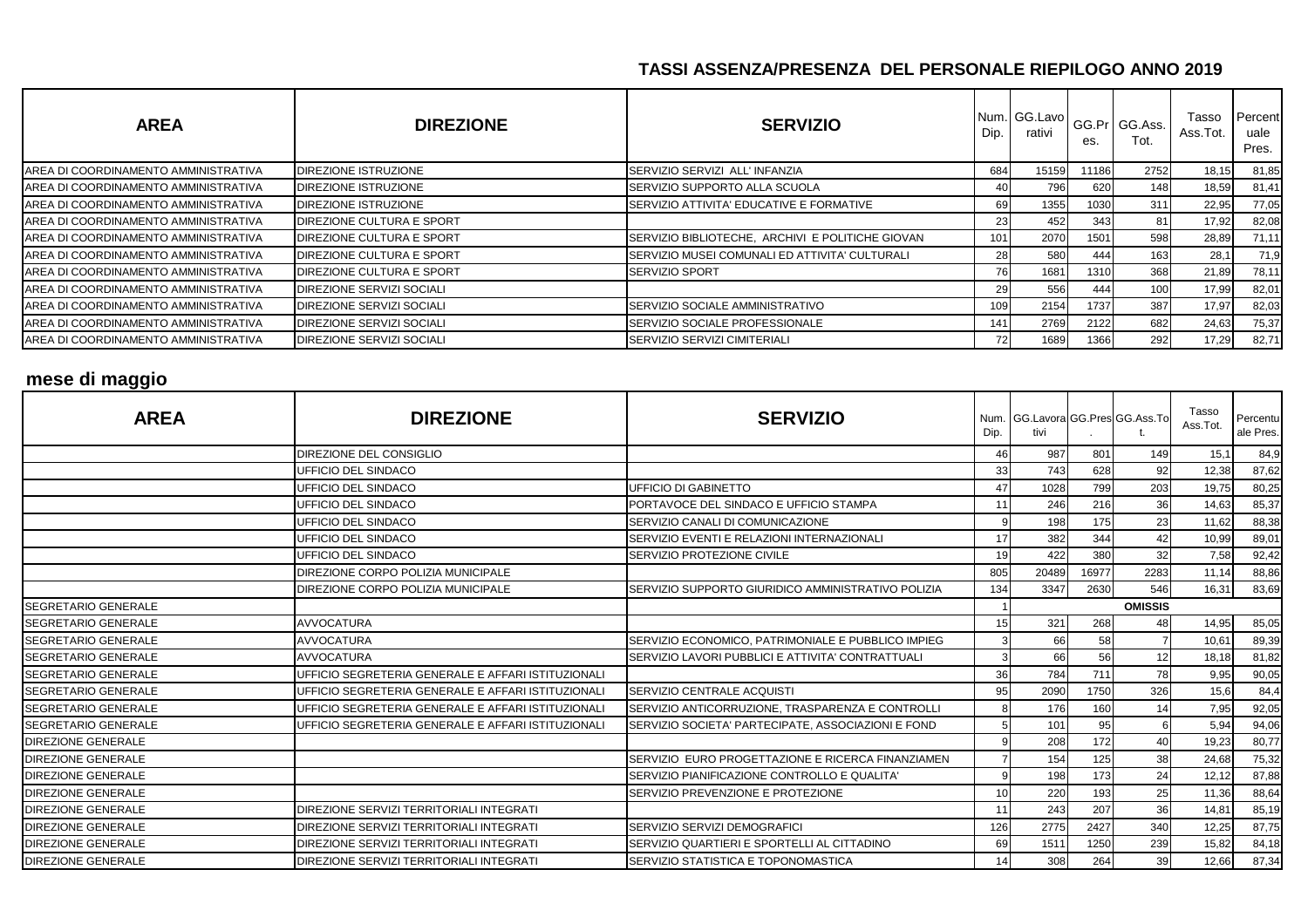## TASSI ASSENZA/PRESENZA DEL PERSONALE RIEPILOGO ANNO 2019

| AREA | DIREZIONE | SERVIZIO | Num. Dip. | GG.Lavorativi | GG.Pres. | GG.Ass. Tot. | Tasso Ass.Tot. | Percentuale Pres. |
|---|---|---|---|---|---|---|---|---|
| AREA DI COORDINAMENTO AMMINISTRATIVA | DIREZIONE ISTRUZIONE | SERVIZIO SERVIZI ALL' INFANZIA | 684 | 15159 | 11186 | 2752 | 18,15 | 81,85 |
| AREA DI COORDINAMENTO AMMINISTRATIVA | DIREZIONE ISTRUZIONE | SERVIZIO SUPPORTO ALLA SCUOLA | 40 | 796 | 620 | 148 | 18,59 | 81,41 |
| AREA DI COORDINAMENTO AMMINISTRATIVA | DIREZIONE ISTRUZIONE | SERVIZIO ATTIVITA' EDUCATIVE E FORMATIVE | 69 | 1355 | 1030 | 311 | 22,95 | 77,05 |
| AREA DI COORDINAMENTO AMMINISTRATIVA | DIREZIONE CULTURA E SPORT | | 23 | 452 | 343 | 81 | 17,92 | 82,08 |
| AREA DI COORDINAMENTO AMMINISTRATIVA | DIREZIONE CULTURA E SPORT | SERVIZIO BIBLIOTECHE, ARCHIVI E POLITICHE GIOVAN | 101 | 2070 | 1501 | 598 | 28,89 | 71,11 |
| AREA DI COORDINAMENTO AMMINISTRATIVA | DIREZIONE CULTURA E SPORT | SERVIZIO MUSEI COMUNALI ED ATTIVITA' CULTURALI | 28 | 580 | 444 | 163 | 28,1 | 71,9 |
| AREA DI COORDINAMENTO AMMINISTRATIVA | DIREZIONE CULTURA E SPORT | SERVIZIO SPORT | 76 | 1681 | 1310 | 368 | 21,89 | 78,11 |
| AREA DI COORDINAMENTO AMMINISTRATIVA | DIREZIONE SERVIZI SOCIALI | | 29 | 556 | 444 | 100 | 17,99 | 82,01 |
| AREA DI COORDINAMENTO AMMINISTRATIVA | DIREZIONE SERVIZI SOCIALI | SERVIZIO SOCIALE AMMINISTRATIVO | 109 | 2154 | 1737 | 387 | 17,97 | 82,03 |
| AREA DI COORDINAMENTO AMMINISTRATIVA | DIREZIONE SERVIZI SOCIALI | SERVIZIO SOCIALE PROFESSIONALE | 141 | 2769 | 2122 | 682 | 24,63 | 75,37 |
| AREA DI COORDINAMENTO AMMINISTRATIVA | DIREZIONE SERVIZI SOCIALI | SERVIZIO SERVIZI CIMITERIALI | 72 | 1689 | 1366 | 292 | 17,29 | 82,71 |

## mese di maggio

| AREA | DIREZIONE | SERVIZIO | Num. Dip. | GG.Lavorativi | GG.Pres. | GG.Ass.Tot. | Tasso Ass.Tot. | Percentuale Pres. |
|---|---|---|---|---|---|---|---|---|
| | DIREZIONE DEL CONSIGLIO | | 46 | 987 | 801 | 149 | 15,1 | 84,9 |
| | UFFICIO DEL SINDACO | | 33 | 743 | 628 | 92 | 12,38 | 87,62 |
| | UFFICIO DEL SINDACO | UFFICIO DI GABINETTO | 47 | 1028 | 799 | 203 | 19,75 | 80,25 |
| | UFFICIO DEL SINDACO | PORTAVOCE DEL SINDACO E UFFICIO STAMPA | 11 | 246 | 216 | 36 | 14,63 | 85,37 |
| | UFFICIO DEL SINDACO | SERVIZIO CANALI DI COMUNICAZIONE | 9 | 198 | 175 | 23 | 11,62 | 88,38 |
| | UFFICIO DEL SINDACO | SERVIZIO EVENTI E RELAZIONI INTERNAZIONALI | 17 | 382 | 344 | 42 | 10,99 | 89,01 |
| | UFFICIO DEL SINDACO | SERVIZIO PROTEZIONE CIVILE | 19 | 422 | 380 | 32 | 7,58 | 92,42 |
| | DIREZIONE CORPO POLIZIA MUNICIPALE | | 805 | 20489 | 16977 | 2283 | 11,14 | 88,86 |
| | DIREZIONE CORPO POLIZIA MUNICIPALE | SERVIZIO SUPPORTO GIURIDICO AMMINISTRATIVO POLIZIA | 134 | 3347 | 2630 | 546 | 16,31 | 83,69 |
| SEGRETARIO GENERALE | | | 1 | | | OMISSIS | | |
| SEGRETARIO GENERALE | AVVOCATURA | | 15 | 321 | 268 | 48 | 14,95 | 85,05 |
| SEGRETARIO GENERALE | AVVOCATURA | SERVIZIO ECONOMICO, PATRIMONIALE E PUBBLICO IMPIEG | 3 | 66 | 58 | 7 | 10,61 | 89,39 |
| SEGRETARIO GENERALE | AVVOCATURA | SERVIZIO LAVORI PUBBLICI E ATTIVITA' CONTRATTUALI | 3 | 66 | 56 | 12 | 18,18 | 81,82 |
| SEGRETARIO GENERALE | UFFICIO SEGRETERIA GENERALE E AFFARI ISTITUZIONALI | | 36 | 784 | 711 | 78 | 9,95 | 90,05 |
| SEGRETARIO GENERALE | UFFICIO SEGRETERIA GENERALE E AFFARI ISTITUZIONALI | SERVIZIO CENTRALE ACQUISTI | 95 | 2090 | 1750 | 326 | 15,6 | 84,4 |
| SEGRETARIO GENERALE | UFFICIO SEGRETERIA GENERALE E AFFARI ISTITUZIONALI | SERVIZIO ANTICORRUZIONE, TRASPARENZA E CONTROLLI | 8 | 176 | 160 | 14 | 7,95 | 92,05 |
| SEGRETARIO GENERALE | UFFICIO SEGRETERIA GENERALE E AFFARI ISTITUZIONALI | SERVIZIO SOCIETA' PARTECIPATE, ASSOCIAZIONI E FOND | 5 | 101 | 95 | 6 | 5,94 | 94,06 |
| DIREZIONE GENERALE | | | 9 | 208 | 172 | 40 | 19,23 | 80,77 |
| DIREZIONE GENERALE | | SERVIZIO EURO PROGETTAZIONE E RICERCA FINANZIAMEN | 7 | 154 | 125 | 38 | 24,68 | 75,32 |
| DIREZIONE GENERALE | | SERVIZIO PIANIFICAZIONE CONTROLLO E QUALITA' | 9 | 198 | 173 | 24 | 12,12 | 87,88 |
| DIREZIONE GENERALE | | SERVIZIO PREVENZIONE E PROTEZIONE | 10 | 220 | 193 | 25 | 11,36 | 88,64 |
| DIREZIONE GENERALE | DIREZIONE SERVIZI TERRITORIALI INTEGRATI | | 11 | 243 | 207 | 36 | 14,81 | 85,19 |
| DIREZIONE GENERALE | DIREZIONE SERVIZI TERRITORIALI INTEGRATI | SERVIZIO SERVIZI DEMOGRAFICI | 126 | 2775 | 2427 | 340 | 12,25 | 87,75 |
| DIREZIONE GENERALE | DIREZIONE SERVIZI TERRITORIALI INTEGRATI | SERVIZIO QUARTIERI E SPORTELLI AL CITTADINO | 69 | 1511 | 1250 | 239 | 15,82 | 84,18 |
| DIREZIONE GENERALE | DIREZIONE SERVIZI TERRITORIALI INTEGRATI | SERVIZIO STATISTICA E TOPONOMASTICA | 14 | 308 | 264 | 39 | 12,66 | 87,34 |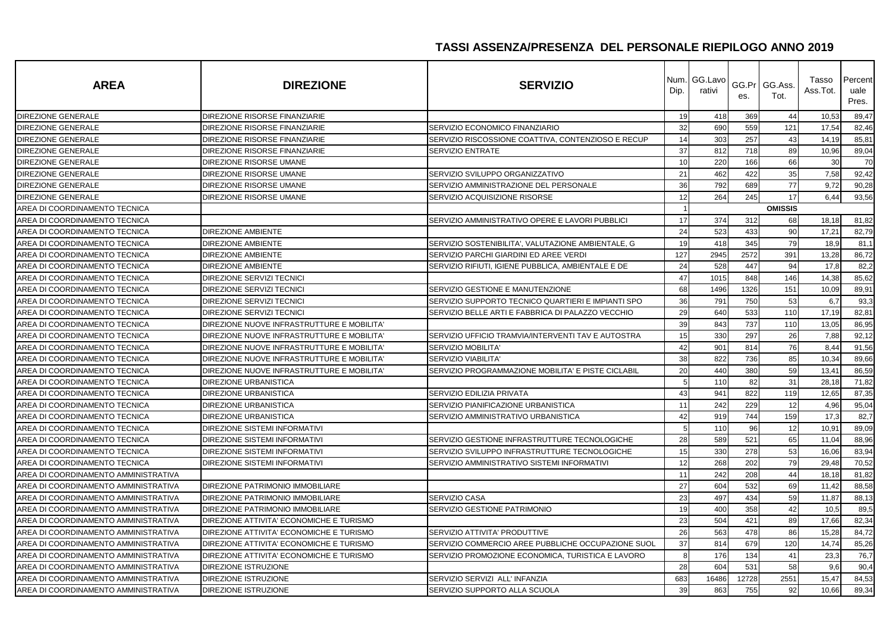# TASSI ASSENZA/PRESENZA DEL PERSONALE RIEPILOGO ANNO 2019

| AREA | DIREZIONE | SERVIZIO | Num. Dip. | GG.Lavorativi | GG.Pres. | GG.Ass. Tot. | Tasso Ass.Tot. | Percentuale Pres. |
|---|---|---|---|---|---|---|---|---|
| DIREZIONE GENERALE | DIREZIONE RISORSE FINANZIARIE | | 19 | 418 | 369 | 44 | 10,53 | 89,47 |
| DIREZIONE GENERALE | DIREZIONE RISORSE FINANZIARIE | SERVIZIO ECONOMICO FINANZIARIO | 32 | 690 | 559 | 121 | 17,54 | 82,46 |
| DIREZIONE GENERALE | DIREZIONE RISORSE FINANZIARIE | SERVIZIO RISCOSSIONE COATTIVA, CONTENZIOSO E RECUP | 14 | 303 | 257 | 43 | 14,19 | 85,81 |
| DIREZIONE GENERALE | DIREZIONE RISORSE FINANZIARIE | SERVIZIO ENTRATE | 37 | 812 | 718 | 89 | 10,96 | 89,04 |
| DIREZIONE GENERALE | DIREZIONE RISORSE UMANE | | 10 | 220 | 166 | 66 | 30 | 70 |
| DIREZIONE GENERALE | DIREZIONE RISORSE UMANE | SERVIZIO SVILUPPO ORGANIZZATIVO | 21 | 462 | 422 | 35 | 7,58 | 92,42 |
| DIREZIONE GENERALE | DIREZIONE RISORSE UMANE | SERVIZIO AMMINISTRAZIONE DEL PERSONALE | 36 | 792 | 689 | 77 | 9,72 | 90,28 |
| DIREZIONE GENERALE | DIREZIONE RISORSE UMANE | SERVIZIO ACQUISIZIONE RISORSE | 12 | 264 | 245 | 17 | 6,44 | 93,56 |
| AREA DI COORDINAMENTO TECNICA | | | 1 | | | OMISSIS | | |
| AREA DI COORDINAMENTO TECNICA | | SERVIZIO AMMINISTRATIVO OPERE E LAVORI PUBBLICI | 17 | 374 | 312 | 68 | 18,18 | 81,82 |
| AREA DI COORDINAMENTO TECNICA | DIREZIONE AMBIENTE | | 24 | 523 | 433 | 90 | 17,21 | 82,79 |
| AREA DI COORDINAMENTO TECNICA | DIREZIONE AMBIENTE | SERVIZIO SOSTENIBILITA', VALUTAZIONE AMBIENTALE, G | 19 | 418 | 345 | 79 | 18,9 | 81,1 |
| AREA DI COORDINAMENTO TECNICA | DIREZIONE AMBIENTE | SERVIZIO PARCHI GIARDINI ED AREE VERDI | 127 | 2945 | 2572 | 391 | 13,28 | 86,72 |
| AREA DI COORDINAMENTO TECNICA | DIREZIONE AMBIENTE | SERVIZIO RIFIUTI, IGIENE PUBBLICA, AMBIENTALE E DE | 24 | 528 | 447 | 94 | 17,8 | 82,2 |
| AREA DI COORDINAMENTO TECNICA | DIREZIONE SERVIZI TECNICI | | 47 | 1015 | 848 | 146 | 14,38 | 85,62 |
| AREA DI COORDINAMENTO TECNICA | DIREZIONE SERVIZI TECNICI | SERVIZIO GESTIONE E MANUTENZIONE | 68 | 1496 | 1326 | 151 | 10,09 | 89,91 |
| AREA DI COORDINAMENTO TECNICA | DIREZIONE SERVIZI TECNICI | SERVIZIO SUPPORTO TECNICO QUARTIERI E IMPIANTI SPO | 36 | 791 | 750 | 53 | 6,7 | 93,3 |
| AREA DI COORDINAMENTO TECNICA | DIREZIONE SERVIZI TECNICI | SERVIZIO BELLE ARTI E FABBRICA DI PALAZZO VECCHIO | 29 | 640 | 533 | 110 | 17,19 | 82,81 |
| AREA DI COORDINAMENTO TECNICA | DIREZIONE NUOVE INFRASTRUTTURE E MOBILITA' | | 39 | 843 | 737 | 110 | 13,05 | 86,95 |
| AREA DI COORDINAMENTO TECNICA | DIREZIONE NUOVE INFRASTRUTTURE E MOBILITA' | SERVIZIO UFFICIO TRAMVIA/INTERVENTI TAV E AUTOSTRA | 15 | 330 | 297 | 26 | 7,88 | 92,12 |
| AREA DI COORDINAMENTO TECNICA | DIREZIONE NUOVE INFRASTRUTTURE E MOBILITA' | SERVIZIO MOBILITA' | 42 | 901 | 814 | 76 | 8,44 | 91,56 |
| AREA DI COORDINAMENTO TECNICA | DIREZIONE NUOVE INFRASTRUTTURE E MOBILITA' | SERVIZIO VIABILITA' | 38 | 822 | 736 | 85 | 10,34 | 89,66 |
| AREA DI COORDINAMENTO TECNICA | DIREZIONE NUOVE INFRASTRUTTURE E MOBILITA' | SERVIZIO PROGRAMMAZIONE MOBILITA' E PISTE CICLABIL | 20 | 440 | 380 | 59 | 13,41 | 86,59 |
| AREA DI COORDINAMENTO TECNICA | DIREZIONE URBANISTICA | | 5 | 110 | 82 | 31 | 28,18 | 71,82 |
| AREA DI COORDINAMENTO TECNICA | DIREZIONE URBANISTICA | SERVIZIO EDILIZIA PRIVATA | 43 | 941 | 822 | 119 | 12,65 | 87,35 |
| AREA DI COORDINAMENTO TECNICA | DIREZIONE URBANISTICA | SERVIZIO PIANIFICAZIONE URBANISTICA | 11 | 242 | 229 | 12 | 4,96 | 95,04 |
| AREA DI COORDINAMENTO TECNICA | DIREZIONE URBANISTICA | SERVIZIO AMMINISTRATIVO URBANISTICA | 42 | 919 | 744 | 159 | 17,3 | 82,7 |
| AREA DI COORDINAMENTO TECNICA | DIREZIONE SISTEMI INFORMATIVI | | 5 | 110 | 96 | 12 | 10,91 | 89,09 |
| AREA DI COORDINAMENTO TECNICA | DIREZIONE SISTEMI INFORMATIVI | SERVIZIO GESTIONE INFRASTRUTTURE TECNOLOGICHE | 28 | 589 | 521 | 65 | 11,04 | 88,96 |
| AREA DI COORDINAMENTO TECNICA | DIREZIONE SISTEMI INFORMATIVI | SERVIZIO SVILUPPO INFRASTRUTTURE TECNOLOGICHE | 15 | 330 | 278 | 53 | 16,06 | 83,94 |
| AREA DI COORDINAMENTO TECNICA | DIREZIONE SISTEMI INFORMATIVI | SERVIZIO AMMINISTRATIVO SISTEMI INFORMATIVI | 12 | 268 | 202 | 79 | 29,48 | 70,52 |
| AREA DI COORDINAMENTO AMMINISTRATIVA | | | 11 | 242 | 208 | 44 | 18,18 | 81,82 |
| AREA DI COORDINAMENTO AMMINISTRATIVA | DIREZIONE PATRIMONIO IMMOBILIARE | | 27 | 604 | 532 | 69 | 11,42 | 88,58 |
| AREA DI COORDINAMENTO AMMINISTRATIVA | DIREZIONE PATRIMONIO IMMOBILIARE | SERVIZIO CASA | 23 | 497 | 434 | 59 | 11,87 | 88,13 |
| AREA DI COORDINAMENTO AMMINISTRATIVA | DIREZIONE PATRIMONIO IMMOBILIARE | SERVIZIO GESTIONE PATRIMONIO | 19 | 400 | 358 | 42 | 10,5 | 89,5 |
| AREA DI COORDINAMENTO AMMINISTRATIVA | DIREZIONE ATTIVITA' ECONOMICHE E TURISMO | | 23 | 504 | 421 | 89 | 17,66 | 82,34 |
| AREA DI COORDINAMENTO AMMINISTRATIVA | DIREZIONE ATTIVITA' ECONOMICHE E TURISMO | SERVIZIO ATTIVITA' PRODUTTIVE | 26 | 563 | 478 | 86 | 15,28 | 84,72 |
| AREA DI COORDINAMENTO AMMINISTRATIVA | DIREZIONE ATTIVITA' ECONOMICHE E TURISMO | SERVIZIO COMMERCIO AREE PUBBLICHE OCCUPAZIONE SUOL | 37 | 814 | 679 | 120 | 14,74 | 85,26 |
| AREA DI COORDINAMENTO AMMINISTRATIVA | DIREZIONE ATTIVITA' ECONOMICHE E TURISMO | SERVIZIO PROMOZIONE ECONOMICA, TURISTICA E LAVORO | 8 | 176 | 134 | 41 | 23,3 | 76,7 |
| AREA DI COORDINAMENTO AMMINISTRATIVA | DIREZIONE ISTRUZIONE | | 28 | 604 | 531 | 58 | 9,6 | 90,4 |
| AREA DI COORDINAMENTO AMMINISTRATIVA | DIREZIONE ISTRUZIONE | SERVIZIO SERVIZI ALL' INFANZIA | 683 | 16486 | 12728 | 2551 | 15,47 | 84,53 |
| AREA DI COORDINAMENTO AMMINISTRATIVA | DIREZIONE ISTRUZIONE | SERVIZIO SUPPORTO ALLA SCUOLA | 39 | 863 | 755 | 92 | 10,66 | 89,34 |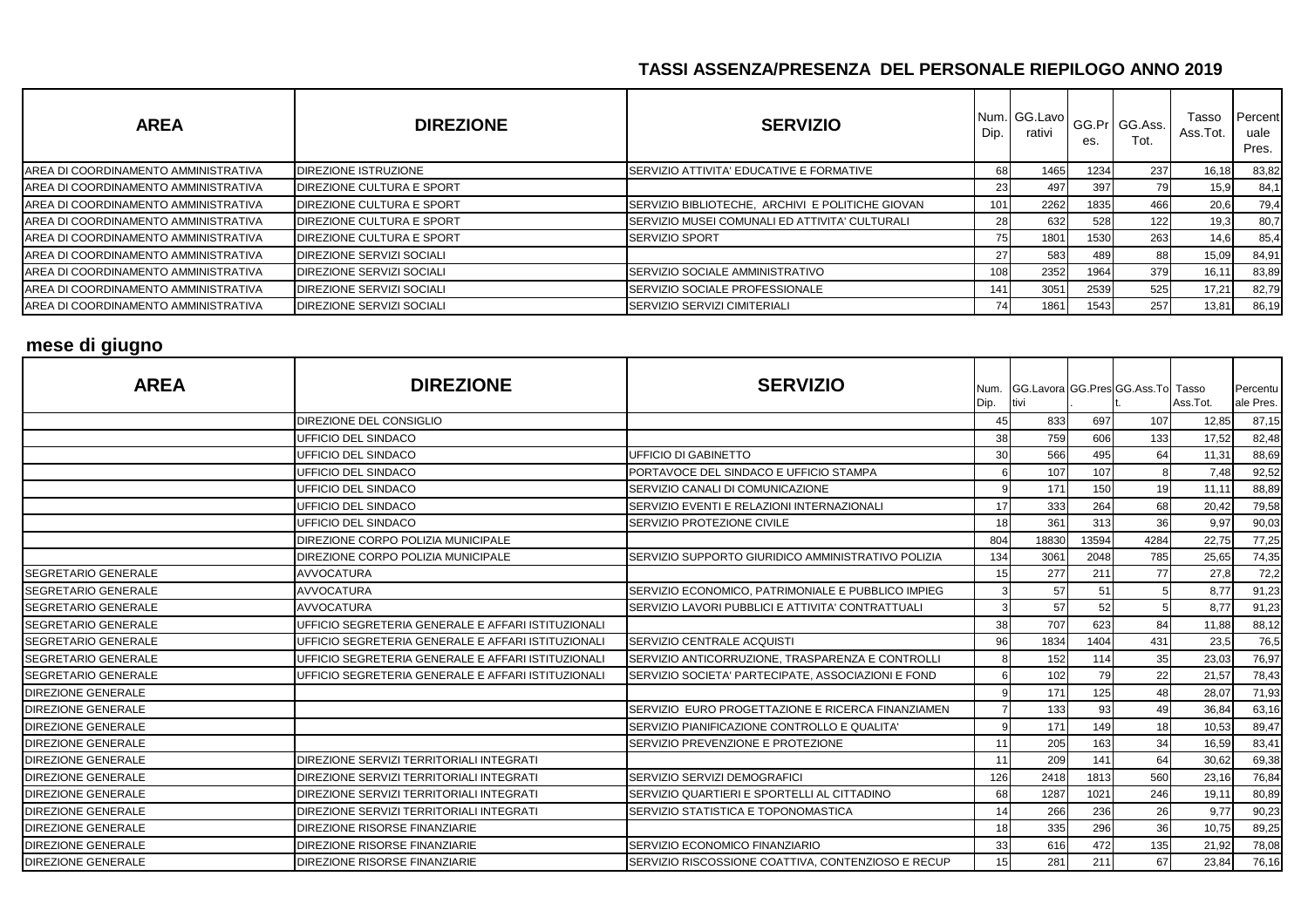## TASSI ASSENZA/PRESENZA DEL PERSONALE RIEPILOGO ANNO 2019

| AREA | DIREZIONE | SERVIZIO | Num. Dip. | GG.Lavorativi | GG.Pres. | GG.Ass. Tot. | Tasso Ass.Tot. | Percentuale Pres. |
|---|---|---|---|---|---|---|---|---|
| AREA DI COORDINAMENTO AMMINISTRATIVA | DIREZIONE ISTRUZIONE | SERVIZIO ATTIVITA' EDUCATIVE E FORMATIVE | 68 | 1465 | 1234 | 237 | 16,18 | 83,82 |
| AREA DI COORDINAMENTO AMMINISTRATIVA | DIREZIONE CULTURA E SPORT | | 23 | 497 | 397 | 79 | 15,9 | 84,1 |
| AREA DI COORDINAMENTO AMMINISTRATIVA | DIREZIONE CULTURA E SPORT | SERVIZIO BIBLIOTECHE, ARCHIVI E POLITICHE GIOVAN | 101 | 2262 | 1835 | 466 | 20,6 | 79,4 |
| AREA DI COORDINAMENTO AMMINISTRATIVA | DIREZIONE CULTURA E SPORT | SERVIZIO MUSEI COMUNALI ED ATTIVITA' CULTURALI | 28 | 632 | 528 | 122 | 19,3 | 80,7 |
| AREA DI COORDINAMENTO AMMINISTRATIVA | DIREZIONE CULTURA E SPORT | SERVIZIO SPORT | 75 | 1801 | 1530 | 263 | 14,6 | 85,4 |
| AREA DI COORDINAMENTO AMMINISTRATIVA | DIREZIONE SERVIZI SOCIALI | | 27 | 583 | 489 | 88 | 15,09 | 84,91 |
| AREA DI COORDINAMENTO AMMINISTRATIVA | DIREZIONE SERVIZI SOCIALI | SERVIZIO SOCIALE AMMINISTRATIVO | 108 | 2352 | 1964 | 379 | 16,11 | 83,89 |
| AREA DI COORDINAMENTO AMMINISTRATIVA | DIREZIONE SERVIZI SOCIALI | SERVIZIO SOCIALE PROFESSIONALE | 141 | 3051 | 2539 | 525 | 17,21 | 82,79 |
| AREA DI COORDINAMENTO AMMINISTRATIVA | DIREZIONE SERVIZI SOCIALI | SERVIZIO SERVIZI CIMITERIALI | 74 | 1861 | 1543 | 257 | 13,81 | 86,19 |

## mese di giugno

| AREA | DIREZIONE | SERVIZIO | Num. Dip. | GG.Lavorativi | GG.Pres. | GG.Ass.Tot. | Tasso Ass.Tot. | Percentuale Pres. |
|---|---|---|---|---|---|---|---|---|
| | DIREZIONE DEL CONSIGLIO | | 45 | 833 | 697 | 107 | 12,85 | 87,15 |
| | UFFICIO DEL SINDACO | | 38 | 759 | 606 | 133 | 17,52 | 82,48 |
| | UFFICIO DEL SINDACO | UFFICIO DI GABINETTO | 30 | 566 | 495 | 64 | 11,31 | 88,69 |
| | UFFICIO DEL SINDACO | PORTAVOCE DEL SINDACO E UFFICIO STAMPA | 6 | 107 | 107 | 8 | 7,48 | 92,52 |
| | UFFICIO DEL SINDACO | SERVIZIO CANALI DI COMUNICAZIONE | 9 | 171 | 150 | 19 | 11,11 | 88,89 |
| | UFFICIO DEL SINDACO | SERVIZIO EVENTI E RELAZIONI INTERNAZIONALI | 17 | 333 | 264 | 68 | 20,42 | 79,58 |
| | UFFICIO DEL SINDACO | SERVIZIO PROTEZIONE CIVILE | 18 | 361 | 313 | 36 | 9,97 | 90,03 |
| | DIREZIONE CORPO POLIZIA MUNICIPALE | | 804 | 18830 | 13594 | 4284 | 22,75 | 77,25 |
| | DIREZIONE CORPO POLIZIA MUNICIPALE | SERVIZIO SUPPORTO GIURIDICO AMMINISTRATIVO POLIZIA | 134 | 3061 | 2048 | 785 | 25,65 | 74,35 |
| SEGRETARIO GENERALE | AVVOCATURA | | 15 | 277 | 211 | 77 | 27,8 | 72,2 |
| SEGRETARIO GENERALE | AVVOCATURA | SERVIZIO ECONOMICO, PATRIMONIALE E PUBBLICO IMPIEG | 3 | 57 | 51 | 5 | 8,77 | 91,23 |
| SEGRETARIO GENERALE | AVVOCATURA | SERVIZIO LAVORI PUBBLICI E ATTIVITA' CONTRATTUALI | 3 | 57 | 52 | 5 | 8,77 | 91,23 |
| SEGRETARIO GENERALE | UFFICIO SEGRETERIA GENERALE E AFFARI ISTITUZIONALI | | 38 | 707 | 623 | 84 | 11,88 | 88,12 |
| SEGRETARIO GENERALE | UFFICIO SEGRETERIA GENERALE E AFFARI ISTITUZIONALI | SERVIZIO CENTRALE ACQUISTI | 96 | 1834 | 1404 | 431 | 23,5 | 76,5 |
| SEGRETARIO GENERALE | UFFICIO SEGRETERIA GENERALE E AFFARI ISTITUZIONALI | SERVIZIO ANTICORRUZIONE, TRASPARENZA E CONTROLLI | 8 | 152 | 114 | 35 | 23,03 | 76,97 |
| SEGRETARIO GENERALE | UFFICIO SEGRETERIA GENERALE E AFFARI ISTITUZIONALI | SERVIZIO SOCIETA' PARTECIPATE, ASSOCIAZIONI E FOND | 6 | 102 | 79 | 22 | 21,57 | 78,43 |
| DIREZIONE GENERALE | | | 9 | 171 | 125 | 48 | 28,07 | 71,93 |
| DIREZIONE GENERALE | | SERVIZIO EURO PROGETTAZIONE E RICERCA FINANZIAMEN | 7 | 133 | 93 | 49 | 36,84 | 63,16 |
| DIREZIONE GENERALE | | SERVIZIO PIANIFICAZIONE CONTROLLO E QUALITA' | 9 | 171 | 149 | 18 | 10,53 | 89,47 |
| DIREZIONE GENERALE | | SERVIZIO PREVENZIONE E PROTEZIONE | 11 | 205 | 163 | 34 | 16,59 | 83,41 |
| DIREZIONE GENERALE | DIREZIONE SERVIZI TERRITORIALI INTEGRATI | | 11 | 209 | 141 | 64 | 30,62 | 69,38 |
| DIREZIONE GENERALE | DIREZIONE SERVIZI TERRITORIALI INTEGRATI | SERVIZIO SERVIZI DEMOGRAFICI | 126 | 2418 | 1813 | 560 | 23,16 | 76,84 |
| DIREZIONE GENERALE | DIREZIONE SERVIZI TERRITORIALI INTEGRATI | SERVIZIO QUARTIERI E SPORTELLI AL CITTADINO | 68 | 1287 | 1021 | 246 | 19,11 | 80,89 |
| DIREZIONE GENERALE | DIREZIONE SERVIZI TERRITORIALI INTEGRATI | SERVIZIO STATISTICA E TOPONOMASTICA | 14 | 266 | 236 | 26 | 9,77 | 90,23 |
| DIREZIONE GENERALE | DIREZIONE RISORSE FINANZIARIE | | 18 | 335 | 296 | 36 | 10,75 | 89,25 |
| DIREZIONE GENERALE | DIREZIONE RISORSE FINANZIARIE | SERVIZIO ECONOMICO FINANZIARIO | 33 | 616 | 472 | 135 | 21,92 | 78,08 |
| DIREZIONE GENERALE | DIREZIONE RISORSE FINANZIARIE | SERVIZIO RISCOSSIONE COATTIVA, CONTENZIOSO E RECUP | 15 | 281 | 211 | 67 | 23,84 | 76,16 |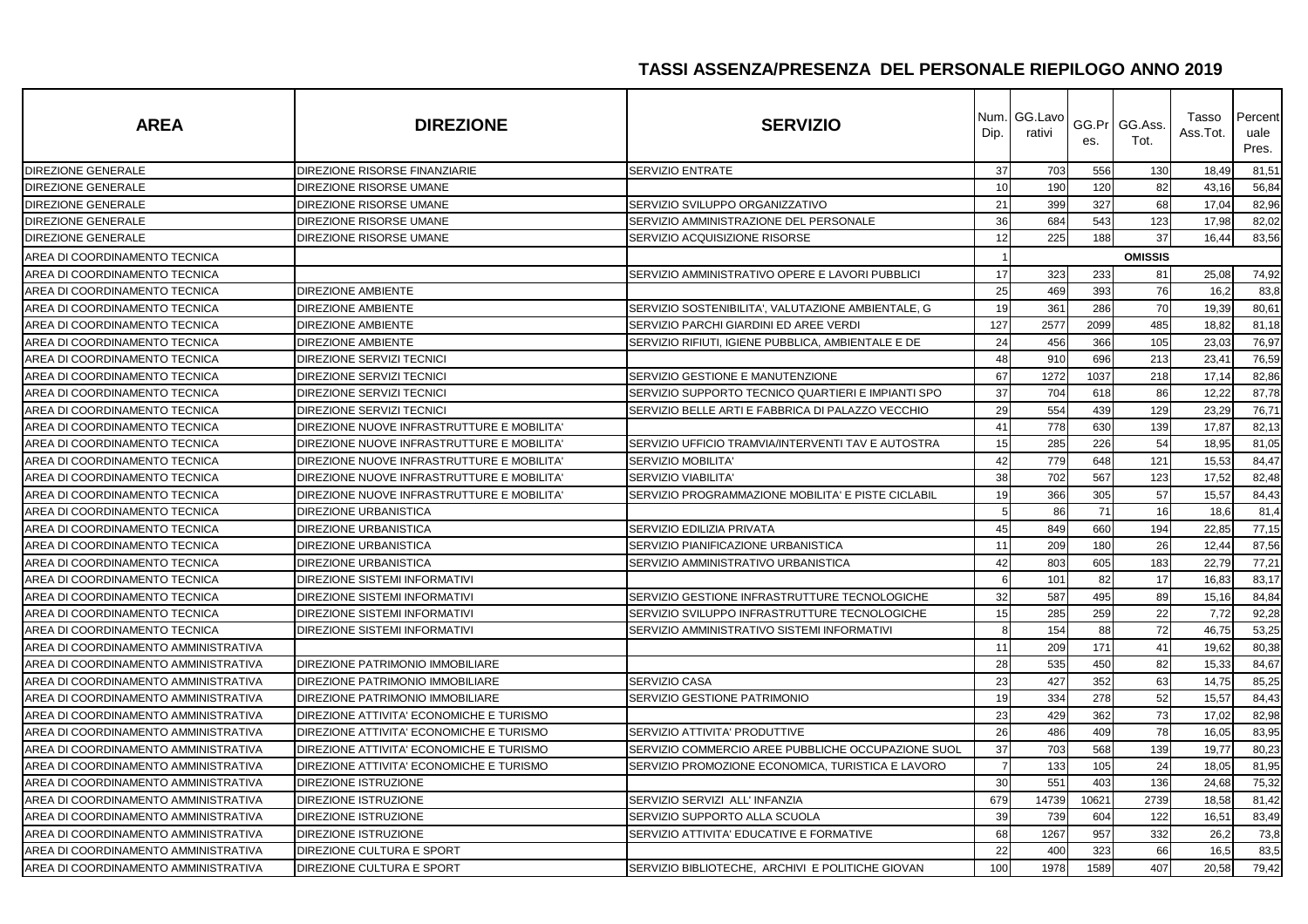# TASSI ASSENZA/PRESENZA DEL PERSONALE RIEPILOGO ANNO 2019

| AREA | DIREZIONE | SERVIZIO | Num. Dip. | GG.Lavorativi | GG.Pres. | GG.Ass. Tot. | Tasso Ass.Tot. | Percentuale Pres. |
|---|---|---|---|---|---|---|---|---|
| DIREZIONE GENERALE | DIREZIONE RISORSE FINANZIARIE | SERVIZIO ENTRATE | 37 | 703 | 556 | 130 | 18,49 | 81,51 |
| DIREZIONE GENERALE | DIREZIONE RISORSE UMANE | | 10 | 190 | 120 | 82 | 43,16 | 56,84 |
| DIREZIONE GENERALE | DIREZIONE RISORSE UMANE | SERVIZIO SVILUPPO ORGANIZZATIVO | 21 | 399 | 327 | 68 | 17,04 | 82,96 |
| DIREZIONE GENERALE | DIREZIONE RISORSE UMANE | SERVIZIO AMMINISTRAZIONE DEL PERSONALE | 36 | 684 | 543 | 123 | 17,98 | 82,02 |
| DIREZIONE GENERALE | DIREZIONE RISORSE UMANE | SERVIZIO ACQUISIZIONE RISORSE | 12 | 225 | 188 | 37 | 16,44 | 83,56 |
| AREA DI COORDINAMENTO TECNICA | | | 1 | | | OMISSIS | | |
| AREA DI COORDINAMENTO TECNICA | | SERVIZIO AMMINISTRATIVO OPERE E LAVORI PUBBLICI | 17 | 323 | 233 | 81 | 25,08 | 74,92 |
| AREA DI COORDINAMENTO TECNICA | DIREZIONE AMBIENTE | | 25 | 469 | 393 | 76 | 16,2 | 83,8 |
| AREA DI COORDINAMENTO TECNICA | DIREZIONE AMBIENTE | SERVIZIO SOSTENIBILITA', VALUTAZIONE AMBIENTALE, G | 19 | 361 | 286 | 70 | 19,39 | 80,61 |
| AREA DI COORDINAMENTO TECNICA | DIREZIONE AMBIENTE | SERVIZIO PARCHI GIARDINI ED AREE VERDI | 127 | 2577 | 2099 | 485 | 18,82 | 81,18 |
| AREA DI COORDINAMENTO TECNICA | DIREZIONE AMBIENTE | SERVIZIO RIFIUTI, IGIENE PUBBLICA, AMBIENTALE E DE | 24 | 456 | 366 | 105 | 23,03 | 76,97 |
| AREA DI COORDINAMENTO TECNICA | DIREZIONE SERVIZI TECNICI | | 48 | 910 | 696 | 213 | 23,41 | 76,59 |
| AREA DI COORDINAMENTO TECNICA | DIREZIONE SERVIZI TECNICI | SERVIZIO GESTIONE E MANUTENZIONE | 67 | 1272 | 1037 | 218 | 17,14 | 82,86 |
| AREA DI COORDINAMENTO TECNICA | DIREZIONE SERVIZI TECNICI | SERVIZIO SUPPORTO TECNICO QUARTIERI E IMPIANTI SPO | 37 | 704 | 618 | 86 | 12,22 | 87,78 |
| AREA DI COORDINAMENTO TECNICA | DIREZIONE SERVIZI TECNICI | SERVIZIO BELLE ARTI E FABBRICA DI PALAZZO VECCHIO | 29 | 554 | 439 | 129 | 23,29 | 76,71 |
| AREA DI COORDINAMENTO TECNICA | DIREZIONE NUOVE INFRASTRUTTURE E MOBILITA' | | 41 | 778 | 630 | 139 | 17,87 | 82,13 |
| AREA DI COORDINAMENTO TECNICA | DIREZIONE NUOVE INFRASTRUTTURE E MOBILITA' | SERVIZIO UFFICIO TRAMVIA/INTERVENTI TAV E AUTOSTRA | 15 | 285 | 226 | 54 | 18,95 | 81,05 |
| AREA DI COORDINAMENTO TECNICA | DIREZIONE NUOVE INFRASTRUTTURE E MOBILITA' | SERVIZIO MOBILITA' | 42 | 779 | 648 | 121 | 15,53 | 84,47 |
| AREA DI COORDINAMENTO TECNICA | DIREZIONE NUOVE INFRASTRUTTURE E MOBILITA' | SERVIZIO VIABILITA' | 38 | 702 | 567 | 123 | 17,52 | 82,48 |
| AREA DI COORDINAMENTO TECNICA | DIREZIONE NUOVE INFRASTRUTTURE E MOBILITA' | SERVIZIO PROGRAMMAZIONE MOBILITA' E PISTE CICLABIL | 19 | 366 | 305 | 57 | 15,57 | 84,43 |
| AREA DI COORDINAMENTO TECNICA | DIREZIONE URBANISTICA | | 5 | 86 | 71 | 16 | 18,6 | 81,4 |
| AREA DI COORDINAMENTO TECNICA | DIREZIONE URBANISTICA | SERVIZIO EDILIZIA PRIVATA | 45 | 849 | 660 | 194 | 22,85 | 77,15 |
| AREA DI COORDINAMENTO TECNICA | DIREZIONE URBANISTICA | SERVIZIO PIANIFICAZIONE URBANISTICA | 11 | 209 | 180 | 26 | 12,44 | 87,56 |
| AREA DI COORDINAMENTO TECNICA | DIREZIONE URBANISTICA | SERVIZIO AMMINISTRATIVO URBANISTICA | 42 | 803 | 605 | 183 | 22,79 | 77,21 |
| AREA DI COORDINAMENTO TECNICA | DIREZIONE SISTEMI INFORMATIVI | | 6 | 101 | 82 | 17 | 16,83 | 83,17 |
| AREA DI COORDINAMENTO TECNICA | DIREZIONE SISTEMI INFORMATIVI | SERVIZIO GESTIONE INFRASTRUTTURE TECNOLOGICHE | 32 | 587 | 495 | 89 | 15,16 | 84,84 |
| AREA DI COORDINAMENTO TECNICA | DIREZIONE SISTEMI INFORMATIVI | SERVIZIO SVILUPPO INFRASTRUTTURE TECNOLOGICHE | 15 | 285 | 259 | 22 | 7,72 | 92,28 |
| AREA DI COORDINAMENTO TECNICA | DIREZIONE SISTEMI INFORMATIVI | SERVIZIO AMMINISTRATIVO SISTEMI INFORMATIVI | 8 | 154 | 88 | 72 | 46,75 | 53,25 |
| AREA DI COORDINAMENTO AMMINISTRATIVA | | | 11 | 209 | 171 | 41 | 19,62 | 80,38 |
| AREA DI COORDINAMENTO AMMINISTRATIVA | DIREZIONE PATRIMONIO IMMOBILIARE | | 28 | 535 | 450 | 82 | 15,33 | 84,67 |
| AREA DI COORDINAMENTO AMMINISTRATIVA | DIREZIONE PATRIMONIO IMMOBILIARE | SERVIZIO CASA | 23 | 427 | 352 | 63 | 14,75 | 85,25 |
| AREA DI COORDINAMENTO AMMINISTRATIVA | DIREZIONE PATRIMONIO IMMOBILIARE | SERVIZIO GESTIONE PATRIMONIO | 19 | 334 | 278 | 52 | 15,57 | 84,43 |
| AREA DI COORDINAMENTO AMMINISTRATIVA | DIREZIONE ATTIVITA' ECONOMICHE E TURISMO | | 23 | 429 | 362 | 73 | 17,02 | 82,98 |
| AREA DI COORDINAMENTO AMMINISTRATIVA | DIREZIONE ATTIVITA' ECONOMICHE E TURISMO | SERVIZIO ATTIVITA' PRODUTTIVE | 26 | 486 | 409 | 78 | 16,05 | 83,95 |
| AREA DI COORDINAMENTO AMMINISTRATIVA | DIREZIONE ATTIVITA' ECONOMICHE E TURISMO | SERVIZIO COMMERCIO AREE PUBBLICHE OCCUPAZIONE SUOL | 37 | 703 | 568 | 139 | 19,77 | 80,23 |
| AREA DI COORDINAMENTO AMMINISTRATIVA | DIREZIONE ATTIVITA' ECONOMICHE E TURISMO | SERVIZIO PROMOZIONE ECONOMICA, TURISTICA E LAVORO | 7 | 133 | 105 | 24 | 18,05 | 81,95 |
| AREA DI COORDINAMENTO AMMINISTRATIVA | DIREZIONE ISTRUZIONE | | 30 | 551 | 403 | 136 | 24,68 | 75,32 |
| AREA DI COORDINAMENTO AMMINISTRATIVA | DIREZIONE ISTRUZIONE | SERVIZIO SERVIZI ALL' INFANZIA | 679 | 14739 | 10621 | 2739 | 18,58 | 81,42 |
| AREA DI COORDINAMENTO AMMINISTRATIVA | DIREZIONE ISTRUZIONE | SERVIZIO SUPPORTO ALLA SCUOLA | 39 | 739 | 604 | 122 | 16,51 | 83,49 |
| AREA DI COORDINAMENTO AMMINISTRATIVA | DIREZIONE ISTRUZIONE | SERVIZIO ATTIVITA' EDUCATIVE E FORMATIVE | 68 | 1267 | 957 | 332 | 26,2 | 73,8 |
| AREA DI COORDINAMENTO AMMINISTRATIVA | DIREZIONE CULTURA E SPORT | | 22 | 400 | 323 | 66 | 16,5 | 83,5 |
| AREA DI COORDINAMENTO AMMINISTRATIVA | DIREZIONE CULTURA E SPORT | SERVIZIO BIBLIOTECHE, ARCHIVI E POLITICHE GIOVAN | 100 | 1978 | 1589 | 407 | 20,58 | 79,42 |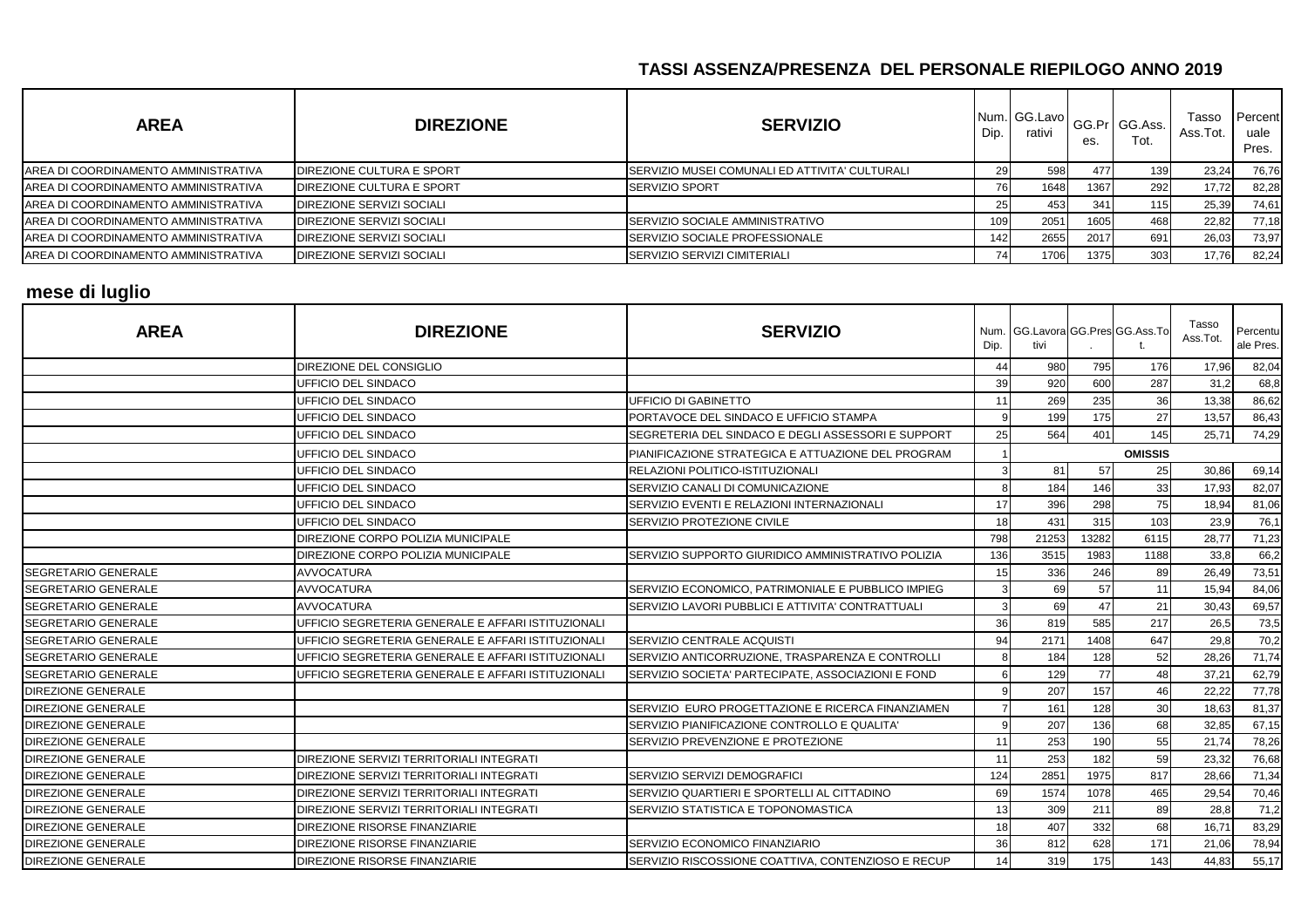## TASSI ASSENZA/PRESENZA DEL PERSONALE RIEPILOGO ANNO 2019

| AREA | DIREZIONE | SERVIZIO | Num. Dip. | GG.Lavorativi | GG.Pres. | GG.Ass. Tot. | Tasso Ass.Tot. | Percentuale Pres. |
|---|---|---|---|---|---|---|---|---|
| AREA DI COORDINAMENTO AMMINISTRATIVA | DIREZIONE CULTURA E SPORT | SERVIZIO MUSEI COMUNALI ED ATTIVITA' CULTURALI | 29 | 598 | 477 | 139 | 23,24 | 76,76 |
| AREA DI COORDINAMENTO AMMINISTRATIVA | DIREZIONE CULTURA E SPORT | SERVIZIO SPORT | 76 | 1648 | 1367 | 292 | 17,72 | 82,28 |
| AREA DI COORDINAMENTO AMMINISTRATIVA | DIREZIONE SERVIZI SOCIALI | | 25 | 453 | 341 | 115 | 25,39 | 74,61 |
| AREA DI COORDINAMENTO AMMINISTRATIVA | DIREZIONE SERVIZI SOCIALI | SERVIZIO SOCIALE AMMINISTRATIVO | 109 | 2051 | 1605 | 468 | 22,82 | 77,18 |
| AREA DI COORDINAMENTO AMMINISTRATIVA | DIREZIONE SERVIZI SOCIALI | SERVIZIO SOCIALE PROFESSIONALE | 142 | 2655 | 2017 | 691 | 26,03 | 73,97 |
| AREA DI COORDINAMENTO AMMINISTRATIVA | DIREZIONE SERVIZI SOCIALI | SERVIZIO SERVIZI CIMITERIALI | 74 | 1706 | 1375 | 303 | 17,76 | 82,24 |

## mese di luglio

| AREA | DIREZIONE | SERVIZIO | Num. Dip. | GG.Lavorativi | GG.Pres. | GG.Ass.Tot. | Tasso Ass.Tot. | Percentuale Pres. |
|---|---|---|---|---|---|---|---|---|
| | DIREZIONE DEL CONSIGLIO | | 44 | 980 | 795 | 176 | 17,96 | 82,04 |
| | UFFICIO DEL SINDACO | | 39 | 920 | 600 | 287 | 31,2 | 68,8 |
| | UFFICIO DEL SINDACO | UFFICIO DI GABINETTO | 11 | 269 | 235 | 36 | 13,38 | 86,62 |
| | UFFICIO DEL SINDACO | PORTAVOCE DEL SINDACO E UFFICIO STAMPA | 9 | 199 | 175 | 27 | 13,57 | 86,43 |
| | UFFICIO DEL SINDACO | SEGRETERIA DEL SINDACO E DEGLI ASSESSORI E SUPPORT | 25 | 564 | 401 | 145 | 25,71 | 74,29 |
| | UFFICIO DEL SINDACO | PIANIFICAZIONE STRATEGICA E ATTUAZIONE DEL PROGRAM | 1 | | | OMISSIS | | |
| | UFFICIO DEL SINDACO | RELAZIONI POLITICO-ISTITUZIONALI | 3 | 81 | 57 | 25 | 30,86 | 69,14 |
| | UFFICIO DEL SINDACO | SERVIZIO CANALI DI COMUNICAZIONE | 8 | 184 | 146 | 33 | 17,93 | 82,07 |
| | UFFICIO DEL SINDACO | SERVIZIO EVENTI E RELAZIONI INTERNAZIONALI | 17 | 396 | 298 | 75 | 18,94 | 81,06 |
| | UFFICIO DEL SINDACO | SERVIZIO PROTEZIONE CIVILE | 18 | 431 | 315 | 103 | 23,9 | 76,1 |
| | DIREZIONE CORPO POLIZIA MUNICIPALE | | 798 | 21253 | 13282 | 6115 | 28,77 | 71,23 |
| | DIREZIONE CORPO POLIZIA MUNICIPALE | SERVIZIO SUPPORTO GIURIDICO AMMINISTRATIVO POLIZIA | 136 | 3515 | 1983 | 1188 | 33,8 | 66,2 |
| SEGRETARIO GENERALE | AVVOCATURA | | 15 | 336 | 246 | 89 | 26,49 | 73,51 |
| SEGRETARIO GENERALE | AVVOCATURA | SERVIZIO ECONOMICO, PATRIMONIALE E PUBBLICO IMPIEG | 3 | 69 | 57 | 11 | 15,94 | 84,06 |
| SEGRETARIO GENERALE | AVVOCATURA | SERVIZIO LAVORI PUBBLICI E ATTIVITA' CONTRATTUALI | 3 | 69 | 47 | 21 | 30,43 | 69,57 |
| SEGRETARIO GENERALE | UFFICIO SEGRETERIA GENERALE E AFFARI ISTITUZIONALI | | 36 | 819 | 585 | 217 | 26,5 | 73,5 |
| SEGRETARIO GENERALE | UFFICIO SEGRETERIA GENERALE E AFFARI ISTITUZIONALI | SERVIZIO CENTRALE ACQUISTI | 94 | 2171 | 1408 | 647 | 29,8 | 70,2 |
| SEGRETARIO GENERALE | UFFICIO SEGRETERIA GENERALE E AFFARI ISTITUZIONALI | SERVIZIO ANTICORRUZIONE, TRASPARENZA E CONTROLLI | 8 | 184 | 128 | 52 | 28,26 | 71,74 |
| SEGRETARIO GENERALE | UFFICIO SEGRETERIA GENERALE E AFFARI ISTITUZIONALI | SERVIZIO SOCIETA' PARTECIPATE, ASSOCIAZIONI E FOND | 6 | 129 | 77 | 48 | 37,21 | 62,79 |
| DIREZIONE GENERALE | | | 9 | 207 | 157 | 46 | 22,22 | 77,78 |
| DIREZIONE GENERALE | | SERVIZIO EURO PROGETTAZIONE E RICERCA FINANZIAMEN | 7 | 161 | 128 | 30 | 18,63 | 81,37 |
| DIREZIONE GENERALE | | SERVIZIO PIANIFICAZIONE CONTROLLO E QUALITA' | 9 | 207 | 136 | 68 | 32,85 | 67,15 |
| DIREZIONE GENERALE | | SERVIZIO PREVENZIONE E PROTEZIONE | 11 | 253 | 190 | 55 | 21,74 | 78,26 |
| DIREZIONE GENERALE | DIREZIONE SERVIZI TERRITORIALI INTEGRATI | | 11 | 253 | 182 | 59 | 23,32 | 76,68 |
| DIREZIONE GENERALE | DIREZIONE SERVIZI TERRITORIALI INTEGRATI | SERVIZIO SERVIZI DEMOGRAFICI | 124 | 2851 | 1975 | 817 | 28,66 | 71,34 |
| DIREZIONE GENERALE | DIREZIONE SERVIZI TERRITORIALI INTEGRATI | SERVIZIO QUARTIERI E SPORTELLI AL CITTADINO | 69 | 1574 | 1078 | 465 | 29,54 | 70,46 |
| DIREZIONE GENERALE | DIREZIONE SERVIZI TERRITORIALI INTEGRATI | SERVIZIO STATISTICA E TOPONOMASTICA | 13 | 309 | 211 | 89 | 28,8 | 71,2 |
| DIREZIONE GENERALE | DIREZIONE RISORSE FINANZIARIE | | 18 | 407 | 332 | 68 | 16,71 | 83,29 |
| DIREZIONE GENERALE | DIREZIONE RISORSE FINANZIARIE | SERVIZIO ECONOMICO FINANZIARIO | 36 | 812 | 628 | 171 | 21,06 | 78,94 |
| DIREZIONE GENERALE | DIREZIONE RISORSE FINANZIARIE | SERVIZIO RISCOSSIONE COATTIVA, CONTENZIOSO E RECUP | 14 | 319 | 175 | 143 | 44,83 | 55,17 |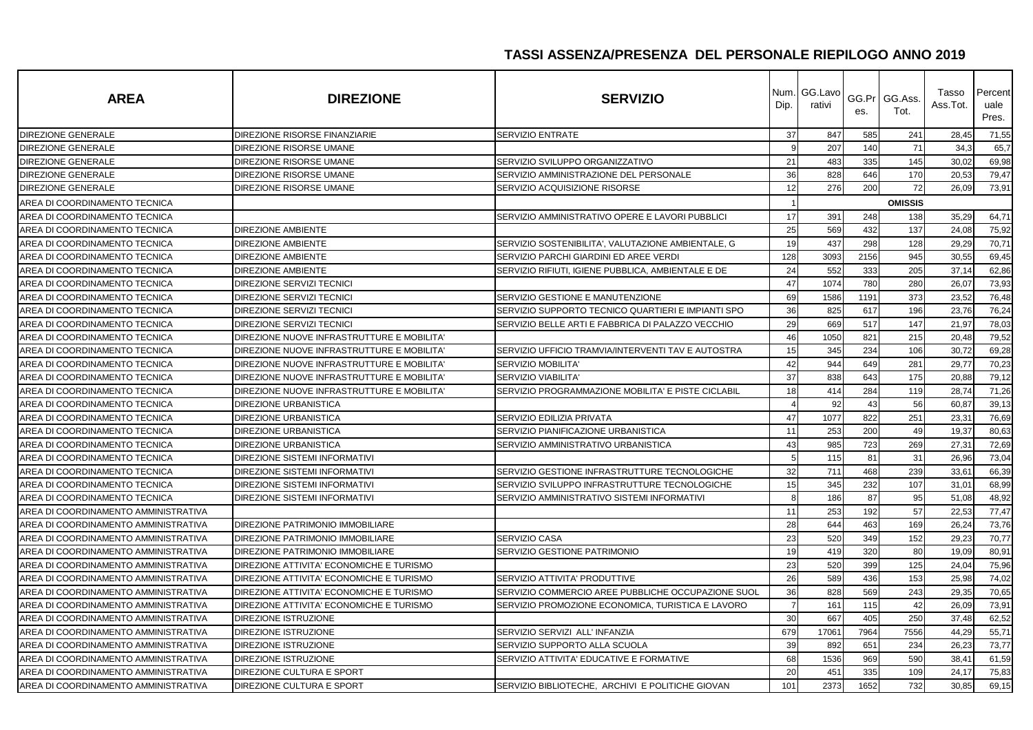## TASSI ASSENZA/PRESENZA DEL PERSONALE RIEPILOGO ANNO 2019

| AREA | DIREZIONE | SERVIZIO | Num. Dip. | GG.Lavorativi | GG.Pres. | GG.Ass. Tot. | Tasso Ass.Tot. | Percentuale Pres. |
|---|---|---|---|---|---|---|---|---|
| DIREZIONE GENERALE | DIREZIONE RISORSE FINANZIARIE | SERVIZIO ENTRATE | 37 | 847 | 585 | 241 | 28,45 | 71,55 |
| DIREZIONE GENERALE | DIREZIONE RISORSE UMANE | | 9 | 207 | 140 | 71 | 34,3 | 65,7 |
| DIREZIONE GENERALE | DIREZIONE RISORSE UMANE | SERVIZIO SVILUPPO ORGANIZZATIVO | 21 | 483 | 335 | 145 | 30,02 | 69,98 |
| DIREZIONE GENERALE | DIREZIONE RISORSE UMANE | SERVIZIO AMMINISTRAZIONE DEL PERSONALE | 36 | 828 | 646 | 170 | 20,53 | 79,47 |
| DIREZIONE GENERALE | DIREZIONE RISORSE UMANE | SERVIZIO ACQUISIZIONE RISORSE | 12 | 276 | 200 | 72 | 26,09 | 73,91 |
| AREA DI COORDINAMENTO TECNICA | | | 1 | | | OMISSIS | | |
| AREA DI COORDINAMENTO TECNICA | | SERVIZIO AMMINISTRATIVO OPERE E LAVORI PUBBLICI | 17 | 391 | 248 | 138 | 35,29 | 64,71 |
| AREA DI COORDINAMENTO TECNICA | DIREZIONE AMBIENTE | | 25 | 569 | 432 | 137 | 24,08 | 75,92 |
| AREA DI COORDINAMENTO TECNICA | DIREZIONE AMBIENTE | SERVIZIO SOSTENIBILITA', VALUTAZIONE AMBIENTALE, G | 19 | 437 | 298 | 128 | 29,29 | 70,71 |
| AREA DI COORDINAMENTO TECNICA | DIREZIONE AMBIENTE | SERVIZIO PARCHI GIARDINI ED AREE VERDI | 128 | 3093 | 2156 | 945 | 30,55 | 69,45 |
| AREA DI COORDINAMENTO TECNICA | DIREZIONE AMBIENTE | SERVIZIO RIFIUTI, IGIENE PUBBLICA, AMBIENTALE E DE | 24 | 552 | 333 | 205 | 37,14 | 62,86 |
| AREA DI COORDINAMENTO TECNICA | DIREZIONE SERVIZI TECNICI | | 47 | 1074 | 780 | 280 | 26,07 | 73,93 |
| AREA DI COORDINAMENTO TECNICA | DIREZIONE SERVIZI TECNICI | SERVIZIO GESTIONE E MANUTENZIONE | 69 | 1586 | 1191 | 373 | 23,52 | 76,48 |
| AREA DI COORDINAMENTO TECNICA | DIREZIONE SERVIZI TECNICI | SERVIZIO SUPPORTO TECNICO QUARTIERI E IMPIANTI SPO | 36 | 825 | 617 | 196 | 23,76 | 76,24 |
| AREA DI COORDINAMENTO TECNICA | DIREZIONE SERVIZI TECNICI | SERVIZIO BELLE ARTI E FABBRICA DI PALAZZO VECCHIO | 29 | 669 | 517 | 147 | 21,97 | 78,03 |
| AREA DI COORDINAMENTO TECNICA | DIREZIONE NUOVE INFRASTRUTTURE E MOBILITA' | | 46 | 1050 | 821 | 215 | 20,48 | 79,52 |
| AREA DI COORDINAMENTO TECNICA | DIREZIONE NUOVE INFRASTRUTTURE E MOBILITA' | SERVIZIO UFFICIO TRAMVIA/INTERVENTI TAV E AUTOSTRA | 15 | 345 | 234 | 106 | 30,72 | 69,28 |
| AREA DI COORDINAMENTO TECNICA | DIREZIONE NUOVE INFRASTRUTTURE E MOBILITA' | SERVIZIO MOBILITA' | 42 | 944 | 649 | 281 | 29,77 | 70,23 |
| AREA DI COORDINAMENTO TECNICA | DIREZIONE NUOVE INFRASTRUTTURE E MOBILITA' | SERVIZIO VIABILITA' | 37 | 838 | 643 | 175 | 20,88 | 79,12 |
| AREA DI COORDINAMENTO TECNICA | DIREZIONE NUOVE INFRASTRUTTURE E MOBILITA' | SERVIZIO PROGRAMMAZIONE MOBILITA' E PISTE CICLABIL | 18 | 414 | 284 | 119 | 28,74 | 71,26 |
| AREA DI COORDINAMENTO TECNICA | DIREZIONE URBANISTICA | | 4 | 92 | 43 | 56 | 60,87 | 39,13 |
| AREA DI COORDINAMENTO TECNICA | DIREZIONE URBANISTICA | SERVIZIO EDILIZIA PRIVATA | 47 | 1077 | 822 | 251 | 23,31 | 76,69 |
| AREA DI COORDINAMENTO TECNICA | DIREZIONE URBANISTICA | SERVIZIO PIANIFICAZIONE URBANISTICA | 11 | 253 | 200 | 49 | 19,37 | 80,63 |
| AREA DI COORDINAMENTO TECNICA | DIREZIONE URBANISTICA | SERVIZIO AMMINISTRATIVO URBANISTICA | 43 | 985 | 723 | 269 | 27,31 | 72,69 |
| AREA DI COORDINAMENTO TECNICA | DIREZIONE SISTEMI INFORMATIVI | | 5 | 115 | 81 | 31 | 26,96 | 73,04 |
| AREA DI COORDINAMENTO TECNICA | DIREZIONE SISTEMI INFORMATIVI | SERVIZIO GESTIONE INFRASTRUTTURE TECNOLOGICHE | 32 | 711 | 468 | 239 | 33,61 | 66,39 |
| AREA DI COORDINAMENTO TECNICA | DIREZIONE SISTEMI INFORMATIVI | SERVIZIO SVILUPPO INFRASTRUTTURE TECNOLOGICHE | 15 | 345 | 232 | 107 | 31,01 | 68,99 |
| AREA DI COORDINAMENTO TECNICA | DIREZIONE SISTEMI INFORMATIVI | SERVIZIO AMMINISTRATIVO SISTEMI INFORMATIVI | 8 | 186 | 87 | 95 | 51,08 | 48,92 |
| AREA DI COORDINAMENTO AMMINISTRATIVA | | | 11 | 253 | 192 | 57 | 22,53 | 77,47 |
| AREA DI COORDINAMENTO AMMINISTRATIVA | DIREZIONE PATRIMONIO IMMOBILIARE | | 28 | 644 | 463 | 169 | 26,24 | 73,76 |
| AREA DI COORDINAMENTO AMMINISTRATIVA | DIREZIONE PATRIMONIO IMMOBILIARE | SERVIZIO CASA | 23 | 520 | 349 | 152 | 29,23 | 70,77 |
| AREA DI COORDINAMENTO AMMINISTRATIVA | DIREZIONE PATRIMONIO IMMOBILIARE | SERVIZIO GESTIONE PATRIMONIO | 19 | 419 | 320 | 80 | 19,09 | 80,91 |
| AREA DI COORDINAMENTO AMMINISTRATIVA | DIREZIONE ATTIVITA' ECONOMICHE E TURISMO | | 23 | 520 | 399 | 125 | 24,04 | 75,96 |
| AREA DI COORDINAMENTO AMMINISTRATIVA | DIREZIONE ATTIVITA' ECONOMICHE E TURISMO | SERVIZIO ATTIVITA' PRODUTTIVE | 26 | 589 | 436 | 153 | 25,98 | 74,02 |
| AREA DI COORDINAMENTO AMMINISTRATIVA | DIREZIONE ATTIVITA' ECONOMICHE E TURISMO | SERVIZIO COMMERCIO AREE PUBBLICHE OCCUPAZIONE SUOL | 36 | 828 | 569 | 243 | 29,35 | 70,65 |
| AREA DI COORDINAMENTO AMMINISTRATIVA | DIREZIONE ATTIVITA' ECONOMICHE E TURISMO | SERVIZIO PROMOZIONE ECONOMICA, TURISTICA E LAVORO | 7 | 161 | 115 | 42 | 26,09 | 73,91 |
| AREA DI COORDINAMENTO AMMINISTRATIVA | DIREZIONE ISTRUZIONE | | 30 | 667 | 405 | 250 | 37,48 | 62,52 |
| AREA DI COORDINAMENTO AMMINISTRATIVA | DIREZIONE ISTRUZIONE | SERVIZIO SERVIZI ALL' INFANZIA | 679 | 17061 | 7964 | 7556 | 44,29 | 55,71 |
| AREA DI COORDINAMENTO AMMINISTRATIVA | DIREZIONE ISTRUZIONE | SERVIZIO SUPPORTO ALLA SCUOLA | 39 | 892 | 651 | 234 | 26,23 | 73,77 |
| AREA DI COORDINAMENTO AMMINISTRATIVA | DIREZIONE ISTRUZIONE | SERVIZIO ATTIVITA' EDUCATIVE E FORMATIVE | 68 | 1536 | 969 | 590 | 38,41 | 61,59 |
| AREA DI COORDINAMENTO AMMINISTRATIVA | DIREZIONE CULTURA E SPORT | | 20 | 451 | 335 | 109 | 24,17 | 75,83 |
| AREA DI COORDINAMENTO AMMINISTRATIVA | DIREZIONE CULTURA E SPORT | SERVIZIO BIBLIOTECHE, ARCHIVI E POLITICHE GIOVAN | 101 | 2373 | 1652 | 732 | 30,85 | 69,15 |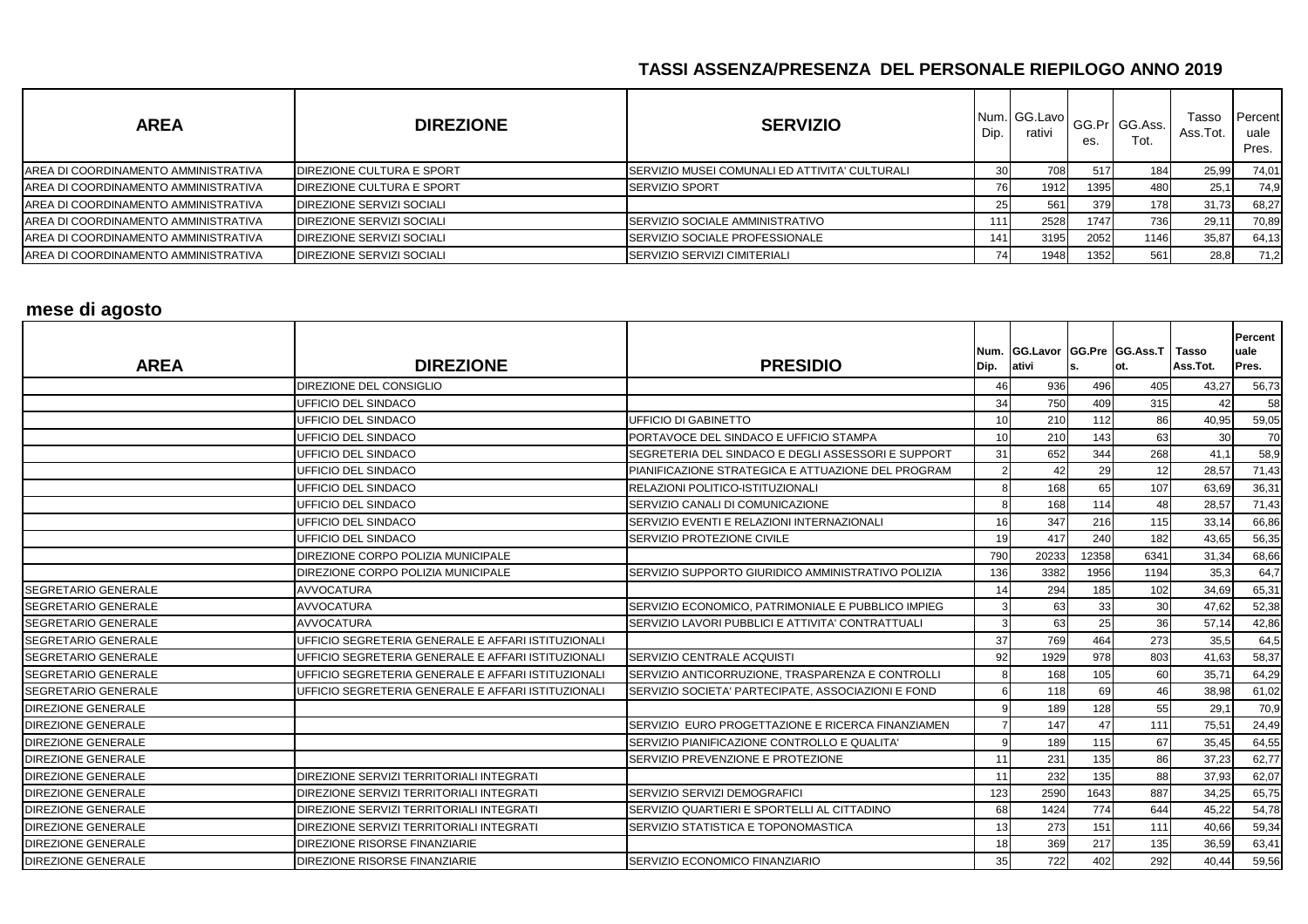## TASSI ASSENZA/PRESENZA DEL PERSONALE RIEPILOGO ANNO 2019

| AREA | DIREZIONE | SERVIZIO | Num. Dip. | GG.Lavorativi | GG.Pres. | GG.Ass. Tot. | Tasso Ass.Tot. | Percentuale Pres. |
|---|---|---|---|---|---|---|---|---|
| AREA DI COORDINAMENTO AMMINISTRATIVA | DIREZIONE CULTURA E SPORT | SERVIZIO MUSEI COMUNALI ED ATTIVITA' CULTURALI | 30 | 708 | 517 | 184 | 25,99 | 74,01 |
| AREA DI COORDINAMENTO AMMINISTRATIVA | DIREZIONE CULTURA E SPORT | SERVIZIO SPORT | 76 | 1912 | 1395 | 480 | 25,1 | 74,9 |
| AREA DI COORDINAMENTO AMMINISTRATIVA | DIREZIONE SERVIZI SOCIALI | | 25 | 561 | 379 | 178 | 31,73 | 68,27 |
| AREA DI COORDINAMENTO AMMINISTRATIVA | DIREZIONE SERVIZI SOCIALI | SERVIZIO SOCIALE AMMINISTRATIVO | 111 | 2528 | 1747 | 736 | 29,11 | 70,89 |
| AREA DI COORDINAMENTO AMMINISTRATIVA | DIREZIONE SERVIZI SOCIALI | SERVIZIO SOCIALE PROFESSIONALE | 141 | 3195 | 2052 | 1146 | 35,87 | 64,13 |
| AREA DI COORDINAMENTO AMMINISTRATIVA | DIREZIONE SERVIZI SOCIALI | SERVIZIO SERVIZI CIMITERIALI | 74 | 1948 | 1352 | 561 | 28,8 | 71,2 |

## mese di agosto

| AREA | DIREZIONE | PRESIDIO | Num. Dip. | GG.Lavorativi | GG.Pres. | GG.Ass.Tot. | Tasso Ass.Tot. | Percentuale Pres. |
|---|---|---|---|---|---|---|---|---|
| | DIREZIONE DEL CONSIGLIO | | 46 | 936 | 496 | 405 | 43,27 | 56,73 |
| | UFFICIO DEL SINDACO | | 34 | 750 | 409 | 315 | 42 | 58 |
| | UFFICIO DEL SINDACO | UFFICIO DI GABINETTO | 10 | 210 | 112 | 86 | 40,95 | 59,05 |
| | UFFICIO DEL SINDACO | PORTAVOCE DEL SINDACO E UFFICIO STAMPA | 10 | 210 | 143 | 63 | 30 | 70 |
| | UFFICIO DEL SINDACO | SEGRETERIA DEL SINDACO E DEGLI ASSESSORI E SUPPORT | 31 | 652 | 344 | 268 | 41,1 | 58,9 |
| | UFFICIO DEL SINDACO | PIANIFICAZIONE STRATEGICA E ATTUAZIONE DEL PROGRAM | 2 | 42 | 29 | 12 | 28,57 | 71,43 |
| | UFFICIO DEL SINDACO | RELAZIONI POLITICO-ISTITUZIONALI | 8 | 168 | 65 | 107 | 63,69 | 36,31 |
| | UFFICIO DEL SINDACO | SERVIZIO CANALI DI COMUNICAZIONE | 8 | 168 | 114 | 48 | 28,57 | 71,43 |
| | UFFICIO DEL SINDACO | SERVIZIO EVENTI E RELAZIONI INTERNAZIONALI | 16 | 347 | 216 | 115 | 33,14 | 66,86 |
| | UFFICIO DEL SINDACO | SERVIZIO PROTEZIONE CIVILE | 19 | 417 | 240 | 182 | 43,65 | 56,35 |
| | DIREZIONE CORPO POLIZIA MUNICIPALE | | 790 | 20233 | 12358 | 6341 | 31,34 | 68,66 |
| | DIREZIONE CORPO POLIZIA MUNICIPALE | SERVIZIO SUPPORTO GIURIDICO AMMINISTRATIVO POLIZIA | 136 | 3382 | 1956 | 1194 | 35,3 | 64,7 |
| SEGRETARIO GENERALE | AVVOCATURA | | 14 | 294 | 185 | 102 | 34,69 | 65,31 |
| SEGRETARIO GENERALE | AVVOCATURA | SERVIZIO ECONOMICO, PATRIMONIALE E PUBBLICO IMPIEG | 3 | 63 | 33 | 30 | 47,62 | 52,38 |
| SEGRETARIO GENERALE | AVVOCATURA | SERVIZIO LAVORI PUBBLICI E ATTIVITA' CONTRATTUALI | 3 | 63 | 25 | 36 | 57,14 | 42,86 |
| SEGRETARIO GENERALE | UFFICIO SEGRETERIA GENERALE E AFFARI ISTITUZIONALI | | 37 | 769 | 464 | 273 | 35,5 | 64,5 |
| SEGRETARIO GENERALE | UFFICIO SEGRETERIA GENERALE E AFFARI ISTITUZIONALI | SERVIZIO CENTRALE ACQUISTI | 92 | 1929 | 978 | 803 | 41,63 | 58,37 |
| SEGRETARIO GENERALE | UFFICIO SEGRETERIA GENERALE E AFFARI ISTITUZIONALI | SERVIZIO ANTICORRUZIONE, TRASPARENZA E CONTROLLI | 8 | 168 | 105 | 60 | 35,71 | 64,29 |
| SEGRETARIO GENERALE | UFFICIO SEGRETERIA GENERALE E AFFARI ISTITUZIONALI | SERVIZIO SOCIETA' PARTECIPATE, ASSOCIAZIONI E FOND | 6 | 118 | 69 | 46 | 38,98 | 61,02 |
| DIREZIONE GENERALE | | | 9 | 189 | 128 | 55 | 29,1 | 70,9 |
| DIREZIONE GENERALE | | SERVIZIO EURO PROGETTAZIONE E RICERCA FINANZIAMEN | 7 | 147 | 47 | 111 | 75,51 | 24,49 |
| DIREZIONE GENERALE | | SERVIZIO PIANIFICAZIONE CONTROLLO E QUALITA' | 9 | 189 | 115 | 67 | 35,45 | 64,55 |
| DIREZIONE GENERALE | | SERVIZIO PREVENZIONE E PROTEZIONE | 11 | 231 | 135 | 86 | 37,23 | 62,77 |
| DIREZIONE GENERALE | DIREZIONE SERVIZI TERRITORIALI INTEGRATI | | 11 | 232 | 135 | 88 | 37,93 | 62,07 |
| DIREZIONE GENERALE | DIREZIONE SERVIZI TERRITORIALI INTEGRATI | SERVIZIO SERVIZI DEMOGRAFICI | 123 | 2590 | 1643 | 887 | 34,25 | 65,75 |
| DIREZIONE GENERALE | DIREZIONE SERVIZI TERRITORIALI INTEGRATI | SERVIZIO QUARTIERI E SPORTELLI AL CITTADINO | 68 | 1424 | 774 | 644 | 45,22 | 54,78 |
| DIREZIONE GENERALE | DIREZIONE SERVIZI TERRITORIALI INTEGRATI | SERVIZIO STATISTICA E TOPONOMASTICA | 13 | 273 | 151 | 111 | 40,66 | 59,34 |
| DIREZIONE GENERALE | DIREZIONE RISORSE FINANZIARIE | | 18 | 369 | 217 | 135 | 36,59 | 63,41 |
| DIREZIONE GENERALE | DIREZIONE RISORSE FINANZIARIE | SERVIZIO ECONOMICO FINANZIARIO | 35 | 722 | 402 | 292 | 40,44 | 59,56 |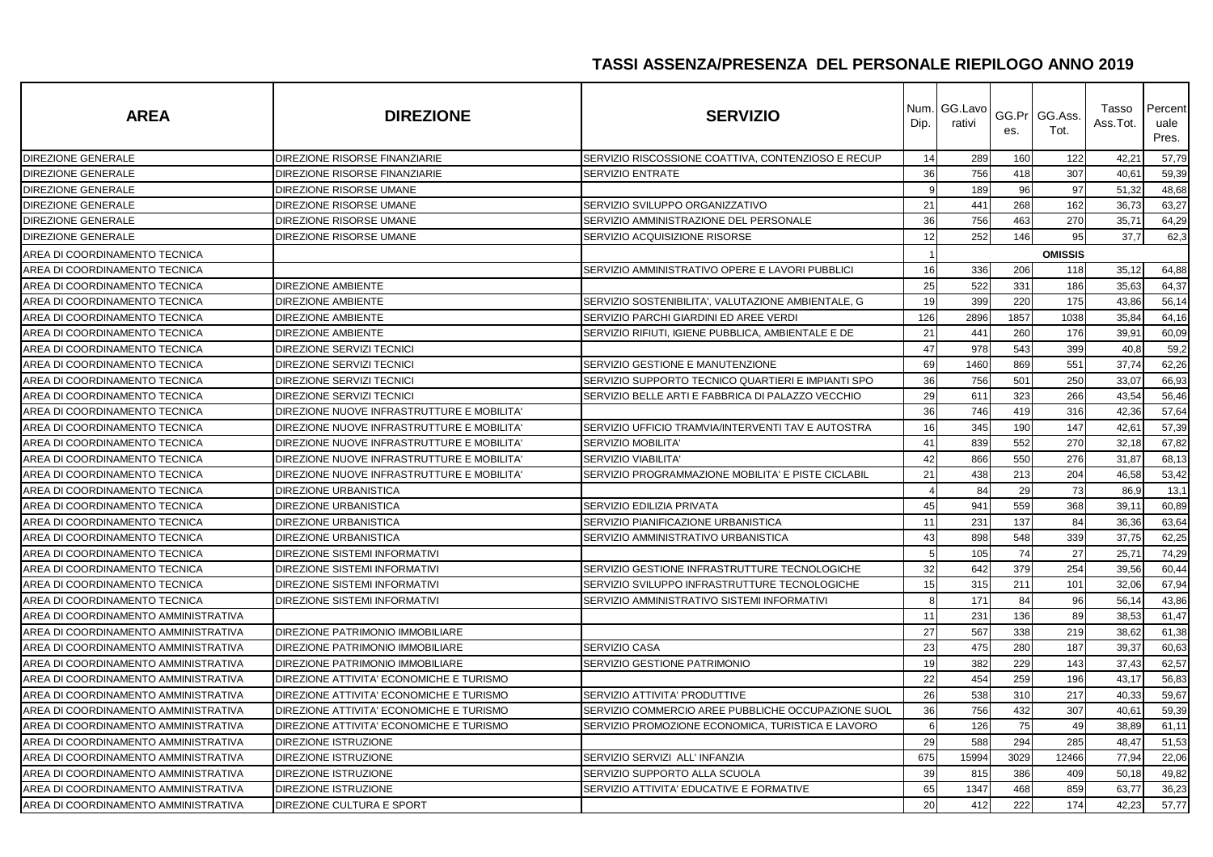## TASSI ASSENZA/PRESENZA DEL PERSONALE RIEPILOGO ANNO 2019

| AREA | DIREZIONE | SERVIZIO | Num. Dip. | GG.Lavorativi | GG.Pres. | GG.Ass. Tot. | Tasso Ass.Tot. | Percentuale Pres. |
|---|---|---|---|---|---|---|---|---|
| DIREZIONE GENERALE | DIREZIONE RISORSE FINANZIARIE | SERVIZIO RISCOSSIONE COATTIVA, CONTENZIOSO E RECUP | 14 | 289 | 160 | 122 | 42,21 | 57,79 |
| DIREZIONE GENERALE | DIREZIONE RISORSE FINANZIARIE | SERVIZIO ENTRATE | 36 | 756 | 418 | 307 | 40,61 | 59,39 |
| DIREZIONE GENERALE | DIREZIONE RISORSE UMANE | | 9 | 189 | 96 | 97 | 51,32 | 48,68 |
| DIREZIONE GENERALE | DIREZIONE RISORSE UMANE | SERVIZIO SVILUPPO ORGANIZZATIVO | 21 | 441 | 268 | 162 | 36,73 | 63,27 |
| DIREZIONE GENERALE | DIREZIONE RISORSE UMANE | SERVIZIO AMMINISTRAZIONE DEL PERSONALE | 36 | 756 | 463 | 270 | 35,71 | 64,29 |
| DIREZIONE GENERALE | DIREZIONE RISORSE UMANE | SERVIZIO ACQUISIZIONE RISORSE | 12 | 252 | 146 | 95 | 37,7 | 62,3 |
| AREA DI COORDINAMENTO TECNICA | | | 1 | | | OMISSIS | | |
| AREA DI COORDINAMENTO TECNICA | | SERVIZIO AMMINISTRATIVO OPERE E LAVORI PUBBLICI | 16 | 336 | 206 | 118 | 35,12 | 64,88 |
| AREA DI COORDINAMENTO TECNICA | DIREZIONE AMBIENTE | | 25 | 522 | 331 | 186 | 35,63 | 64,37 |
| AREA DI COORDINAMENTO TECNICA | DIREZIONE AMBIENTE | SERVIZIO SOSTENIBILITA', VALUTAZIONE AMBIENTALE, G | 19 | 399 | 220 | 175 | 43,86 | 56,14 |
| AREA DI COORDINAMENTO TECNICA | DIREZIONE AMBIENTE | SERVIZIO PARCHI GIARDINI ED AREE VERDI | 126 | 2896 | 1857 | 1038 | 35,84 | 64,16 |
| AREA DI COORDINAMENTO TECNICA | DIREZIONE AMBIENTE | SERVIZIO RIFIUTI, IGIENE PUBBLICA, AMBIENTALE E DE | 21 | 441 | 260 | 176 | 39,91 | 60,09 |
| AREA DI COORDINAMENTO TECNICA | DIREZIONE SERVIZI TECNICI | | 47 | 978 | 543 | 399 | 40,8 | 59,2 |
| AREA DI COORDINAMENTO TECNICA | DIREZIONE SERVIZI TECNICI | SERVIZIO GESTIONE E MANUTENZIONE | 69 | 1460 | 869 | 551 | 37,74 | 62,26 |
| AREA DI COORDINAMENTO TECNICA | DIREZIONE SERVIZI TECNICI | SERVIZIO SUPPORTO TECNICO QUARTIERI E IMPIANTI SPO | 36 | 756 | 501 | 250 | 33,07 | 66,93 |
| AREA DI COORDINAMENTO TECNICA | DIREZIONE SERVIZI TECNICI | SERVIZIO BELLE ARTI E FABBRICA DI PALAZZO VECCHIO | 29 | 611 | 323 | 266 | 43,54 | 56,46 |
| AREA DI COORDINAMENTO TECNICA | DIREZIONE NUOVE INFRASTRUTTURE E MOBILITA' | | 36 | 746 | 419 | 316 | 42,36 | 57,64 |
| AREA DI COORDINAMENTO TECNICA | DIREZIONE NUOVE INFRASTRUTTURE E MOBILITA' | SERVIZIO UFFICIO TRAMVIA/INTERVENTI TAV E AUTOSTRA | 16 | 345 | 190 | 147 | 42,61 | 57,39 |
| AREA DI COORDINAMENTO TECNICA | DIREZIONE NUOVE INFRASTRUTTURE E MOBILITA' | SERVIZIO MOBILITA' | 41 | 839 | 552 | 270 | 32,18 | 67,82 |
| AREA DI COORDINAMENTO TECNICA | DIREZIONE NUOVE INFRASTRUTTURE E MOBILITA' | SERVIZIO VIABILITA' | 42 | 866 | 550 | 276 | 31,87 | 68,13 |
| AREA DI COORDINAMENTO TECNICA | DIREZIONE NUOVE INFRASTRUTTURE E MOBILITA' | SERVIZIO PROGRAMMAZIONE MOBILITA' E PISTE CICLABIL | 21 | 438 | 213 | 204 | 46,58 | 53,42 |
| AREA DI COORDINAMENTO TECNICA | DIREZIONE URBANISTICA | | 4 | 84 | 29 | 73 | 86,9 | 13,1 |
| AREA DI COORDINAMENTO TECNICA | DIREZIONE URBANISTICA | SERVIZIO EDILIZIA PRIVATA | 45 | 941 | 559 | 368 | 39,11 | 60,89 |
| AREA DI COORDINAMENTO TECNICA | DIREZIONE URBANISTICA | SERVIZIO PIANIFICAZIONE URBANISTICA | 11 | 231 | 137 | 84 | 36,36 | 63,64 |
| AREA DI COORDINAMENTO TECNICA | DIREZIONE URBANISTICA | SERVIZIO AMMINISTRATIVO URBANISTICA | 43 | 898 | 548 | 339 | 37,75 | 62,25 |
| AREA DI COORDINAMENTO TECNICA | DIREZIONE SISTEMI INFORMATIVI | | 5 | 105 | 74 | 27 | 25,71 | 74,29 |
| AREA DI COORDINAMENTO TECNICA | DIREZIONE SISTEMI INFORMATIVI | SERVIZIO GESTIONE INFRASTRUTTURE TECNOLOGICHE | 32 | 642 | 379 | 254 | 39,56 | 60,44 |
| AREA DI COORDINAMENTO TECNICA | DIREZIONE SISTEMI INFORMATIVI | SERVIZIO SVILUPPO INFRASTRUTTURE TECNOLOGICHE | 15 | 315 | 211 | 101 | 32,06 | 67,94 |
| AREA DI COORDINAMENTO TECNICA | DIREZIONE SISTEMI INFORMATIVI | SERVIZIO AMMINISTRATIVO SISTEMI INFORMATIVI | 8 | 171 | 84 | 96 | 56,14 | 43,86 |
| AREA DI COORDINAMENTO AMMINISTRATIVA | | | 11 | 231 | 136 | 89 | 38,53 | 61,47 |
| AREA DI COORDINAMENTO AMMINISTRATIVA | DIREZIONE PATRIMONIO IMMOBILIARE | | 27 | 567 | 338 | 219 | 38,62 | 61,38 |
| AREA DI COORDINAMENTO AMMINISTRATIVA | DIREZIONE PATRIMONIO IMMOBILIARE | SERVIZIO CASA | 23 | 475 | 280 | 187 | 39,37 | 60,63 |
| AREA DI COORDINAMENTO AMMINISTRATIVA | DIREZIONE PATRIMONIO IMMOBILIARE | SERVIZIO GESTIONE PATRIMONIO | 19 | 382 | 229 | 143 | 37,43 | 62,57 |
| AREA DI COORDINAMENTO AMMINISTRATIVA | DIREZIONE ATTIVITA' ECONOMICHE E TURISMO | | 22 | 454 | 259 | 196 | 43,17 | 56,83 |
| AREA DI COORDINAMENTO AMMINISTRATIVA | DIREZIONE ATTIVITA' ECONOMICHE E TURISMO | SERVIZIO ATTIVITA' PRODUTTIVE | 26 | 538 | 310 | 217 | 40,33 | 59,67 |
| AREA DI COORDINAMENTO AMMINISTRATIVA | DIREZIONE ATTIVITA' ECONOMICHE E TURISMO | SERVIZIO COMMERCIO AREE PUBBLICHE OCCUPAZIONE SUOL | 36 | 756 | 432 | 307 | 40,61 | 59,39 |
| AREA DI COORDINAMENTO AMMINISTRATIVA | DIREZIONE ATTIVITA' ECONOMICHE E TURISMO | SERVIZIO PROMOZIONE ECONOMICA, TURISTICA E LAVORO | 6 | 126 | 75 | 49 | 38,89 | 61,11 |
| AREA DI COORDINAMENTO AMMINISTRATIVA | DIREZIONE ISTRUZIONE | | 29 | 588 | 294 | 285 | 48,47 | 51,53 |
| AREA DI COORDINAMENTO AMMINISTRATIVA | DIREZIONE ISTRUZIONE | SERVIZIO SERVIZI ALL' INFANZIA | 675 | 15994 | 3029 | 12466 | 77,94 | 22,06 |
| AREA DI COORDINAMENTO AMMINISTRATIVA | DIREZIONE ISTRUZIONE | SERVIZIO SUPPORTO ALLA SCUOLA | 39 | 815 | 386 | 409 | 50,18 | 49,82 |
| AREA DI COORDINAMENTO AMMINISTRATIVA | DIREZIONE ISTRUZIONE | SERVIZIO ATTIVITA' EDUCATIVE E FORMATIVE | 65 | 1347 | 468 | 859 | 63,77 | 36,23 |
| AREA DI COORDINAMENTO AMMINISTRATIVA | DIREZIONE CULTURA E SPORT | | 20 | 412 | 222 | 174 | 42,23 | 57,77 |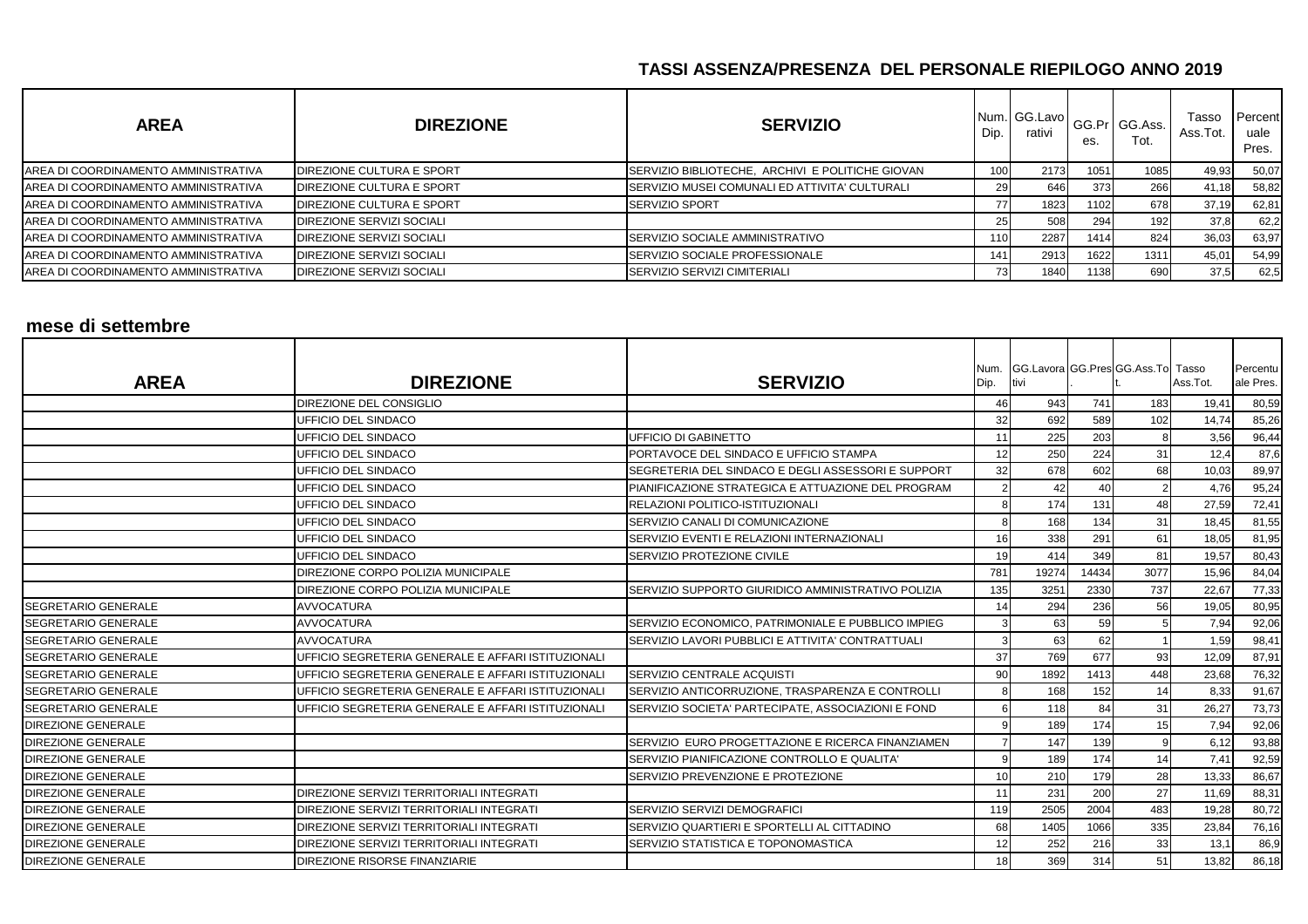## TASSI ASSENZA/PRESENZA DEL PERSONALE RIEPILOGO ANNO 2019

| AREA | DIREZIONE | SERVIZIO | Num. Dip. | GG.Lavorativi | GG.Pres. | GG.Ass. Tot. | Tasso Ass.Tot. | Percentuale Pres. |
|---|---|---|---|---|---|---|---|---|
| AREA DI COORDINAMENTO AMMINISTRATIVA | DIREZIONE CULTURA E SPORT | SERVIZIO BIBLIOTECHE, ARCHIVI E POLITICHE GIOVAN | 100 | 2173 | 1051 | 1085 | 49,93 | 50,07 |
| AREA DI COORDINAMENTO AMMINISTRATIVA | DIREZIONE CULTURA E SPORT | SERVIZIO MUSEI COMUNALI ED ATTIVITA' CULTURALI | 29 | 646 | 373 | 266 | 41,18 | 58,82 |
| AREA DI COORDINAMENTO AMMINISTRATIVA | DIREZIONE CULTURA E SPORT | SERVIZIO SPORT | 77 | 1823 | 1102 | 678 | 37,19 | 62,81 |
| AREA DI COORDINAMENTO AMMINISTRATIVA | DIREZIONE SERVIZI SOCIALI | | 25 | 508 | 294 | 192 | 37,8 | 62,2 |
| AREA DI COORDINAMENTO AMMINISTRATIVA | DIREZIONE SERVIZI SOCIALI | SERVIZIO SOCIALE AMMINISTRATIVO | 110 | 2287 | 1414 | 824 | 36,03 | 63,97 |
| AREA DI COORDINAMENTO AMMINISTRATIVA | DIREZIONE SERVIZI SOCIALI | SERVIZIO SOCIALE PROFESSIONALE | 141 | 2913 | 1622 | 1311 | 45,01 | 54,99 |
| AREA DI COORDINAMENTO AMMINISTRATIVA | DIREZIONE SERVIZI SOCIALI | SERVIZIO SERVIZI CIMITERIALI | 73 | 1840 | 1138 | 690 | 37,5 | 62,5 |

### mese di settembre

| AREA | DIREZIONE | SERVIZIO | Num. Dip. | GG.Lavorativi | GG.Pres. | GG.Ass.Tot. | Tasso Ass.Tot. | Percentuale Pres. |
|---|---|---|---|---|---|---|---|---|
| | DIREZIONE DEL CONSIGLIO | | 46 | 943 | 741 | 183 | 19,41 | 80,59 |
| | UFFICIO DEL SINDACO | | 32 | 692 | 589 | 102 | 14,74 | 85,26 |
| | UFFICIO DEL SINDACO | UFFICIO DI GABINETTO | 11 | 225 | 203 | 8 | 3,56 | 96,44 |
| | UFFICIO DEL SINDACO | PORTAVOCE DEL SINDACO E UFFICIO STAMPA | 12 | 250 | 224 | 31 | 12,4 | 87,6 |
| | UFFICIO DEL SINDACO | SEGRETERIA DEL SINDACO E DEGLI ASSESSORI E SUPPORT | 32 | 678 | 602 | 68 | 10,03 | 89,97 |
| | UFFICIO DEL SINDACO | PIANIFICAZIONE STRATEGICA E ATTUAZIONE DEL PROGRAM | 2 | 42 | 40 | 2 | 4,76 | 95,24 |
| | UFFICIO DEL SINDACO | RELAZIONI POLITICO-ISTITUZIONALI | 8 | 174 | 131 | 48 | 27,59 | 72,41 |
| | UFFICIO DEL SINDACO | SERVIZIO CANALI DI COMUNICAZIONE | 8 | 168 | 134 | 31 | 18,45 | 81,55 |
| | UFFICIO DEL SINDACO | SERVIZIO EVENTI E RELAZIONI INTERNAZIONALI | 16 | 338 | 291 | 61 | 18,05 | 81,95 |
| | UFFICIO DEL SINDACO | SERVIZIO PROTEZIONE CIVILE | 19 | 414 | 349 | 81 | 19,57 | 80,43 |
| | DIREZIONE CORPO POLIZIA MUNICIPALE | | 781 | 19274 | 14434 | 3077 | 15,96 | 84,04 |
| | DIREZIONE CORPO POLIZIA MUNICIPALE | SERVIZIO SUPPORTO GIURIDICO AMMINISTRATIVO POLIZIA | 135 | 3251 | 2330 | 737 | 22,67 | 77,33 |
| SEGRETARIO GENERALE | AVVOCATURA | | 14 | 294 | 236 | 56 | 19,05 | 80,95 |
| SEGRETARIO GENERALE | AVVOCATURA | SERVIZIO ECONOMICO, PATRIMONIALE E PUBBLICO IMPIEG | 3 | 63 | 59 | 5 | 7,94 | 92,06 |
| SEGRETARIO GENERALE | AVVOCATURA | SERVIZIO LAVORI PUBBLICI E ATTIVITA' CONTRATTUALI | 3 | 63 | 62 | 1 | 1,59 | 98,41 |
| SEGRETARIO GENERALE | UFFICIO SEGRETERIA GENERALE E AFFARI ISTITUZIONALI | | 37 | 769 | 677 | 93 | 12,09 | 87,91 |
| SEGRETARIO GENERALE | UFFICIO SEGRETERIA GENERALE E AFFARI ISTITUZIONALI | SERVIZIO CENTRALE ACQUISTI | 90 | 1892 | 1413 | 448 | 23,68 | 76,32 |
| SEGRETARIO GENERALE | UFFICIO SEGRETERIA GENERALE E AFFARI ISTITUZIONALI | SERVIZIO ANTICORRUZIONE, TRASPARENZA E CONTROLLI | 8 | 168 | 152 | 14 | 8,33 | 91,67 |
| SEGRETARIO GENERALE | UFFICIO SEGRETERIA GENERALE E AFFARI ISTITUZIONALI | SERVIZIO SOCIETA' PARTECIPATE, ASSOCIAZIONI E FOND | 6 | 118 | 84 | 31 | 26,27 | 73,73 |
| DIREZIONE GENERALE | | | 9 | 189 | 174 | 15 | 7,94 | 92,06 |
| DIREZIONE GENERALE | | SERVIZIO EURO PROGETTAZIONE E RICERCA FINANZIAMEN | 7 | 147 | 139 | 9 | 6,12 | 93,88 |
| DIREZIONE GENERALE | | SERVIZIO PIANIFICAZIONE CONTROLLO E QUALITA' | 9 | 189 | 174 | 14 | 7,41 | 92,59 |
| DIREZIONE GENERALE | | SERVIZIO PREVENZIONE E PROTEZIONE | 10 | 210 | 179 | 28 | 13,33 | 86,67 |
| DIREZIONE GENERALE | DIREZIONE SERVIZI TERRITORIALI INTEGRATI | | 11 | 231 | 200 | 27 | 11,69 | 88,31 |
| DIREZIONE GENERALE | DIREZIONE SERVIZI TERRITORIALI INTEGRATI | SERVIZIO SERVIZI DEMOGRAFICI | 119 | 2505 | 2004 | 483 | 19,28 | 80,72 |
| DIREZIONE GENERALE | DIREZIONE SERVIZI TERRITORIALI INTEGRATI | SERVIZIO QUARTIERI E SPORTELLI AL CITTADINO | 68 | 1405 | 1066 | 335 | 23,84 | 76,16 |
| DIREZIONE GENERALE | DIREZIONE SERVIZI TERRITORIALI INTEGRATI | SERVIZIO STATISTICA E TOPONOMASTICA | 12 | 252 | 216 | 33 | 13,1 | 86,9 |
| DIREZIONE GENERALE | DIREZIONE RISORSE FINANZIARIE | | 18 | 369 | 314 | 51 | 13,82 | 86,18 |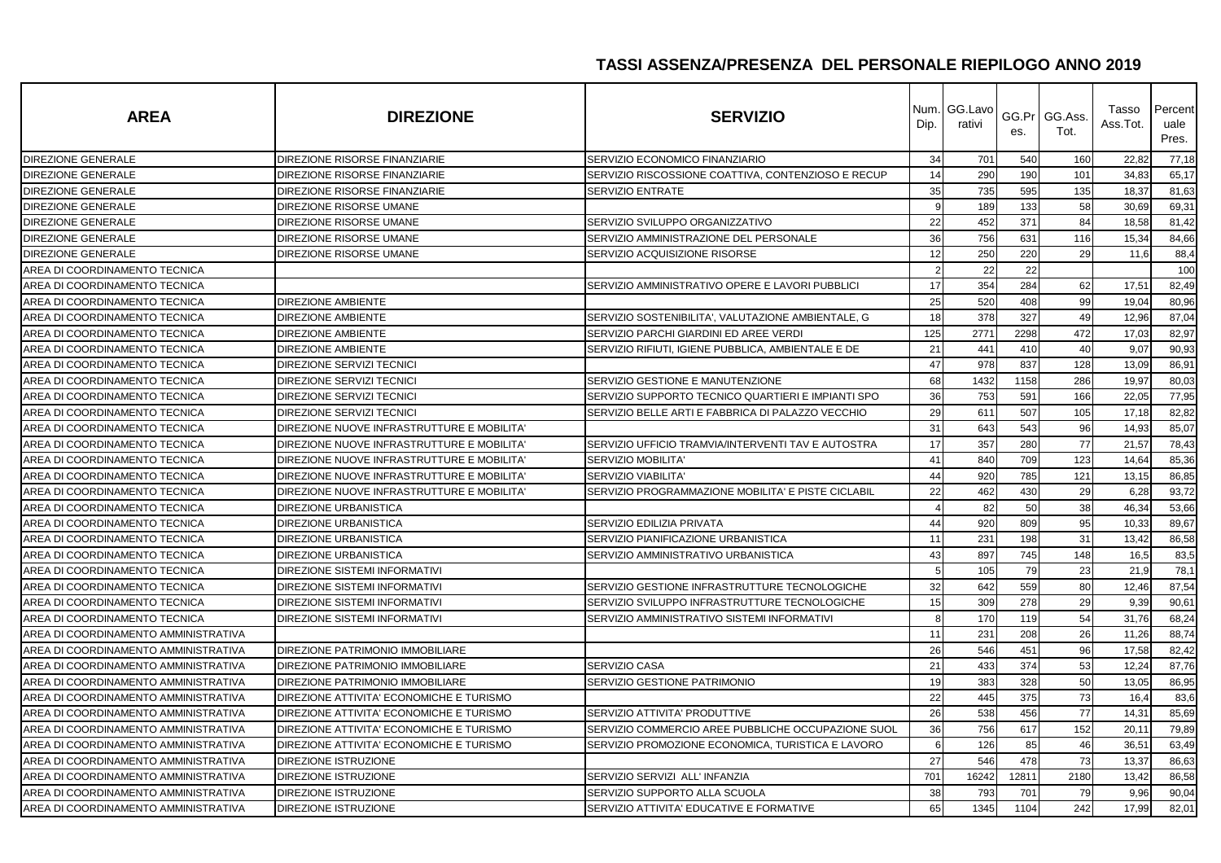## TASSI ASSENZA/PRESENZA DEL PERSONALE RIEPILOGO ANNO 2019

| AREA | DIREZIONE | SERVIZIO | Num. Dip. | GG.Lavorativi | GG.Pres. | GG.Ass. Tot. | Tasso Ass.Tot. | Percentuale Pres. |
|---|---|---|---|---|---|---|---|---|
| DIREZIONE GENERALE | DIREZIONE RISORSE FINANZIARIE | SERVIZIO ECONOMICO FINANZIARIO | 34 | 701 | 540 | 160 | 22,82 | 77,18 |
| DIREZIONE GENERALE | DIREZIONE RISORSE FINANZIARIE | SERVIZIO RISCOSSIONE COATTIVA, CONTENZIOSO E RECUP | 14 | 290 | 190 | 101 | 34,83 | 65,17 |
| DIREZIONE GENERALE | DIREZIONE RISORSE FINANZIARIE | SERVIZIO ENTRATE | 35 | 735 | 595 | 135 | 18,37 | 81,63 |
| DIREZIONE GENERALE | DIREZIONE RISORSE UMANE | | 9 | 189 | 133 | 58 | 30,69 | 69,31 |
| DIREZIONE GENERALE | DIREZIONE RISORSE UMANE | SERVIZIO SVILUPPO ORGANIZZATIVO | 22 | 452 | 371 | 84 | 18,58 | 81,42 |
| DIREZIONE GENERALE | DIREZIONE RISORSE UMANE | SERVIZIO AMMINISTRAZIONE DEL PERSONALE | 36 | 756 | 631 | 116 | 15,34 | 84,66 |
| DIREZIONE GENERALE | DIREZIONE RISORSE UMANE | SERVIZIO ACQUISIZIONE RISORSE | 12 | 250 | 220 | 29 | 11,6 | 88,4 |
| AREA DI COORDINAMENTO TECNICA | | | 2 | 22 | 22 | | | 100 |
| AREA DI COORDINAMENTO TECNICA | | SERVIZIO AMMINISTRATIVO OPERE E LAVORI PUBBLICI | 17 | 354 | 284 | 62 | 17,51 | 82,49 |
| AREA DI COORDINAMENTO TECNICA | DIREZIONE AMBIENTE | | 25 | 520 | 408 | 99 | 19,04 | 80,96 |
| AREA DI COORDINAMENTO TECNICA | DIREZIONE AMBIENTE | SERVIZIO SOSTENIBILITA', VALUTAZIONE AMBIENTALE, G | 18 | 378 | 327 | 49 | 12,96 | 87,04 |
| AREA DI COORDINAMENTO TECNICA | DIREZIONE AMBIENTE | SERVIZIO PARCHI GIARDINI ED AREE VERDI | 125 | 2771 | 2298 | 472 | 17,03 | 82,97 |
| AREA DI COORDINAMENTO TECNICA | DIREZIONE AMBIENTE | SERVIZIO RIFIUTI, IGIENE PUBBLICA, AMBIENTALE E DE | 21 | 441 | 410 | 40 | 9,07 | 90,93 |
| AREA DI COORDINAMENTO TECNICA | DIREZIONE SERVIZI TECNICI | | 47 | 978 | 837 | 128 | 13,09 | 86,91 |
| AREA DI COORDINAMENTO TECNICA | DIREZIONE SERVIZI TECNICI | SERVIZIO GESTIONE E MANUTENZIONE | 68 | 1432 | 1158 | 286 | 19,97 | 80,03 |
| AREA DI COORDINAMENTO TECNICA | DIREZIONE SERVIZI TECNICI | SERVIZIO SUPPORTO TECNICO QUARTIERI E IMPIANTI SPO | 36 | 753 | 591 | 166 | 22,05 | 77,95 |
| AREA DI COORDINAMENTO TECNICA | DIREZIONE SERVIZI TECNICI | SERVIZIO BELLE ARTI E FABBRICA DI PALAZZO VECCHIO | 29 | 611 | 507 | 105 | 17,18 | 82,82 |
| AREA DI COORDINAMENTO TECNICA | DIREZIONE NUOVE INFRASTRUTTURE E MOBILITA' | | 31 | 643 | 543 | 96 | 14,93 | 85,07 |
| AREA DI COORDINAMENTO TECNICA | DIREZIONE NUOVE INFRASTRUTTURE E MOBILITA' | SERVIZIO UFFICIO TRAMVIA/INTERVENTI TAV E AUTOSTRA | 17 | 357 | 280 | 77 | 21,57 | 78,43 |
| AREA DI COORDINAMENTO TECNICA | DIREZIONE NUOVE INFRASTRUTTURE E MOBILITA' | SERVIZIO MOBILITA' | 41 | 840 | 709 | 123 | 14,64 | 85,36 |
| AREA DI COORDINAMENTO TECNICA | DIREZIONE NUOVE INFRASTRUTTURE E MOBILITA' | SERVIZIO VIABILITA' | 44 | 920 | 785 | 121 | 13,15 | 86,85 |
| AREA DI COORDINAMENTO TECNICA | DIREZIONE NUOVE INFRASTRUTTURE E MOBILITA' | SERVIZIO PROGRAMMAZIONE MOBILITA' E PISTE CICLABIL | 22 | 462 | 430 | 29 | 6,28 | 93,72 |
| AREA DI COORDINAMENTO TECNICA | DIREZIONE URBANISTICA | | 4 | 82 | 50 | 38 | 46,34 | 53,66 |
| AREA DI COORDINAMENTO TECNICA | DIREZIONE URBANISTICA | SERVIZIO EDILIZIA PRIVATA | 44 | 920 | 809 | 95 | 10,33 | 89,67 |
| AREA DI COORDINAMENTO TECNICA | DIREZIONE URBANISTICA | SERVIZIO PIANIFICAZIONE URBANISTICA | 11 | 231 | 198 | 31 | 13,42 | 86,58 |
| AREA DI COORDINAMENTO TECNICA | DIREZIONE URBANISTICA | SERVIZIO AMMINISTRATIVO URBANISTICA | 43 | 897 | 745 | 148 | 16,5 | 83,5 |
| AREA DI COORDINAMENTO TECNICA | DIREZIONE SISTEMI INFORMATIVI | | 5 | 105 | 79 | 23 | 21,9 | 78,1 |
| AREA DI COORDINAMENTO TECNICA | DIREZIONE SISTEMI INFORMATIVI | SERVIZIO GESTIONE INFRASTRUTTURE TECNOLOGICHE | 32 | 642 | 559 | 80 | 12,46 | 87,54 |
| AREA DI COORDINAMENTO TECNICA | DIREZIONE SISTEMI INFORMATIVI | SERVIZIO SVILUPPO INFRASTRUTTURE TECNOLOGICHE | 15 | 309 | 278 | 29 | 9,39 | 90,61 |
| AREA DI COORDINAMENTO TECNICA | DIREZIONE SISTEMI INFORMATIVI | SERVIZIO AMMINISTRATIVO SISTEMI INFORMATIVI | 8 | 170 | 119 | 54 | 31,76 | 68,24 |
| AREA DI COORDINAMENTO AMMINISTRATIVA | | | 11 | 231 | 208 | 26 | 11,26 | 88,74 |
| AREA DI COORDINAMENTO AMMINISTRATIVA | DIREZIONE PATRIMONIO IMMOBILIARE | | 26 | 546 | 451 | 96 | 17,58 | 82,42 |
| AREA DI COORDINAMENTO AMMINISTRATIVA | DIREZIONE PATRIMONIO IMMOBILIARE | SERVIZIO CASA | 21 | 433 | 374 | 53 | 12,24 | 87,76 |
| AREA DI COORDINAMENTO AMMINISTRATIVA | DIREZIONE PATRIMONIO IMMOBILIARE | SERVIZIO GESTIONE PATRIMONIO | 19 | 383 | 328 | 50 | 13,05 | 86,95 |
| AREA DI COORDINAMENTO AMMINISTRATIVA | DIREZIONE ATTIVITA' ECONOMICHE E TURISMO | | 22 | 445 | 375 | 73 | 16,4 | 83,6 |
| AREA DI COORDINAMENTO AMMINISTRATIVA | DIREZIONE ATTIVITA' ECONOMICHE E TURISMO | SERVIZIO ATTIVITA' PRODUTTIVE | 26 | 538 | 456 | 77 | 14,31 | 85,69 |
| AREA DI COORDINAMENTO AMMINISTRATIVA | DIREZIONE ATTIVITA' ECONOMICHE E TURISMO | SERVIZIO COMMERCIO AREE PUBBLICHE OCCUPAZIONE SUOL | 36 | 756 | 617 | 152 | 20,11 | 79,89 |
| AREA DI COORDINAMENTO AMMINISTRATIVA | DIREZIONE ATTIVITA' ECONOMICHE E TURISMO | SERVIZIO PROMOZIONE ECONOMICA, TURISTICA E LAVORO | 6 | 126 | 85 | 46 | 36,51 | 63,49 |
| AREA DI COORDINAMENTO AMMINISTRATIVA | DIREZIONE ISTRUZIONE | | 27 | 546 | 478 | 73 | 13,37 | 86,63 |
| AREA DI COORDINAMENTO AMMINISTRATIVA | DIREZIONE ISTRUZIONE | SERVIZIO SERVIZI ALL' INFANZIA | 701 | 16242 | 12811 | 2180 | 13,42 | 86,58 |
| AREA DI COORDINAMENTO AMMINISTRATIVA | DIREZIONE ISTRUZIONE | SERVIZIO SUPPORTO ALLA SCUOLA | 38 | 793 | 701 | 79 | 9,96 | 90,04 |
| AREA DI COORDINAMENTO AMMINISTRATIVA | DIREZIONE ISTRUZIONE | SERVIZIO ATTIVITA' EDUCATIVE E FORMATIVE | 65 | 1345 | 1104 | 242 | 17,99 | 82,01 |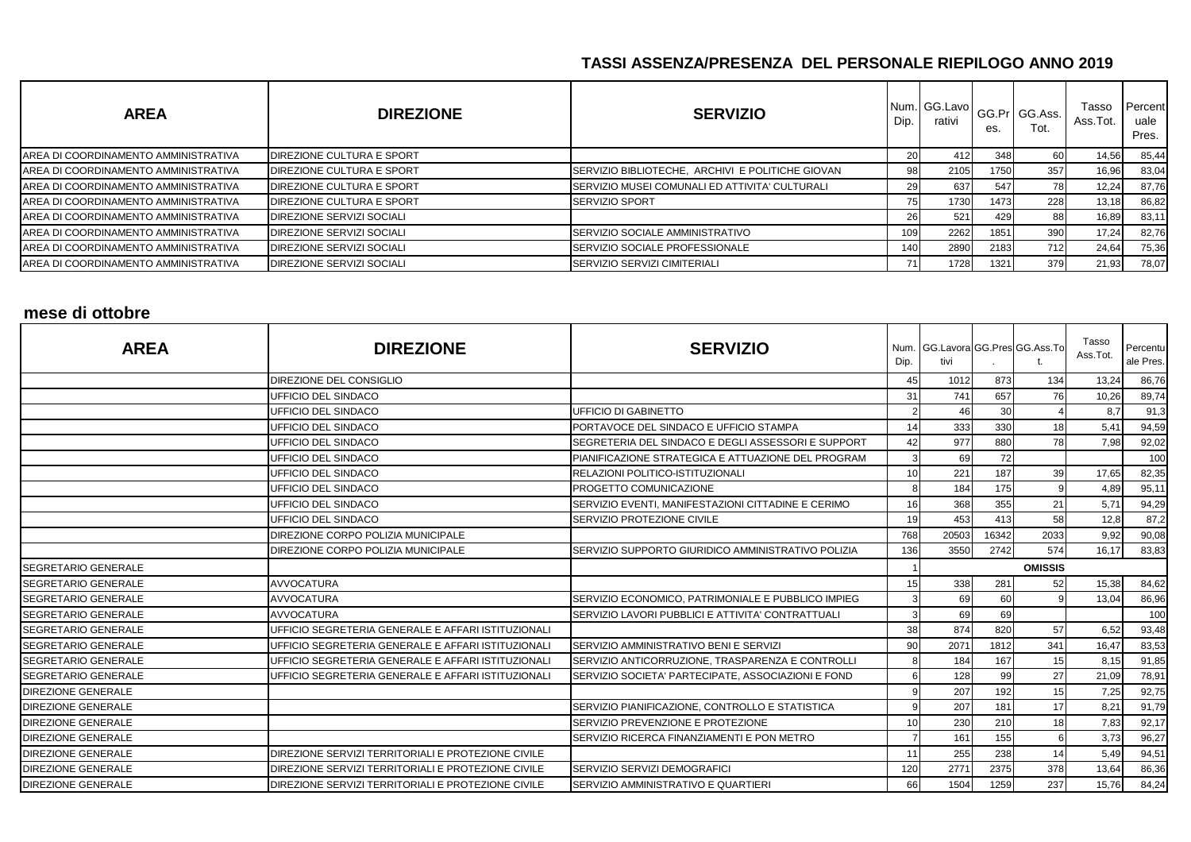## TASSI ASSENZA/PRESENZA DEL PERSONALE RIEPILOGO ANNO 2019

| AREA | DIREZIONE | SERVIZIO | Num. Dip. | GG.Lavorativi | GG.Pres. | GG.Ass. Tot. | Tasso Ass.Tot. | Percentuale Pres. |
|---|---|---|---|---|---|---|---|---|
| AREA DI COORDINAMENTO AMMINISTRATIVA | DIREZIONE CULTURA E SPORT | | 20 | 412 | 348 | 60 | 14,56 | 85,44 |
| AREA DI COORDINAMENTO AMMINISTRATIVA | DIREZIONE CULTURA E SPORT | SERVIZIO BIBLIOTECHE, ARCHIVI E POLITICHE GIOVAN | 98 | 2105 | 1750 | 357 | 16,96 | 83,04 |
| AREA DI COORDINAMENTO AMMINISTRATIVA | DIREZIONE CULTURA E SPORT | SERVIZIO MUSEI COMUNALI ED ATTIVITA' CULTURALI | 29 | 637 | 547 | 78 | 12,24 | 87,76 |
| AREA DI COORDINAMENTO AMMINISTRATIVA | DIREZIONE CULTURA E SPORT | SERVIZIO SPORT | 75 | 1730 | 1473 | 228 | 13,18 | 86,82 |
| AREA DI COORDINAMENTO AMMINISTRATIVA | DIREZIONE SERVIZI SOCIALI | | 26 | 521 | 429 | 88 | 16,89 | 83,11 |
| AREA DI COORDINAMENTO AMMINISTRATIVA | DIREZIONE SERVIZI SOCIALI | SERVIZIO SOCIALE AMMINISTRATIVO | 109 | 2262 | 1851 | 390 | 17,24 | 82,76 |
| AREA DI COORDINAMENTO AMMINISTRATIVA | DIREZIONE SERVIZI SOCIALI | SERVIZIO SOCIALE PROFESSIONALE | 140 | 2890 | 2183 | 712 | 24,64 | 75,36 |
| AREA DI COORDINAMENTO AMMINISTRATIVA | DIREZIONE SERVIZI SOCIALI | SERVIZIO SERVIZI CIMITERIALI | 71 | 1728 | 1321 | 379 | 21,93 | 78,07 |

### mese di ottobre

| AREA | DIREZIONE | SERVIZIO | Num. Dip. | GG.Lavorativi | GG.Pres. | GG.Ass.Tot. | Tasso Ass.Tot. | Percentuale Pres. |
|---|---|---|---|---|---|---|---|---|
| | DIREZIONE DEL CONSIGLIO | | 45 | 1012 | 873 | 134 | 13,24 | 86,76 |
| | UFFICIO DEL SINDACO | | 31 | 741 | 657 | 76 | 10,26 | 89,74 |
| | UFFICIO DEL SINDACO | UFFICIO DI GABINETTO | 2 | 46 | 30 | 4 | 8,7 | 91,3 |
| | UFFICIO DEL SINDACO | PORTAVOCE DEL SINDACO E UFFICIO STAMPA | 14 | 333 | 330 | 18 | 5,41 | 94,59 |
| | UFFICIO DEL SINDACO | SEGRETERIA DEL SINDACO E DEGLI ASSESSORI E SUPPORT | 42 | 977 | 880 | 78 | 7,98 | 92,02 |
| | UFFICIO DEL SINDACO | PIANIFICAZIONE STRATEGICA E ATTUAZIONE DEL PROGRAM | 3 | 69 | 72 | | | 100 |
| | UFFICIO DEL SINDACO | RELAZIONI POLITICO-ISTITUZIONALI | 10 | 221 | 187 | 39 | 17,65 | 82,35 |
| | UFFICIO DEL SINDACO | PROGETTO COMUNICAZIONE | 8 | 184 | 175 | 9 | 4,89 | 95,11 |
| | UFFICIO DEL SINDACO | SERVIZIO EVENTI, MANIFESTAZIONI CITTADINE E CERIMO | 16 | 368 | 355 | 21 | 5,71 | 94,29 |
| | UFFICIO DEL SINDACO | SERVIZIO PROTEZIONE CIVILE | 19 | 453 | 413 | 58 | 12,8 | 87,2 |
| | DIREZIONE CORPO POLIZIA MUNICIPALE | | 768 | 20503 | 16342 | 2033 | 9,92 | 90,08 |
| | DIREZIONE CORPO POLIZIA MUNICIPALE | SERVIZIO SUPPORTO GIURIDICO AMMINISTRATIVO POLIZIA | 136 | 3550 | 2742 | 574 | 16,17 | 83,83 |
| SEGRETARIO GENERALE | | | 1 | | | OMISSIS | | |
| SEGRETARIO GENERALE | AVVOCATURA | | 15 | 338 | 281 | 52 | 15,38 | 84,62 |
| SEGRETARIO GENERALE | AVVOCATURA | SERVIZIO ECONOMICO, PATRIMONIALE E PUBBLICO IMPIEG | 3 | 69 | 60 | 9 | 13,04 | 86,96 |
| SEGRETARIO GENERALE | AVVOCATURA | SERVIZIO LAVORI PUBBLICI E ATTIVITA' CONTRATTUALI | 3 | 69 | 69 | | | 100 |
| SEGRETARIO GENERALE | UFFICIO SEGRETERIA GENERALE E AFFARI ISTITUZIONALI | | 38 | 874 | 820 | 57 | 6,52 | 93,48 |
| SEGRETARIO GENERALE | UFFICIO SEGRETERIA GENERALE E AFFARI ISTITUZIONALI | SERVIZIO AMMINISTRATIVO BENI E SERVIZI | 90 | 2071 | 1812 | 341 | 16,47 | 83,53 |
| SEGRETARIO GENERALE | UFFICIO SEGRETERIA GENERALE E AFFARI ISTITUZIONALI | SERVIZIO ANTICORRUZIONE, TRASPARENZA E CONTROLLI | 8 | 184 | 167 | 15 | 8,15 | 91,85 |
| SEGRETARIO GENERALE | UFFICIO SEGRETERIA GENERALE E AFFARI ISTITUZIONALI | SERVIZIO SOCIETA' PARTECIPATE, ASSOCIAZIONI E FOND | 6 | 128 | 99 | 27 | 21,09 | 78,91 |
| DIREZIONE GENERALE | | | 9 | 207 | 192 | 15 | 7,25 | 92,75 |
| DIREZIONE GENERALE | | SERVIZIO PIANIFICAZIONE, CONTROLLO E STATISTICA | 9 | 207 | 181 | 17 | 8,21 | 91,79 |
| DIREZIONE GENERALE | | SERVIZIO PREVENZIONE E PROTEZIONE | 10 | 230 | 210 | 18 | 7,83 | 92,17 |
| DIREZIONE GENERALE | | SERVIZIO RICERCA FINANZIAMENTI E PON METRO | 7 | 161 | 155 | 6 | 3,73 | 96,27 |
| DIREZIONE GENERALE | DIREZIONE SERVIZI TERRITORIALI E PROTEZIONE CIVILE | | 11 | 255 | 238 | 14 | 5,49 | 94,51 |
| DIREZIONE GENERALE | DIREZIONE SERVIZI TERRITORIALI E PROTEZIONE CIVILE | SERVIZIO SERVIZI DEMOGRAFICI | 120 | 2771 | 2375 | 378 | 13,64 | 86,36 |
| DIREZIONE GENERALE | DIREZIONE SERVIZI TERRITORIALI E PROTEZIONE CIVILE | SERVIZIO AMMINISTRATIVO E QUARTIERI | 66 | 1504 | 1259 | 237 | 15,76 | 84,24 |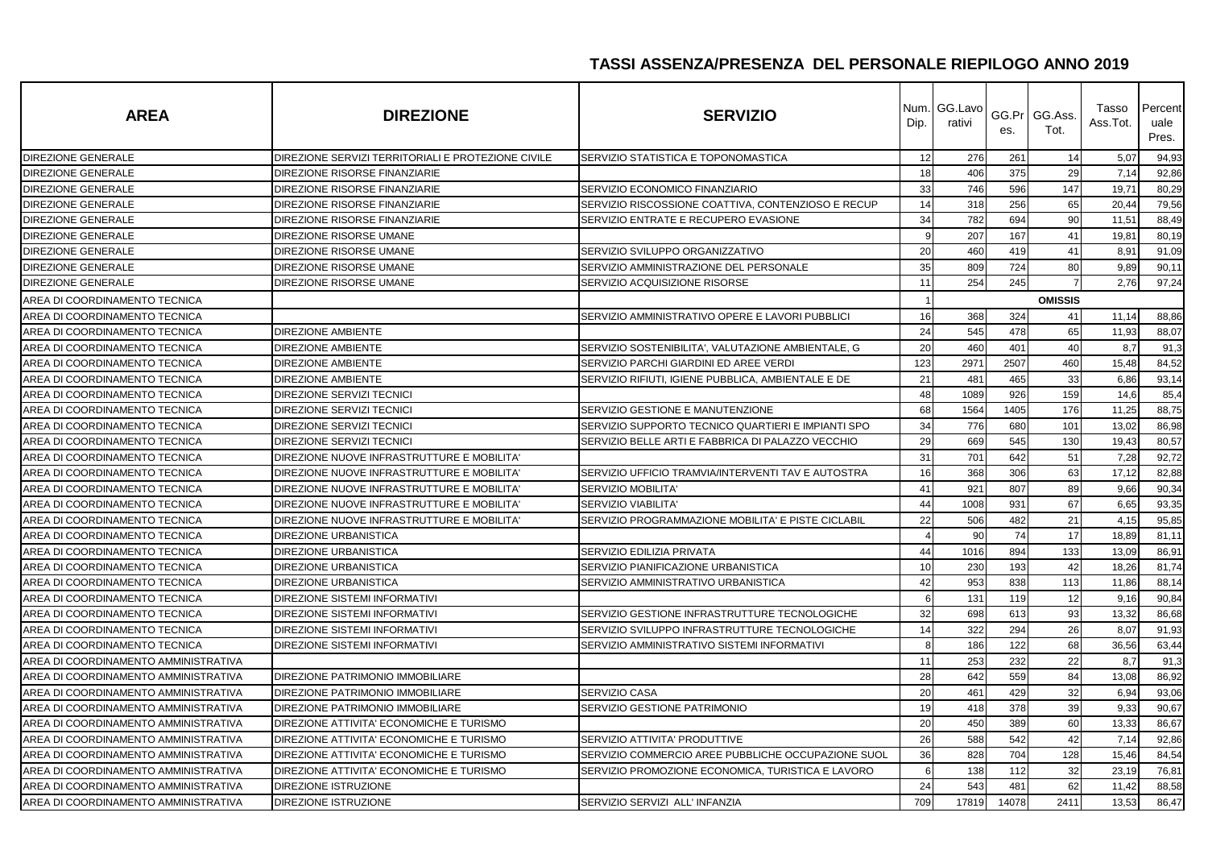## TASSI ASSENZA/PRESENZA DEL PERSONALE RIEPILOGO ANNO 2019

| AREA | DIREZIONE | SERVIZIO | Num. Dip. | GG.Lavorativi | GG.Pres. | GG.Ass. Tot. | Tasso Ass.Tot. | Percentuale Pres. |
|---|---|---|---|---|---|---|---|---|
| DIREZIONE GENERALE | DIREZIONE SERVIZI TERRITORIALI E PROTEZIONE CIVILE | SERVIZIO STATISTICA E TOPONOMASTICA | 12 | 276 | 261 | 14 | 5,07 | 94,93 |
| DIREZIONE GENERALE | DIREZIONE RISORSE FINANZIARIE | | 18 | 406 | 375 | 29 | 7,14 | 92,86 |
| DIREZIONE GENERALE | DIREZIONE RISORSE FINANZIARIE | SERVIZIO ECONOMICO FINANZIARIO | 33 | 746 | 596 | 147 | 19,71 | 80,29 |
| DIREZIONE GENERALE | DIREZIONE RISORSE FINANZIARIE | SERVIZIO RISCOSSIONE COATTIVA, CONTENZIOSO E RECUP | 14 | 318 | 256 | 65 | 20,44 | 79,56 |
| DIREZIONE GENERALE | DIREZIONE RISORSE FINANZIARIE | SERVIZIO ENTRATE E RECUPERO EVASIONE | 34 | 782 | 694 | 90 | 11,51 | 88,49 |
| DIREZIONE GENERALE | DIREZIONE RISORSE UMANE | | 9 | 207 | 167 | 41 | 19,81 | 80,19 |
| DIREZIONE GENERALE | DIREZIONE RISORSE UMANE | SERVIZIO SVILUPPO ORGANIZZATIVO | 20 | 460 | 419 | 41 | 8,91 | 91,09 |
| DIREZIONE GENERALE | DIREZIONE RISORSE UMANE | SERVIZIO AMMINISTRAZIONE DEL PERSONALE | 35 | 809 | 724 | 80 | 9,89 | 90,11 |
| DIREZIONE GENERALE | DIREZIONE RISORSE UMANE | SERVIZIO ACQUISIZIONE RISORSE | 11 | 254 | 245 | 7 | 2,76 | 97,24 |
| AREA DI COORDINAMENTO TECNICA | | | 1 | | | OMISSIS | | |
| AREA DI COORDINAMENTO TECNICA | | SERVIZIO AMMINISTRATIVO OPERE E LAVORI PUBBLICI | 16 | 368 | 324 | 41 | 11,14 | 88,86 |
| AREA DI COORDINAMENTO TECNICA | DIREZIONE AMBIENTE | | 24 | 545 | 478 | 65 | 11,93 | 88,07 |
| AREA DI COORDINAMENTO TECNICA | DIREZIONE AMBIENTE | SERVIZIO SOSTENIBILITA', VALUTAZIONE AMBIENTALE, G | 20 | 460 | 401 | 40 | 8,7 | 91,3 |
| AREA DI COORDINAMENTO TECNICA | DIREZIONE AMBIENTE | SERVIZIO PARCHI GIARDINI ED AREE VERDI | 123 | 2971 | 2507 | 460 | 15,48 | 84,52 |
| AREA DI COORDINAMENTO TECNICA | DIREZIONE AMBIENTE | SERVIZIO RIFIUTI, IGIENE PUBBLICA, AMBIENTALE E DE | 21 | 481 | 465 | 33 | 6,86 | 93,14 |
| AREA DI COORDINAMENTO TECNICA | DIREZIONE SERVIZI TECNICI | | 48 | 1089 | 926 | 159 | 14,6 | 85,4 |
| AREA DI COORDINAMENTO TECNICA | DIREZIONE SERVIZI TECNICI | SERVIZIO GESTIONE E MANUTENZIONE | 68 | 1564 | 1405 | 176 | 11,25 | 88,75 |
| AREA DI COORDINAMENTO TECNICA | DIREZIONE SERVIZI TECNICI | SERVIZIO SUPPORTO TECNICO QUARTIERI E IMPIANTI SPO | 34 | 776 | 680 | 101 | 13,02 | 86,98 |
| AREA DI COORDINAMENTO TECNICA | DIREZIONE SERVIZI TECNICI | SERVIZIO BELLE ARTI E FABBRICA DI PALAZZO VECCHIO | 29 | 669 | 545 | 130 | 19,43 | 80,57 |
| AREA DI COORDINAMENTO TECNICA | DIREZIONE NUOVE INFRASTRUTTURE E MOBILITA' | | 31 | 701 | 642 | 51 | 7,28 | 92,72 |
| AREA DI COORDINAMENTO TECNICA | DIREZIONE NUOVE INFRASTRUTTURE E MOBILITA' | SERVIZIO UFFICIO TRAMVIA/INTERVENTI TAV E AUTOSTRA | 16 | 368 | 306 | 63 | 17,12 | 82,88 |
| AREA DI COORDINAMENTO TECNICA | DIREZIONE NUOVE INFRASTRUTTURE E MOBILITA' | SERVIZIO MOBILITA' | 41 | 921 | 807 | 89 | 9,66 | 90,34 |
| AREA DI COORDINAMENTO TECNICA | DIREZIONE NUOVE INFRASTRUTTURE E MOBILITA' | SERVIZIO VIABILITA' | 44 | 1008 | 931 | 67 | 6,65 | 93,35 |
| AREA DI COORDINAMENTO TECNICA | DIREZIONE NUOVE INFRASTRUTTURE E MOBILITA' | SERVIZIO PROGRAMMAZIONE MOBILITA' E PISTE CICLABIL | 22 | 506 | 482 | 21 | 4,15 | 95,85 |
| AREA DI COORDINAMENTO TECNICA | DIREZIONE URBANISTICA | | 4 | 90 | 74 | 17 | 18,89 | 81,11 |
| AREA DI COORDINAMENTO TECNICA | DIREZIONE URBANISTICA | SERVIZIO EDILIZIA PRIVATA | 44 | 1016 | 894 | 133 | 13,09 | 86,91 |
| AREA DI COORDINAMENTO TECNICA | DIREZIONE URBANISTICA | SERVIZIO PIANIFICAZIONE URBANISTICA | 10 | 230 | 193 | 42 | 18,26 | 81,74 |
| AREA DI COORDINAMENTO TECNICA | DIREZIONE URBANISTICA | SERVIZIO AMMINISTRATIVO URBANISTICA | 42 | 953 | 838 | 113 | 11,86 | 88,14 |
| AREA DI COORDINAMENTO TECNICA | DIREZIONE SISTEMI INFORMATIVI | | 6 | 131 | 119 | 12 | 9,16 | 90,84 |
| AREA DI COORDINAMENTO TECNICA | DIREZIONE SISTEMI INFORMATIVI | SERVIZIO GESTIONE INFRASTRUTTURE TECNOLOGICHE | 32 | 698 | 613 | 93 | 13,32 | 86,68 |
| AREA DI COORDINAMENTO TECNICA | DIREZIONE SISTEMI INFORMATIVI | SERVIZIO SVILUPPO INFRASTRUTTURE TECNOLOGICHE | 14 | 322 | 294 | 26 | 8,07 | 91,93 |
| AREA DI COORDINAMENTO TECNICA | DIREZIONE SISTEMI INFORMATIVI | SERVIZIO AMMINISTRATIVO SISTEMI INFORMATIVI | 8 | 186 | 122 | 68 | 36,56 | 63,44 |
| AREA DI COORDINAMENTO AMMINISTRATIVA | | | 11 | 253 | 232 | 22 | 8,7 | 91,3 |
| AREA DI COORDINAMENTO AMMINISTRATIVA | DIREZIONE PATRIMONIO IMMOBILIARE | | 28 | 642 | 559 | 84 | 13,08 | 86,92 |
| AREA DI COORDINAMENTO AMMINISTRATIVA | DIREZIONE PATRIMONIO IMMOBILIARE | SERVIZIO CASA | 20 | 461 | 429 | 32 | 6,94 | 93,06 |
| AREA DI COORDINAMENTO AMMINISTRATIVA | DIREZIONE PATRIMONIO IMMOBILIARE | SERVIZIO GESTIONE PATRIMONIO | 19 | 418 | 378 | 39 | 9,33 | 90,67 |
| AREA DI COORDINAMENTO AMMINISTRATIVA | DIREZIONE ATTIVITA' ECONOMICHE E TURISMO | | 20 | 450 | 389 | 60 | 13,33 | 86,67 |
| AREA DI COORDINAMENTO AMMINISTRATIVA | DIREZIONE ATTIVITA' ECONOMICHE E TURISMO | SERVIZIO ATTIVITA' PRODUTTIVE | 26 | 588 | 542 | 42 | 7,14 | 92,86 |
| AREA DI COORDINAMENTO AMMINISTRATIVA | DIREZIONE ATTIVITA' ECONOMICHE E TURISMO | SERVIZIO COMMERCIO AREE PUBBLICHE OCCUPAZIONE SUOL | 36 | 828 | 704 | 128 | 15,46 | 84,54 |
| AREA DI COORDINAMENTO AMMINISTRATIVA | DIREZIONE ATTIVITA' ECONOMICHE E TURISMO | SERVIZIO PROMOZIONE ECONOMICA, TURISTICA E LAVORO | 6 | 138 | 112 | 32 | 23,19 | 76,81 |
| AREA DI COORDINAMENTO AMMINISTRATIVA | DIREZIONE ISTRUZIONE | | 24 | 543 | 481 | 62 | 11,42 | 88,58 |
| AREA DI COORDINAMENTO AMMINISTRATIVA | DIREZIONE ISTRUZIONE | SERVIZIO SERVIZI ALL' INFANZIA | 709 | 17819 | 14078 | 2411 | 13,53 | 86,47 |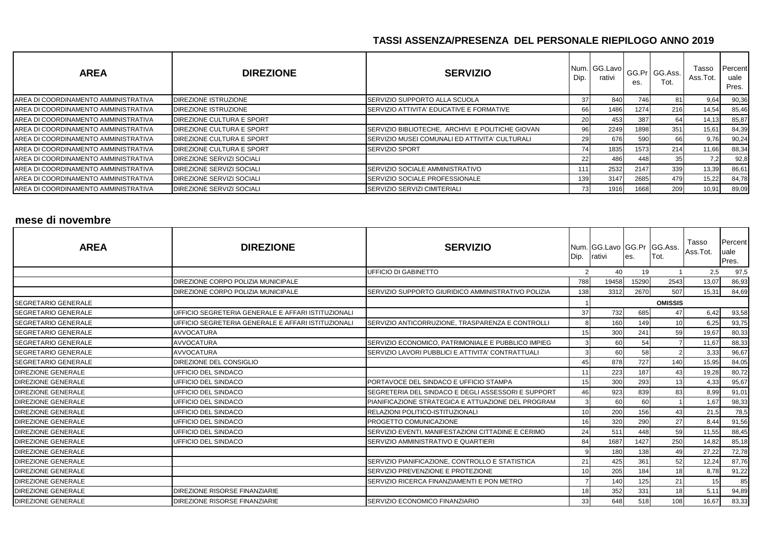## TASSI ASSENZA/PRESENZA DEL PERSONALE RIEPILOGO ANNO 2019

| AREA | DIREZIONE | SERVIZIO | Num. Dip. | GG.Lavorativi | GG.Pres. | GG.Ass. Tot. | Tasso Ass.Tot. | Percentuale Pres. |
|---|---|---|---|---|---|---|---|---|
| AREA DI COORDINAMENTO AMMINISTRATIVA | DIREZIONE ISTRUZIONE | SERVIZIO SUPPORTO ALLA SCUOLA | 37 | 840 | 746 | 81 | 9,64 | 90,36 |
| AREA DI COORDINAMENTO AMMINISTRATIVA | DIREZIONE ISTRUZIONE | SERVIZIO ATTIVITA' EDUCATIVE E FORMATIVE | 66 | 1486 | 1274 | 216 | 14,54 | 85,46 |
| AREA DI COORDINAMENTO AMMINISTRATIVA | DIREZIONE CULTURA E SPORT | | 20 | 453 | 387 | 64 | 14,13 | 85,87 |
| AREA DI COORDINAMENTO AMMINISTRATIVA | DIREZIONE CULTURA E SPORT | SERVIZIO BIBLIOTECHE, ARCHIVI E POLITICHE GIOVAN | 96 | 2249 | 1898 | 351 | 15,61 | 84,39 |
| AREA DI COORDINAMENTO AMMINISTRATIVA | DIREZIONE CULTURA E SPORT | SERVIZIO MUSEI COMUNALI ED ATTIVITA' CULTURALI | 29 | 676 | 590 | 66 | 9,76 | 90,24 |
| AREA DI COORDINAMENTO AMMINISTRATIVA | DIREZIONE CULTURA E SPORT | SERVIZIO SPORT | 74 | 1835 | 1573 | 214 | 11,66 | 88,34 |
| AREA DI COORDINAMENTO AMMINISTRATIVA | DIREZIONE SERVIZI SOCIALI | | 22 | 486 | 448 | 35 | 7,2 | 92,8 |
| AREA DI COORDINAMENTO AMMINISTRATIVA | DIREZIONE SERVIZI SOCIALI | SERVIZIO SOCIALE AMMINISTRATIVO | 111 | 2532 | 2147 | 339 | 13,39 | 86,61 |
| AREA DI COORDINAMENTO AMMINISTRATIVA | DIREZIONE SERVIZI SOCIALI | SERVIZIO SOCIALE PROFESSIONALE | 139 | 3147 | 2685 | 479 | 15,22 | 84,78 |
| AREA DI COORDINAMENTO AMMINISTRATIVA | DIREZIONE SERVIZI SOCIALI | SERVIZIO SERVIZI CIMITERIALI | 73 | 1916 | 1668 | 209 | 10,91 | 89,09 |

### mese di novembre

| AREA | DIREZIONE | SERVIZIO | Num. Dip. | GG.Lavorativi | GG.Pres. | GG.Ass. Tot. | Tasso Ass.Tot. | Percentuale Pres. |
|---|---|---|---|---|---|---|---|---|
| | | UFFICIO DI GABINETTO | 2 | 40 | 19 | 1 | 2,5 | 97,5 |
| | DIREZIONE CORPO POLIZIA MUNICIPALE | | 788 | 19458 | 15290 | 2543 | 13,07 | 86,93 |
| | DIREZIONE CORPO POLIZIA MUNICIPALE | SERVIZIO SUPPORTO GIURIDICO AMMINISTRATIVO POLIZIA | 138 | 3312 | 2670 | 507 | 15,31 | 84,69 |
| SEGRETARIO GENERALE | | | 1 | | | OMISSIS | | |
| SEGRETARIO GENERALE | UFFICIO SEGRETERIA GENERALE E AFFARI ISTITUZIONALI | | 37 | 732 | 685 | 47 | 6,42 | 93,58 |
| SEGRETARIO GENERALE | UFFICIO SEGRETERIA GENERALE E AFFARI ISTITUZIONALI | SERVIZIO ANTICORRUZIONE, TRASPARENZA E CONTROLLI | 8 | 160 | 149 | 10 | 6,25 | 93,75 |
| SEGRETARIO GENERALE | AVVOCATURA | | 15 | 300 | 241 | 59 | 19,67 | 80,33 |
| SEGRETARIO GENERALE | AVVOCATURA | SERVIZIO ECONOMICO, PATRIMONIALE E PUBBLICO IMPIEG | 3 | 60 | 54 | 7 | 11,67 | 88,33 |
| SEGRETARIO GENERALE | AVVOCATURA | SERVIZIO LAVORI PUBBLICI E ATTIVITA' CONTRATTUALI | 3 | 60 | 58 | 2 | 3,33 | 96,67 |
| SEGRETARIO GENERALE | DIREZIONE DEL CONSIGLIO | | 45 | 878 | 727 | 140 | 15,95 | 84,05 |
| DIREZIONE GENERALE | UFFICIO DEL SINDACO | | 11 | 223 | 187 | 43 | 19,28 | 80,72 |
| DIREZIONE GENERALE | UFFICIO DEL SINDACO | PORTAVOCE DEL SINDACO E UFFICIO STAMPA | 15 | 300 | 293 | 13 | 4,33 | 95,67 |
| DIREZIONE GENERALE | UFFICIO DEL SINDACO | SEGRETERIA DEL SINDACO E DEGLI ASSESSORI E SUPPORT | 46 | 923 | 839 | 83 | 8,99 | 91,01 |
| DIREZIONE GENERALE | UFFICIO DEL SINDACO | PIANIFICAZIONE STRATEGICA E ATTUAZIONE DEL PROGRAM | 3 | 60 | 60 | 1 | 1,67 | 98,33 |
| DIREZIONE GENERALE | UFFICIO DEL SINDACO | RELAZIONI POLITICO-ISTITUZIONALI | 10 | 200 | 156 | 43 | 21,5 | 78,5 |
| DIREZIONE GENERALE | UFFICIO DEL SINDACO | PROGETTO COMUNICAZIONE | 16 | 320 | 290 | 27 | 8,44 | 91,56 |
| DIREZIONE GENERALE | UFFICIO DEL SINDACO | SERVIZIO EVENTI, MANIFESTAZIONI CITTADINE E CERIMO | 24 | 511 | 448 | 59 | 11,55 | 88,45 |
| DIREZIONE GENERALE | UFFICIO DEL SINDACO | SERVIZIO AMMINISTRATIVO E QUARTIERI | 84 | 1687 | 1427 | 250 | 14,82 | 85,18 |
| DIREZIONE GENERALE | | | 9 | 180 | 138 | 49 | 27,22 | 72,78 |
| DIREZIONE GENERALE | | SERVIZIO PIANIFICAZIONE, CONTROLLO E STATISTICA | 21 | 425 | 361 | 52 | 12,24 | 87,76 |
| DIREZIONE GENERALE | | SERVIZIO PREVENZIONE E PROTEZIONE | 10 | 205 | 184 | 18 | 8,78 | 91,22 |
| DIREZIONE GENERALE | | SERVIZIO RICERCA FINANZIAMENTI E PON METRO | 7 | 140 | 125 | 21 | 15 | 85 |
| DIREZIONE GENERALE | DIREZIONE RISORSE FINANZIARIE | | 18 | 352 | 331 | 18 | 5,11 | 94,89 |
| DIREZIONE GENERALE | DIREZIONE RISORSE FINANZIARIE | SERVIZIO ECONOMICO FINANZIARIO | 33 | 648 | 518 | 108 | 16,67 | 83,33 |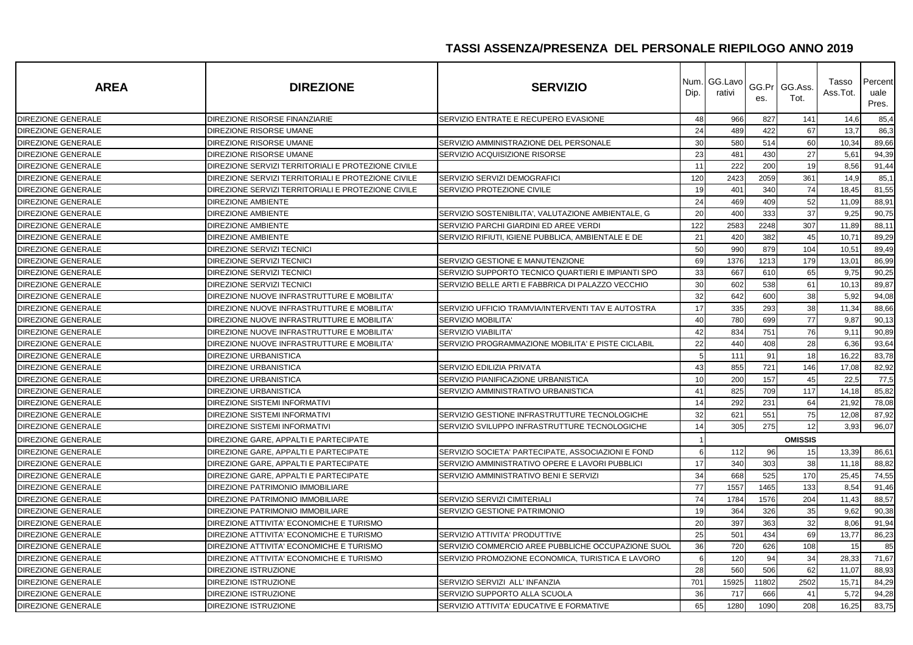## TASSI ASSENZA/PRESENZA DEL PERSONALE RIEPILOGO ANNO 2019

| AREA | DIREZIONE | SERVIZIO | Num. Dip. | GG.Lavorativi | GG.Pres. | GG.Ass. Tot. | Tasso Ass.Tot. | Percentuale Pres. |
|---|---|---|---|---|---|---|---|---|
| DIREZIONE GENERALE | DIREZIONE RISORSE FINANZIARIE | SERVIZIO ENTRATE E RECUPERO EVASIONE | 48 | 966 | 827 | 141 | 14,6 | 85,4 |
| DIREZIONE GENERALE | DIREZIONE RISORSE UMANE | | 24 | 489 | 422 | 67 | 13,7 | 86,3 |
| DIREZIONE GENERALE | DIREZIONE RISORSE UMANE | SERVIZIO AMMINISTRAZIONE DEL PERSONALE | 30 | 580 | 514 | 60 | 10,34 | 89,66 |
| DIREZIONE GENERALE | DIREZIONE RISORSE UMANE | SERVIZIO ACQUISIZIONE RISORSE | 23 | 481 | 430 | 27 | 5,61 | 94,39 |
| DIREZIONE GENERALE | DIREZIONE SERVIZI TERRITORIALI E PROTEZIONE CIVILE | | 11 | 222 | 200 | 19 | 8,56 | 91,44 |
| DIREZIONE GENERALE | DIREZIONE SERVIZI TERRITORIALI E PROTEZIONE CIVILE | SERVIZIO SERVIZI DEMOGRAFICI | 120 | 2423 | 2059 | 361 | 14,9 | 85,1 |
| DIREZIONE GENERALE | DIREZIONE SERVIZI TERRITORIALI E PROTEZIONE CIVILE | SERVIZIO PROTEZIONE CIVILE | 19 | 401 | 340 | 74 | 18,45 | 81,55 |
| DIREZIONE GENERALE | DIREZIONE AMBIENTE | | 24 | 469 | 409 | 52 | 11,09 | 88,91 |
| DIREZIONE GENERALE | DIREZIONE AMBIENTE | SERVIZIO SOSTENIBILITA', VALUTAZIONE AMBIENTALE, G | 20 | 400 | 333 | 37 | 9,25 | 90,75 |
| DIREZIONE GENERALE | DIREZIONE AMBIENTE | SERVIZIO PARCHI GIARDINI ED AREE VERDI | 122 | 2583 | 2248 | 307 | 11,89 | 88,11 |
| DIREZIONE GENERALE | DIREZIONE AMBIENTE | SERVIZIO RIFIUTI, IGIENE PUBBLICA, AMBIENTALE E DE | 21 | 420 | 382 | 45 | 10,71 | 89,29 |
| DIREZIONE GENERALE | DIREZIONE SERVIZI TECNICI | | 50 | 990 | 879 | 104 | 10,51 | 89,49 |
| DIREZIONE GENERALE | DIREZIONE SERVIZI TECNICI | SERVIZIO GESTIONE E MANUTENZIONE | 69 | 1376 | 1213 | 179 | 13,01 | 86,99 |
| DIREZIONE GENERALE | DIREZIONE SERVIZI TECNICI | SERVIZIO SUPPORTO TECNICO QUARTIERI E IMPIANTI SPO | 33 | 667 | 610 | 65 | 9,75 | 90,25 |
| DIREZIONE GENERALE | DIREZIONE SERVIZI TECNICI | SERVIZIO BELLE ARTI E FABBRICA DI PALAZZO VECCHIO | 30 | 602 | 538 | 61 | 10,13 | 89,87 |
| DIREZIONE GENERALE | DIREZIONE NUOVE INFRASTRUTTURE E MOBILITA' | | 32 | 642 | 600 | 38 | 5,92 | 94,08 |
| DIREZIONE GENERALE | DIREZIONE NUOVE INFRASTRUTTURE E MOBILITA' | SERVIZIO UFFICIO TRAMVIA/INTERVENTI TAV E AUTOSTRA | 17 | 335 | 293 | 38 | 11,34 | 88,66 |
| DIREZIONE GENERALE | DIREZIONE NUOVE INFRASTRUTTURE E MOBILITA' | SERVIZIO MOBILITA' | 40 | 780 | 699 | 77 | 9,87 | 90,13 |
| DIREZIONE GENERALE | DIREZIONE NUOVE INFRASTRUTTURE E MOBILITA' | SERVIZIO VIABILITA' | 42 | 834 | 751 | 76 | 9,11 | 90,89 |
| DIREZIONE GENERALE | DIREZIONE NUOVE INFRASTRUTTURE E MOBILITA' | SERVIZIO PROGRAMMAZIONE MOBILITA' E PISTE CICLABIL | 22 | 440 | 408 | 28 | 6,36 | 93,64 |
| DIREZIONE GENERALE | DIREZIONE URBANISTICA | | 5 | 111 | 91 | 18 | 16,22 | 83,78 |
| DIREZIONE GENERALE | DIREZIONE URBANISTICA | SERVIZIO EDILIZIA PRIVATA | 43 | 855 | 721 | 146 | 17,08 | 82,92 |
| DIREZIONE GENERALE | DIREZIONE URBANISTICA | SERVIZIO PIANIFICAZIONE URBANISTICA | 10 | 200 | 157 | 45 | 22,5 | 77,5 |
| DIREZIONE GENERALE | DIREZIONE URBANISTICA | SERVIZIO AMMINISTRATIVO URBANISTICA | 41 | 825 | 709 | 117 | 14,18 | 85,82 |
| DIREZIONE GENERALE | DIREZIONE SISTEMI INFORMATIVI | | 14 | 292 | 231 | 64 | 21,92 | 78,08 |
| DIREZIONE GENERALE | DIREZIONE SISTEMI INFORMATIVI | SERVIZIO GESTIONE INFRASTRUTTURE TECNOLOGICHE | 32 | 621 | 551 | 75 | 12,08 | 87,92 |
| DIREZIONE GENERALE | DIREZIONE SISTEMI INFORMATIVI | SERVIZIO SVILUPPO INFRASTRUTTURE TECNOLOGICHE | 14 | 305 | 275 | 12 | 3,93 | 96,07 |
| DIREZIONE GENERALE | DIREZIONE GARE, APPALTI E PARTECIPATE | | 1 | | | OMISSIS | | |
| DIREZIONE GENERALE | DIREZIONE GARE, APPALTI E PARTECIPATE | SERVIZIO SOCIETA' PARTECIPATE, ASSOCIAZIONI E FOND | 6 | 112 | 96 | 15 | 13,39 | 86,61 |
| DIREZIONE GENERALE | DIREZIONE GARE, APPALTI E PARTECIPATE | SERVIZIO AMMINISTRATIVO OPERE E LAVORI PUBBLICI | 17 | 340 | 303 | 38 | 11,18 | 88,82 |
| DIREZIONE GENERALE | DIREZIONE GARE, APPALTI E PARTECIPATE | SERVIZIO AMMINISTRATIVO BENI E SERVIZI | 34 | 668 | 525 | 170 | 25,45 | 74,55 |
| DIREZIONE GENERALE | DIREZIONE PATRIMONIO IMMOBILIARE | | 77 | 1557 | 1465 | 133 | 8,54 | 91,46 |
| DIREZIONE GENERALE | DIREZIONE PATRIMONIO IMMOBILIARE | SERVIZIO SERVIZI CIMITERIALI | 74 | 1784 | 1576 | 204 | 11,43 | 88,57 |
| DIREZIONE GENERALE | DIREZIONE PATRIMONIO IMMOBILIARE | SERVIZIO GESTIONE PATRIMONIO | 19 | 364 | 326 | 35 | 9,62 | 90,38 |
| DIREZIONE GENERALE | DIREZIONE ATTIVITA' ECONOMICHE E TURISMO | | 20 | 397 | 363 | 32 | 8,06 | 91,94 |
| DIREZIONE GENERALE | DIREZIONE ATTIVITA' ECONOMICHE E TURISMO | SERVIZIO ATTIVITA' PRODUTTIVE | 25 | 501 | 434 | 69 | 13,77 | 86,23 |
| DIREZIONE GENERALE | DIREZIONE ATTIVITA' ECONOMICHE E TURISMO | SERVIZIO COMMERCIO AREE PUBBLICHE OCCUPAZIONE SUOL | 36 | 720 | 626 | 108 | 15 | 85 |
| DIREZIONE GENERALE | DIREZIONE ATTIVITA' ECONOMICHE E TURISMO | SERVIZIO PROMOZIONE ECONOMICA, TURISTICA E LAVORO | 6 | 120 | 94 | 34 | 28,33 | 71,67 |
| DIREZIONE GENERALE | DIREZIONE ISTRUZIONE | | 28 | 560 | 506 | 62 | 11,07 | 88,93 |
| DIREZIONE GENERALE | DIREZIONE ISTRUZIONE | SERVIZIO SERVIZI ALL' INFANZIA | 701 | 15925 | 11802 | 2502 | 15,71 | 84,29 |
| DIREZIONE GENERALE | DIREZIONE ISTRUZIONE | SERVIZIO SUPPORTO ALLA SCUOLA | 36 | 717 | 666 | 41 | 5,72 | 94,28 |
| DIREZIONE GENERALE | DIREZIONE ISTRUZIONE | SERVIZIO ATTIVITA' EDUCATIVE E FORMATIVE | 65 | 1280 | 1090 | 208 | 16,25 | 83,75 |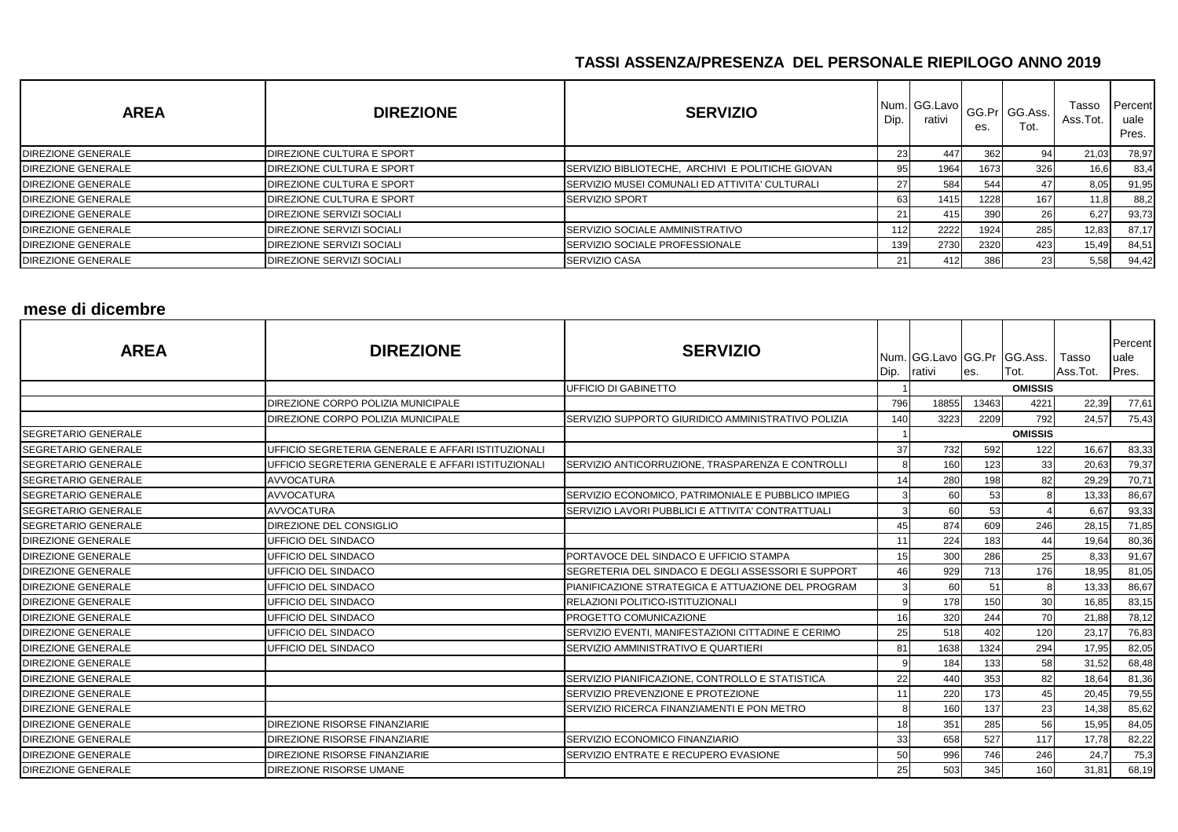## TASSI ASSENZA/PRESENZA DEL PERSONALE RIEPILOGO ANNO 2019

| AREA | DIREZIONE | SERVIZIO | Num. Dip. | GG.Lavorativi | GG.Pres. | GG.Ass. Tot. | Tasso Ass.Tot. | Percentuale Pres. |
|---|---|---|---|---|---|---|---|---|
| DIREZIONE GENERALE | DIREZIONE CULTURA E SPORT | | 23 | 447 | 362 | 94 | 21,03 | 78,97 |
| DIREZIONE GENERALE | DIREZIONE CULTURA E SPORT | SERVIZIO BIBLIOTECHE, ARCHIVI E POLITICHE GIOVAN | 95 | 1964 | 1673 | 326 | 16,6 | 83,4 |
| DIREZIONE GENERALE | DIREZIONE CULTURA E SPORT | SERVIZIO MUSEI COMUNALI ED ATTIVITA' CULTURALI | 27 | 584 | 544 | 47 | 8,05 | 91,95 |
| DIREZIONE GENERALE | DIREZIONE CULTURA E SPORT | SERVIZIO SPORT | 63 | 1415 | 1228 | 167 | 11,8 | 88,2 |
| DIREZIONE GENERALE | DIREZIONE SERVIZI SOCIALI | | 21 | 415 | 390 | 26 | 6,27 | 93,73 |
| DIREZIONE GENERALE | DIREZIONE SERVIZI SOCIALI | SERVIZIO SOCIALE AMMINISTRATIVO | 112 | 2222 | 1924 | 285 | 12,83 | 87,17 |
| DIREZIONE GENERALE | DIREZIONE SERVIZI SOCIALI | SERVIZIO SOCIALE PROFESSIONALE | 139 | 2730 | 2320 | 423 | 15,49 | 84,51 |
| DIREZIONE GENERALE | DIREZIONE SERVIZI SOCIALI | SERVIZIO CASA | 21 | 412 | 386 | 23 | 5,58 | 94,42 |

## mese di dicembre

| AREA | DIREZIONE | SERVIZIO | Num. Dip. | GG.Lavorativi | GG.Pres. | GG.Ass. Tot. | Tasso Ass.Tot. | Percentuale Pres. |
|---|---|---|---|---|---|---|---|---|
| | | UFFICIO DI GABINETTO | 1 | | | OMISSIS | | |
| | DIREZIONE CORPO POLIZIA MUNICIPALE | | 796 | 18855 | 13463 | 4221 | 22,39 | 77,61 |
| | DIREZIONE CORPO POLIZIA MUNICIPALE | SERVIZIO SUPPORTO GIURIDICO AMMINISTRATIVO POLIZIA | 140 | 3223 | 2209 | 792 | 24,57 | 75,43 |
| SEGRETARIO GENERALE | | | 1 | | | OMISSIS | | |
| SEGRETARIO GENERALE | UFFICIO SEGRETERIA GENERALE E AFFARI ISTITUZIONALI | | 37 | 732 | 592 | 122 | 16,67 | 83,33 |
| SEGRETARIO GENERALE | UFFICIO SEGRETERIA GENERALE E AFFARI ISTITUZIONALI | SERVIZIO ANTICORRUZIONE, TRASPARENZA E CONTROLLI | 8 | 160 | 123 | 33 | 20,63 | 79,37 |
| SEGRETARIO GENERALE | AVVOCATURA | | 14 | 280 | 198 | 82 | 29,29 | 70,71 |
| SEGRETARIO GENERALE | AVVOCATURA | SERVIZIO ECONOMICO, PATRIMONIALE E PUBBLICO IMPIEG | 3 | 60 | 53 | 8 | 13,33 | 86,67 |
| SEGRETARIO GENERALE | AVVOCATURA | SERVIZIO LAVORI PUBBLICI E ATTIVITA' CONTRATTUALI | 3 | 60 | 53 | 4 | 6,67 | 93,33 |
| SEGRETARIO GENERALE | DIREZIONE DEL CONSIGLIO | | 45 | 874 | 609 | 246 | 28,15 | 71,85 |
| DIREZIONE GENERALE | UFFICIO DEL SINDACO | | 11 | 224 | 183 | 44 | 19,64 | 80,36 |
| DIREZIONE GENERALE | UFFICIO DEL SINDACO | PORTAVOCE DEL SINDACO E UFFICIO STAMPA | 15 | 300 | 286 | 25 | 8,33 | 91,67 |
| DIREZIONE GENERALE | UFFICIO DEL SINDACO | SEGRETERIA DEL SINDACO E DEGLI ASSESSORI E SUPPORT | 46 | 929 | 713 | 176 | 18,95 | 81,05 |
| DIREZIONE GENERALE | UFFICIO DEL SINDACO | PIANIFICAZIONE STRATEGICA E ATTUAZIONE DEL PROGRAM | 3 | 60 | 51 | 8 | 13,33 | 86,67 |
| DIREZIONE GENERALE | UFFICIO DEL SINDACO | RELAZIONI POLITICO-ISTITUZIONALI | 9 | 178 | 150 | 30 | 16,85 | 83,15 |
| DIREZIONE GENERALE | UFFICIO DEL SINDACO | PROGETTO COMUNICAZIONE | 16 | 320 | 244 | 70 | 21,88 | 78,12 |
| DIREZIONE GENERALE | UFFICIO DEL SINDACO | SERVIZIO EVENTI, MANIFESTAZIONI CITTADINE E CERIMO | 25 | 518 | 402 | 120 | 23,17 | 76,83 |
| DIREZIONE GENERALE | UFFICIO DEL SINDACO | SERVIZIO AMMINISTRATIVO E QUARTIERI | 81 | 1638 | 1324 | 294 | 17,95 | 82,05 |
| DIREZIONE GENERALE | | | 9 | 184 | 133 | 58 | 31,52 | 68,48 |
| DIREZIONE GENERALE | | SERVIZIO PIANIFICAZIONE, CONTROLLO E STATISTICA | 22 | 440 | 353 | 82 | 18,64 | 81,36 |
| DIREZIONE GENERALE | | SERVIZIO PREVENZIONE E PROTEZIONE | 11 | 220 | 173 | 45 | 20,45 | 79,55 |
| DIREZIONE GENERALE | | SERVIZIO RICERCA FINANZIAMENTI E PON METRO | 8 | 160 | 137 | 23 | 14,38 | 85,62 |
| DIREZIONE GENERALE | DIREZIONE RISORSE FINANZIARIE | | 18 | 351 | 285 | 56 | 15,95 | 84,05 |
| DIREZIONE GENERALE | DIREZIONE RISORSE FINANZIARIE | SERVIZIO ECONOMICO FINANZIARIO | 33 | 658 | 527 | 117 | 17,78 | 82,22 |
| DIREZIONE GENERALE | DIREZIONE RISORSE FINANZIARIE | SERVIZIO ENTRATE E RECUPERO EVASIONE | 50 | 996 | 746 | 246 | 24,7 | 75,3 |
| DIREZIONE GENERALE | DIREZIONE RISORSE UMANE | | 25 | 503 | 345 | 160 | 31,81 | 68,19 |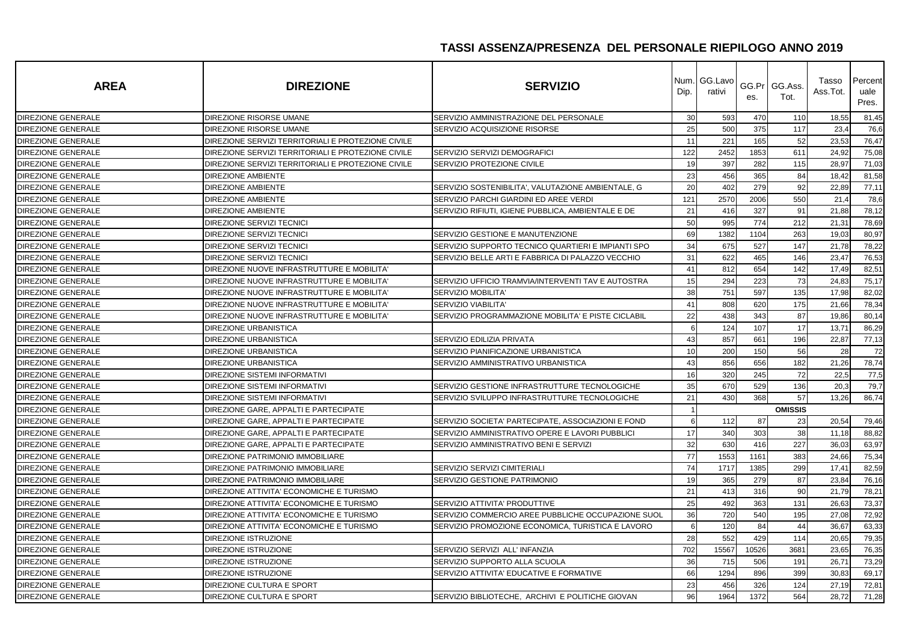## TASSI ASSENZA/PRESENZA DEL PERSONALE RIEPILOGO ANNO 2019

| AREA | DIREZIONE | SERVIZIO | Num. Dip. | GG.Lavorativi | GG.Pres. | GG.Ass. Tot. | Tasso Ass.Tot. | Percentuale Pres. |
|---|---|---|---|---|---|---|---|---|
| DIREZIONE GENERALE | DIREZIONE RISORSE UMANE | SERVIZIO AMMINISTRAZIONE DEL PERSONALE | 30 | 593 | 470 | 110 | 18,55 | 81,45 |
| DIREZIONE GENERALE | DIREZIONE RISORSE UMANE | SERVIZIO ACQUISIZIONE RISORSE | 25 | 500 | 375 | 117 | 23,4 | 76,6 |
| DIREZIONE GENERALE | DIREZIONE SERVIZI TERRITORIALI E PROTEZIONE CIVILE | | 11 | 221 | 165 | 52 | 23,53 | 76,47 |
| DIREZIONE GENERALE | DIREZIONE SERVIZI TERRITORIALI E PROTEZIONE CIVILE | SERVIZIO SERVIZI DEMOGRAFICI | 122 | 2452 | 1853 | 611 | 24,92 | 75,08 |
| DIREZIONE GENERALE | DIREZIONE SERVIZI TERRITORIALI E PROTEZIONE CIVILE | SERVIZIO PROTEZIONE CIVILE | 19 | 397 | 282 | 115 | 28,97 | 71,03 |
| DIREZIONE GENERALE | DIREZIONE AMBIENTE | | 23 | 456 | 365 | 84 | 18,42 | 81,58 |
| DIREZIONE GENERALE | DIREZIONE AMBIENTE | SERVIZIO SOSTENIBILITA', VALUTAZIONE AMBIENTALE, G | 20 | 402 | 279 | 92 | 22,89 | 77,11 |
| DIREZIONE GENERALE | DIREZIONE AMBIENTE | SERVIZIO PARCHI GIARDINI ED AREE VERDI | 121 | 2570 | 2006 | 550 | 21,4 | 78,6 |
| DIREZIONE GENERALE | DIREZIONE AMBIENTE | SERVIZIO RIFIUTI, IGIENE PUBBLICA, AMBIENTALE E DE | 21 | 416 | 327 | 91 | 21,88 | 78,12 |
| DIREZIONE GENERALE | DIREZIONE SERVIZI TECNICI | | 50 | 995 | 774 | 212 | 21,31 | 78,69 |
| DIREZIONE GENERALE | DIREZIONE SERVIZI TECNICI | SERVIZIO GESTIONE E MANUTENZIONE | 69 | 1382 | 1104 | 263 | 19,03 | 80,97 |
| DIREZIONE GENERALE | DIREZIONE SERVIZI TECNICI | SERVIZIO SUPPORTO TECNICO QUARTIERI E IMPIANTI SPO | 34 | 675 | 527 | 147 | 21,78 | 78,22 |
| DIREZIONE GENERALE | DIREZIONE SERVIZI TECNICI | SERVIZIO BELLE ARTI E FABBRICA DI PALAZZO VECCHIO | 31 | 622 | 465 | 146 | 23,47 | 76,53 |
| DIREZIONE GENERALE | DIREZIONE NUOVE INFRASTRUTTURE E MOBILITA' | | 41 | 812 | 654 | 142 | 17,49 | 82,51 |
| DIREZIONE GENERALE | DIREZIONE NUOVE INFRASTRUTTURE E MOBILITA' | SERVIZIO UFFICIO TRAMVIA/INTERVENTI TAV E AUTOSTRA | 15 | 294 | 223 | 73 | 24,83 | 75,17 |
| DIREZIONE GENERALE | DIREZIONE NUOVE INFRASTRUTTURE E MOBILITA' | SERVIZIO MOBILITA' | 38 | 751 | 597 | 135 | 17,98 | 82,02 |
| DIREZIONE GENERALE | DIREZIONE NUOVE INFRASTRUTTURE E MOBILITA' | SERVIZIO VIABILITA' | 41 | 808 | 620 | 175 | 21,66 | 78,34 |
| DIREZIONE GENERALE | DIREZIONE NUOVE INFRASTRUTTURE E MOBILITA' | SERVIZIO PROGRAMMAZIONE MOBILITA' E PISTE CICLABIL | 22 | 438 | 343 | 87 | 19,86 | 80,14 |
| DIREZIONE GENERALE | DIREZIONE URBANISTICA | | 6 | 124 | 107 | 17 | 13,71 | 86,29 |
| DIREZIONE GENERALE | DIREZIONE URBANISTICA | SERVIZIO EDILIZIA PRIVATA | 43 | 857 | 661 | 196 | 22,87 | 77,13 |
| DIREZIONE GENERALE | DIREZIONE URBANISTICA | SERVIZIO PIANIFICAZIONE URBANISTICA | 10 | 200 | 150 | 56 | 28 | 72 |
| DIREZIONE GENERALE | DIREZIONE URBANISTICA | SERVIZIO AMMINISTRATIVO URBANISTICA | 43 | 856 | 656 | 182 | 21,26 | 78,74 |
| DIREZIONE GENERALE | DIREZIONE SISTEMI INFORMATIVI | | 16 | 320 | 245 | 72 | 22,5 | 77,5 |
| DIREZIONE GENERALE | DIREZIONE SISTEMI INFORMATIVI | SERVIZIO GESTIONE INFRASTRUTTURE TECNOLOGICHE | 35 | 670 | 529 | 136 | 20,3 | 79,7 |
| DIREZIONE GENERALE | DIREZIONE SISTEMI INFORMATIVI | SERVIZIO SVILUPPO INFRASTRUTTURE TECNOLOGICHE | 21 | 430 | 368 | 57 | 13,26 | 86,74 |
| DIREZIONE GENERALE | DIREZIONE GARE, APPALTI E PARTECIPATE | | 1 | | | **OMISSIS** | | |
| DIREZIONE GENERALE | DIREZIONE GARE, APPALTI E PARTECIPATE | SERVIZIO SOCIETA' PARTECIPATE, ASSOCIAZIONI E FOND | 6 | 112 | 87 | 23 | 20,54 | 79,46 |
| DIREZIONE GENERALE | DIREZIONE GARE, APPALTI E PARTECIPATE | SERVIZIO AMMINISTRATIVO OPERE E LAVORI PUBBLICI | 17 | 340 | 303 | 38 | 11,18 | 88,82 |
| DIREZIONE GENERALE | DIREZIONE GARE, APPALTI E PARTECIPATE | SERVIZIO AMMINISTRATIVO BENI E SERVIZI | 32 | 630 | 416 | 227 | 36,03 | 63,97 |
| DIREZIONE GENERALE | DIREZIONE PATRIMONIO IMMOBILIARE | | 77 | 1553 | 1161 | 383 | 24,66 | 75,34 |
| DIREZIONE GENERALE | DIREZIONE PATRIMONIO IMMOBILIARE | SERVIZIO SERVIZI CIMITERIALI | 74 | 1717 | 1385 | 299 | 17,41 | 82,59 |
| DIREZIONE GENERALE | DIREZIONE PATRIMONIO IMMOBILIARE | SERVIZIO GESTIONE PATRIMONIO | 19 | 365 | 279 | 87 | 23,84 | 76,16 |
| DIREZIONE GENERALE | DIREZIONE ATTIVITA' ECONOMICHE E TURISMO | | 21 | 413 | 316 | 90 | 21,79 | 78,21 |
| DIREZIONE GENERALE | DIREZIONE ATTIVITA' ECONOMICHE E TURISMO | SERVIZIO ATTIVITA' PRODUTTIVE | 25 | 492 | 363 | 131 | 26,63 | 73,37 |
| DIREZIONE GENERALE | DIREZIONE ATTIVITA' ECONOMICHE E TURISMO | SERVIZIO COMMERCIO AREE PUBBLICHE OCCUPAZIONE SUOL | 36 | 720 | 540 | 195 | 27,08 | 72,92 |
| DIREZIONE GENERALE | DIREZIONE ATTIVITA' ECONOMICHE E TURISMO | SERVIZIO PROMOZIONE ECONOMICA, TURISTICA E LAVORO | 6 | 120 | 84 | 44 | 36,67 | 63,33 |
| DIREZIONE GENERALE | DIREZIONE ISTRUZIONE | | 28 | 552 | 429 | 114 | 20,65 | 79,35 |
| DIREZIONE GENERALE | DIREZIONE ISTRUZIONE | SERVIZIO SERVIZI ALL' INFANZIA | 702 | 15567 | 10526 | 3681 | 23,65 | 76,35 |
| DIREZIONE GENERALE | DIREZIONE ISTRUZIONE | SERVIZIO SUPPORTO ALLA SCUOLA | 36 | 715 | 506 | 191 | 26,71 | 73,29 |
| DIREZIONE GENERALE | DIREZIONE ISTRUZIONE | SERVIZIO ATTIVITA' EDUCATIVE E FORMATIVE | 66 | 1294 | 896 | 399 | 30,83 | 69,17 |
| DIREZIONE GENERALE | DIREZIONE CULTURA E SPORT | | 23 | 456 | 326 | 124 | 27,19 | 72,81 |
| DIREZIONE GENERALE | DIREZIONE CULTURA E SPORT | SERVIZIO BIBLIOTECHE, ARCHIVI E POLITICHE GIOVAN | 96 | 1964 | 1372 | 564 | 28,72 | 71,28 |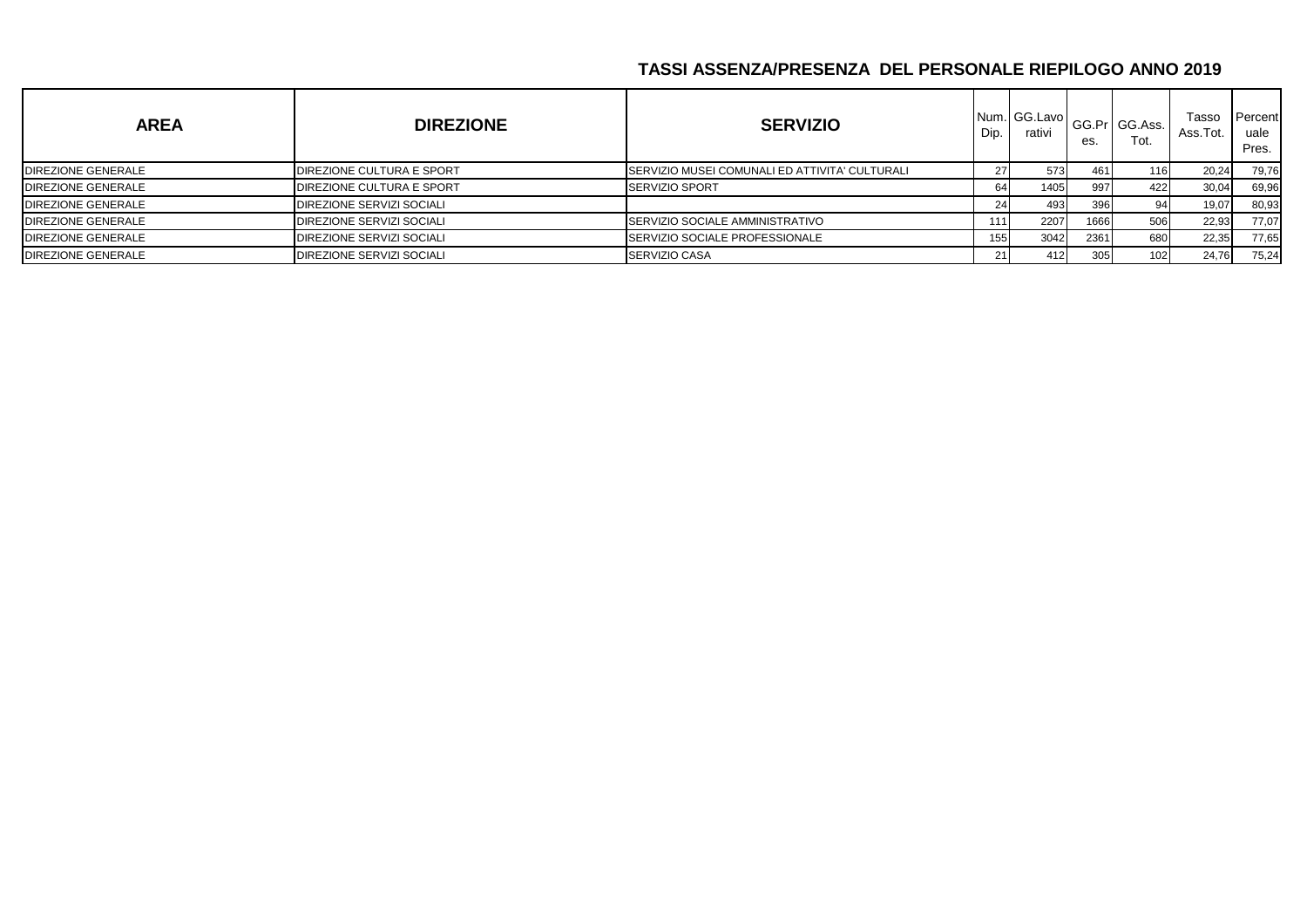## TASSI ASSENZA/PRESENZA DEL PERSONALE RIEPILOGO ANNO 2019

| AREA | DIREZIONE | SERVIZIO | Num. Dip. | GG.Lavorativi | GG.Pres. | GG.Ass. Tot. | Tasso Ass.Tot. | Percentuale Pres. |
|---|---|---|---|---|---|---|---|---|
| DIREZIONE GENERALE | DIREZIONE CULTURA E SPORT | SERVIZIO MUSEI COMUNALI ED ATTIVITA' CULTURALI | 27 | 573 | 461 | 116 | 20,24 | 79,76 |
| DIREZIONE GENERALE | DIREZIONE CULTURA E SPORT | SERVIZIO SPORT | 64 | 1405 | 997 | 422 | 30,04 | 69,96 |
| DIREZIONE GENERALE | DIREZIONE SERVIZI SOCIALI | | 24 | 493 | 396 | 94 | 19,07 | 80,93 |
| DIREZIONE GENERALE | DIREZIONE SERVIZI SOCIALI | SERVIZIO SOCIALE AMMINISTRATIVO | 111 | 2207 | 1666 | 506 | 22,93 | 77,07 |
| DIREZIONE GENERALE | DIREZIONE SERVIZI SOCIALI | SERVIZIO SOCIALE PROFESSIONALE | 155 | 3042 | 2361 | 680 | 22,35 | 77,65 |
| DIREZIONE GENERALE | DIREZIONE SERVIZI SOCIALI | SERVIZIO CASA | 21 | 412 | 305 | 102 | 24,76 | 75,24 |